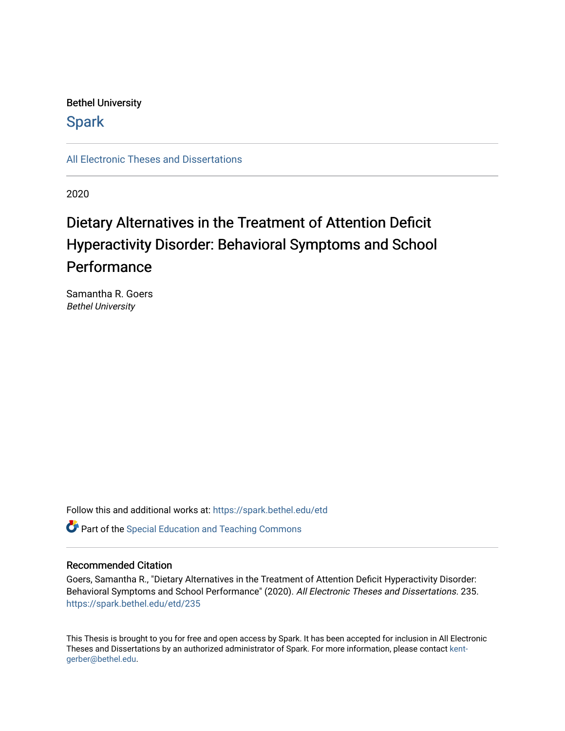Bethel University

# Spark

All Electronic Theses and Dissertations

---

2020

# Dietary Alternatives in the Treatment of Attention Deficit Hyperactivity Disorder: Behavioral Symptoms and School Performance

Samantha R. Goers
*Bethel University*

Follow this and additional works at: https://spark.bethel.edu/etd

Part of the Special Education and Teaching Commons

## Recommended Citation

Goers, Samantha R., "Dietary Alternatives in the Treatment of Attention Deficit Hyperactivity Disorder: Behavioral Symptoms and School Performance" (2020). *All Electronic Theses and Dissertations*. 235.
https://spark.bethel.edu/etd/235

This Thesis is brought to you for free and open access by Spark. It has been accepted for inclusion in All Electronic Theses and Dissertations by an authorized administrator of Spark. For more information, please contact kent-gerber@bethel.edu.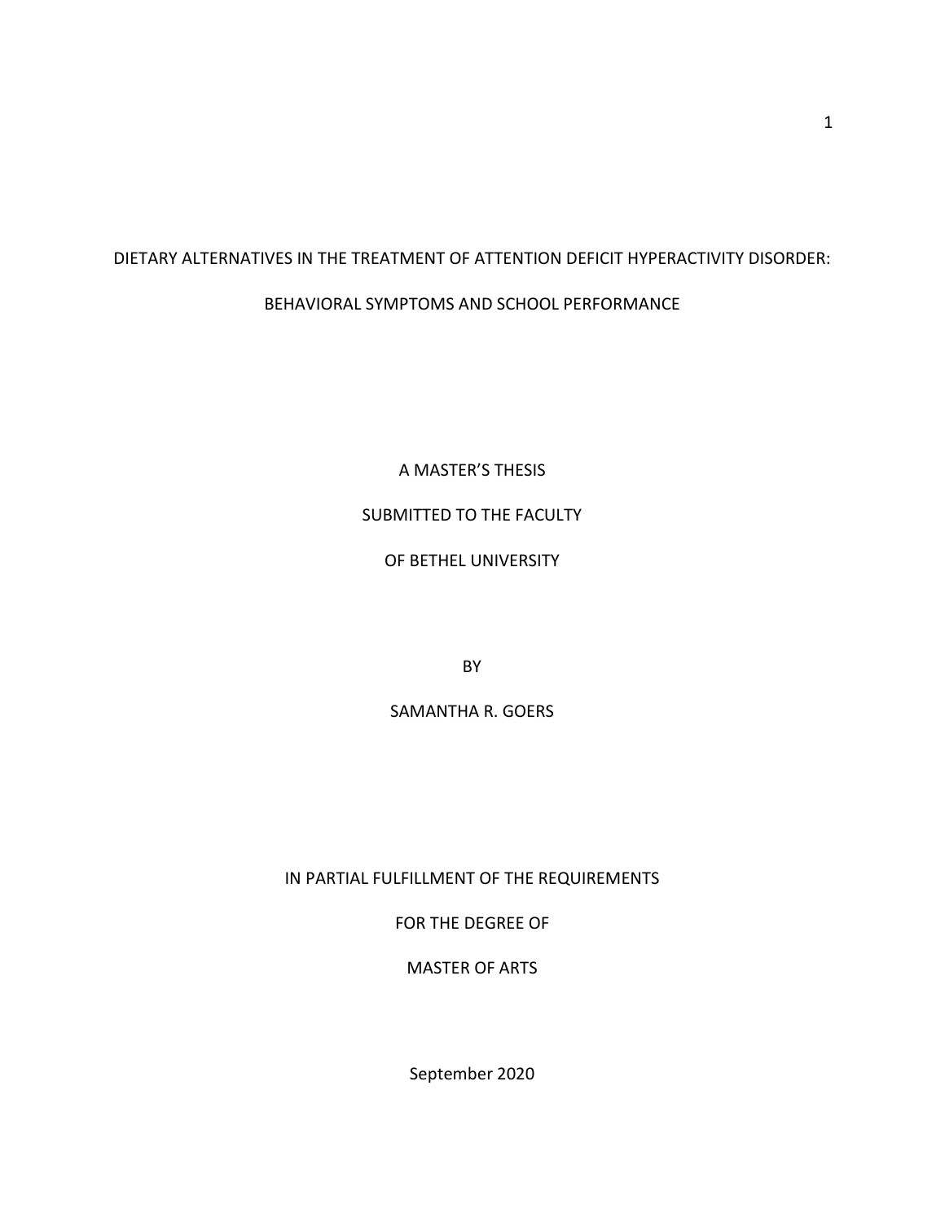# DIETARY ALTERNATIVES IN THE TREATMENT OF ATTENTION DEFICIT HYPERACTIVITY DISORDER: BEHAVIORAL SYMPTOMS AND SCHOOL PERFORMANCE

A MASTER'S THESIS

SUBMITTED TO THE FACULTY

OF BETHEL UNIVERSITY

BY

SAMANTHA R. GOERS

IN PARTIAL FULFILLMENT OF THE REQUIREMENTS

FOR THE DEGREE OF

MASTER OF ARTS

September 2020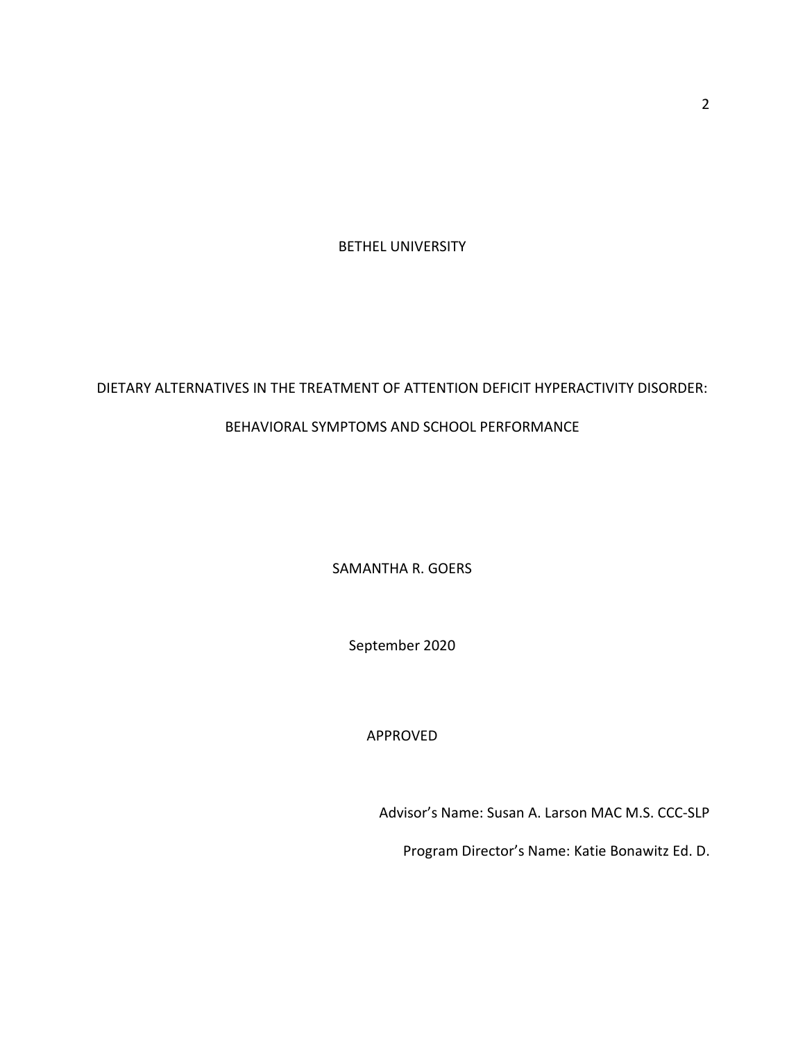BETHEL UNIVERSITY

DIETARY ALTERNATIVES IN THE TREATMENT OF ATTENTION DEFICIT HYPERACTIVITY DISORDER:

BEHAVIORAL SYMPTOMS AND SCHOOL PERFORMANCE

SAMANTHA R. GOERS

September 2020

APPROVED

Advisor's Name: Susan A. Larson MAC M.S. CCC-SLP

Program Director's Name: Katie Bonawitz Ed. D.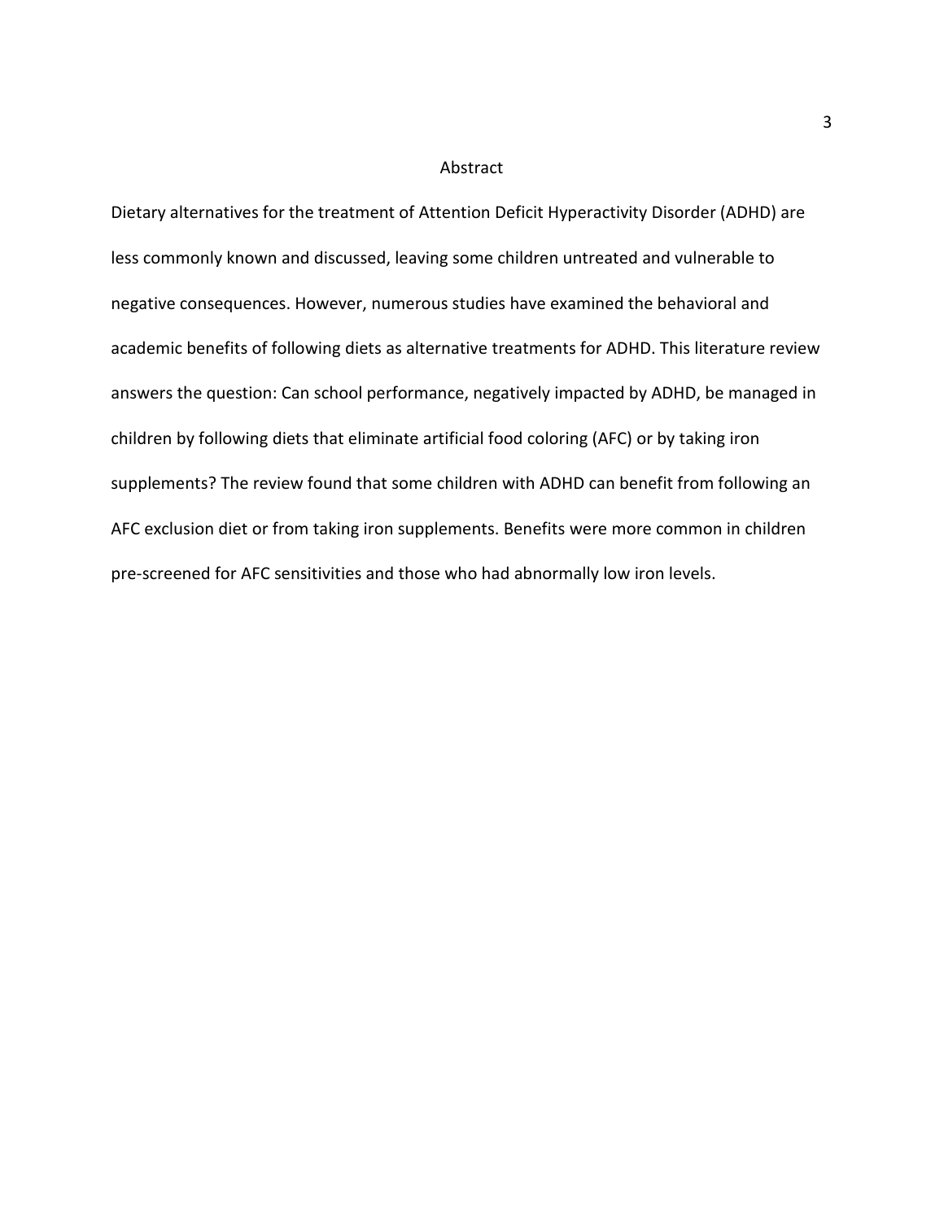# Abstract

Dietary alternatives for the treatment of Attention Deficit Hyperactivity Disorder (ADHD) are less commonly known and discussed, leaving some children untreated and vulnerable to negative consequences. However, numerous studies have examined the behavioral and academic benefits of following diets as alternative treatments for ADHD. This literature review answers the question: Can school performance, negatively impacted by ADHD, be managed in children by following diets that eliminate artificial food coloring (AFC) or by taking iron supplements? The review found that some children with ADHD can benefit from following an AFC exclusion diet or from taking iron supplements. Benefits were more common in children pre-screened for AFC sensitivities and those who had abnormally low iron levels.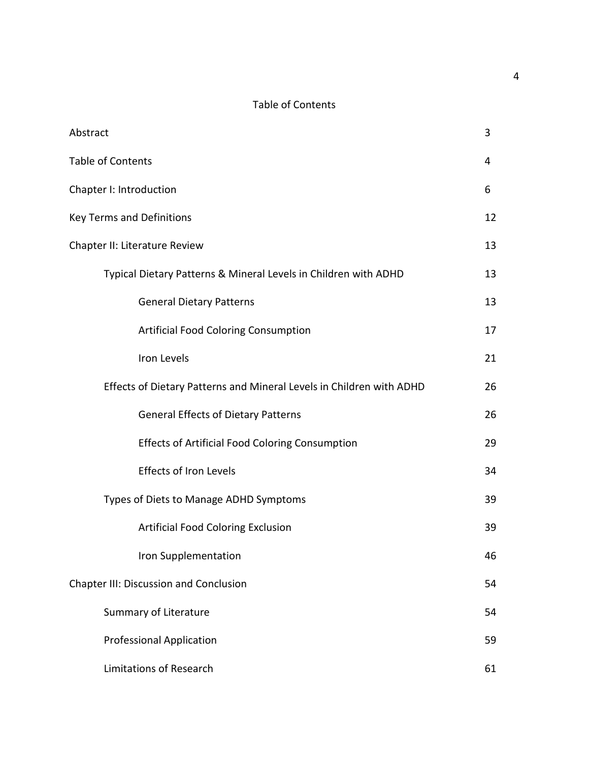# Table of Contents

| | |
|---|---|
| Abstract | 3 |
| Table of Contents | 4 |
| Chapter I: Introduction | 6 |
| Key Terms and Definitions | 12 |
| Chapter II: Literature Review | 13 |
| Typical Dietary Patterns & Mineral Levels in Children with ADHD | 13 |
| General Dietary Patterns | 13 |
| Artificial Food Coloring Consumption | 17 |
| Iron Levels | 21 |
| Effects of Dietary Patterns and Mineral Levels in Children with ADHD | 26 |
| General Effects of Dietary Patterns | 26 |
| Effects of Artificial Food Coloring Consumption | 29 |
| Effects of Iron Levels | 34 |
| Types of Diets to Manage ADHD Symptoms | 39 |
| Artificial Food Coloring Exclusion | 39 |
| Iron Supplementation | 46 |
| Chapter III: Discussion and Conclusion | 54 |
| Summary of Literature | 54 |
| Professional Application | 59 |
| Limitations of Research | 61 |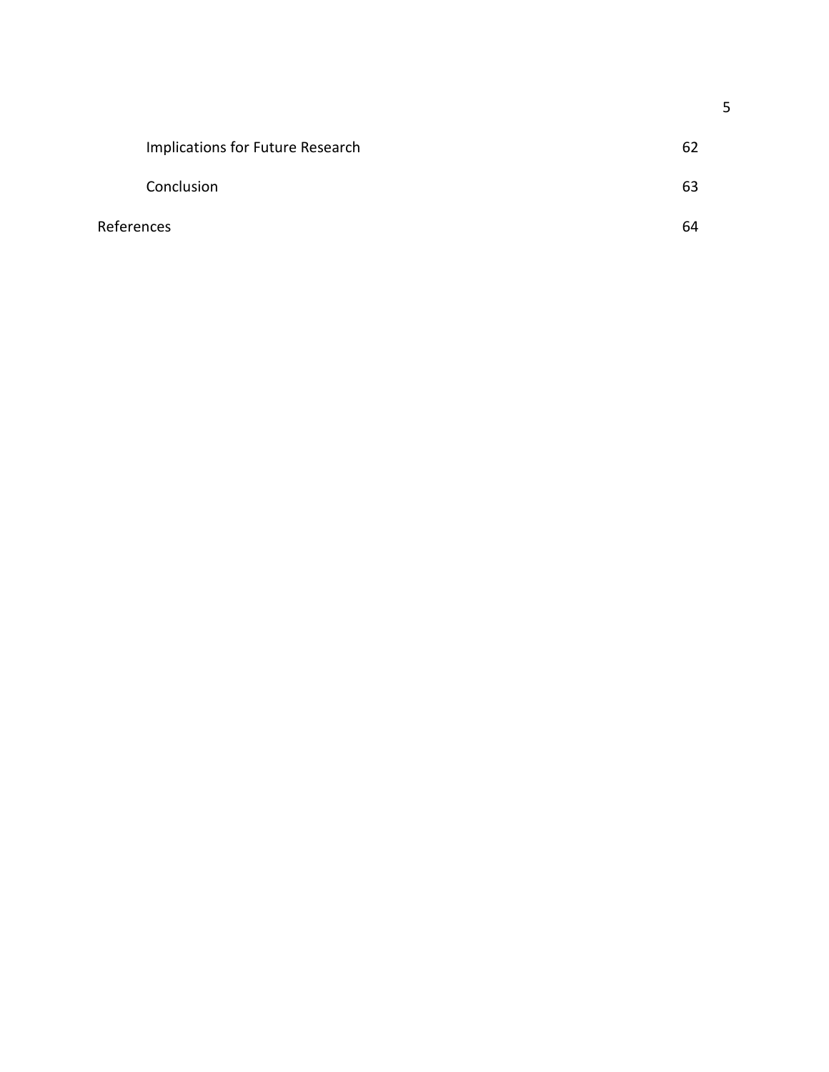| | |
|---|---|
| Implications for Future Research | 62 |
| Conclusion | 63 |
| References | 64 |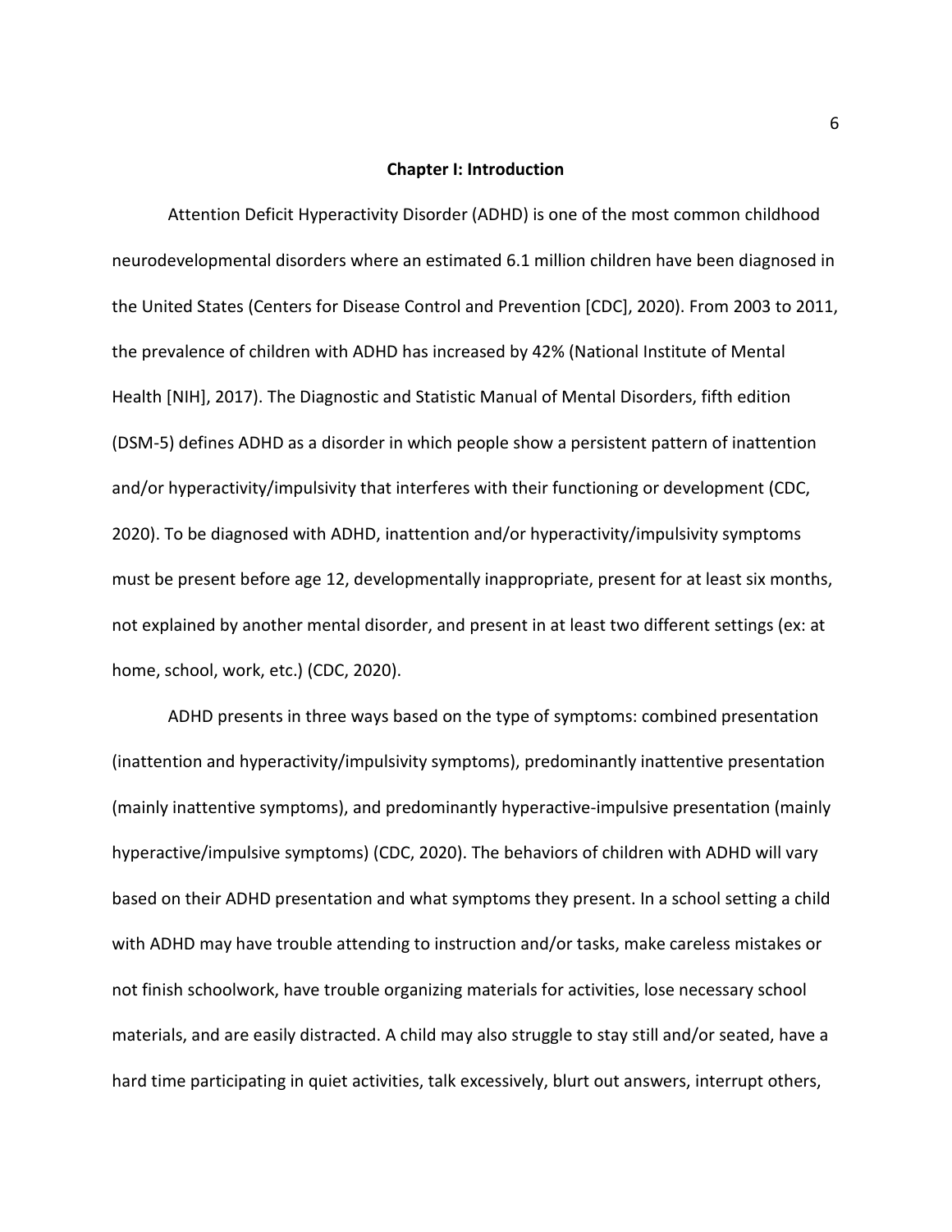# Chapter I: Introduction

Attention Deficit Hyperactivity Disorder (ADHD) is one of the most common childhood neurodevelopmental disorders where an estimated 6.1 million children have been diagnosed in the United States (Centers for Disease Control and Prevention [CDC], 2020). From 2003 to 2011, the prevalence of children with ADHD has increased by 42% (National Institute of Mental Health [NIH], 2017). The Diagnostic and Statistic Manual of Mental Disorders, fifth edition (DSM-5) defines ADHD as a disorder in which people show a persistent pattern of inattention and/or hyperactivity/impulsivity that interferes with their functioning or development (CDC, 2020). To be diagnosed with ADHD, inattention and/or hyperactivity/impulsivity symptoms must be present before age 12, developmentally inappropriate, present for at least six months, not explained by another mental disorder, and present in at least two different settings (ex: at home, school, work, etc.) (CDC, 2020).

ADHD presents in three ways based on the type of symptoms: combined presentation (inattention and hyperactivity/impulsivity symptoms), predominantly inattentive presentation (mainly inattentive symptoms), and predominantly hyperactive-impulsive presentation (mainly hyperactive/impulsive symptoms) (CDC, 2020). The behaviors of children with ADHD will vary based on their ADHD presentation and what symptoms they present. In a school setting a child with ADHD may have trouble attending to instruction and/or tasks, make careless mistakes or not finish schoolwork, have trouble organizing materials for activities, lose necessary school materials, and are easily distracted. A child may also struggle to stay still and/or seated, have a hard time participating in quiet activities, talk excessively, blurt out answers, interrupt others,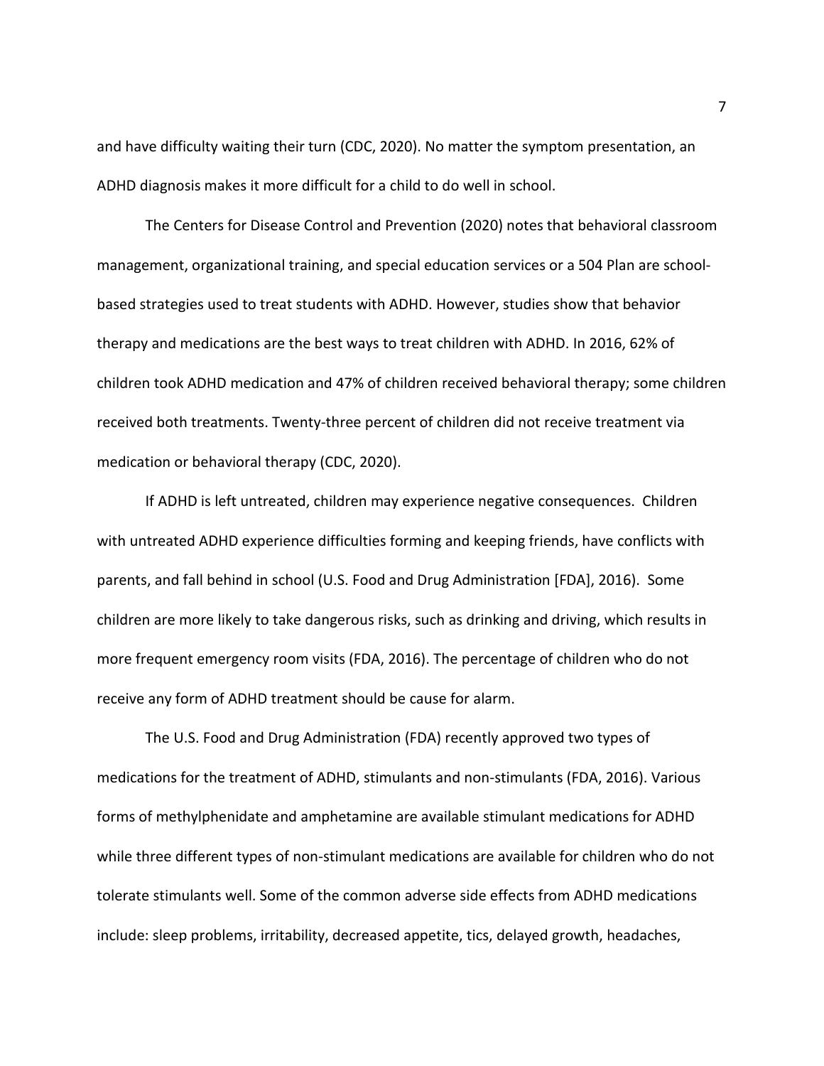and have difficulty waiting their turn (CDC, 2020). No matter the symptom presentation, an ADHD diagnosis makes it more difficult for a child to do well in school.

The Centers for Disease Control and Prevention (2020) notes that behavioral classroom management, organizational training, and special education services or a 504 Plan are school-based strategies used to treat students with ADHD. However, studies show that behavior therapy and medications are the best ways to treat children with ADHD. In 2016, 62% of children took ADHD medication and 47% of children received behavioral therapy; some children received both treatments. Twenty-three percent of children did not receive treatment via medication or behavioral therapy (CDC, 2020).

If ADHD is left untreated, children may experience negative consequences. Children with untreated ADHD experience difficulties forming and keeping friends, have conflicts with parents, and fall behind in school (U.S. Food and Drug Administration [FDA], 2016). Some children are more likely to take dangerous risks, such as drinking and driving, which results in more frequent emergency room visits (FDA, 2016). The percentage of children who do not receive any form of ADHD treatment should be cause for alarm.

The U.S. Food and Drug Administration (FDA) recently approved two types of medications for the treatment of ADHD, stimulants and non-stimulants (FDA, 2016). Various forms of methylphenidate and amphetamine are available stimulant medications for ADHD while three different types of non-stimulant medications are available for children who do not tolerate stimulants well. Some of the common adverse side effects from ADHD medications include: sleep problems, irritability, decreased appetite, tics, delayed growth, headaches,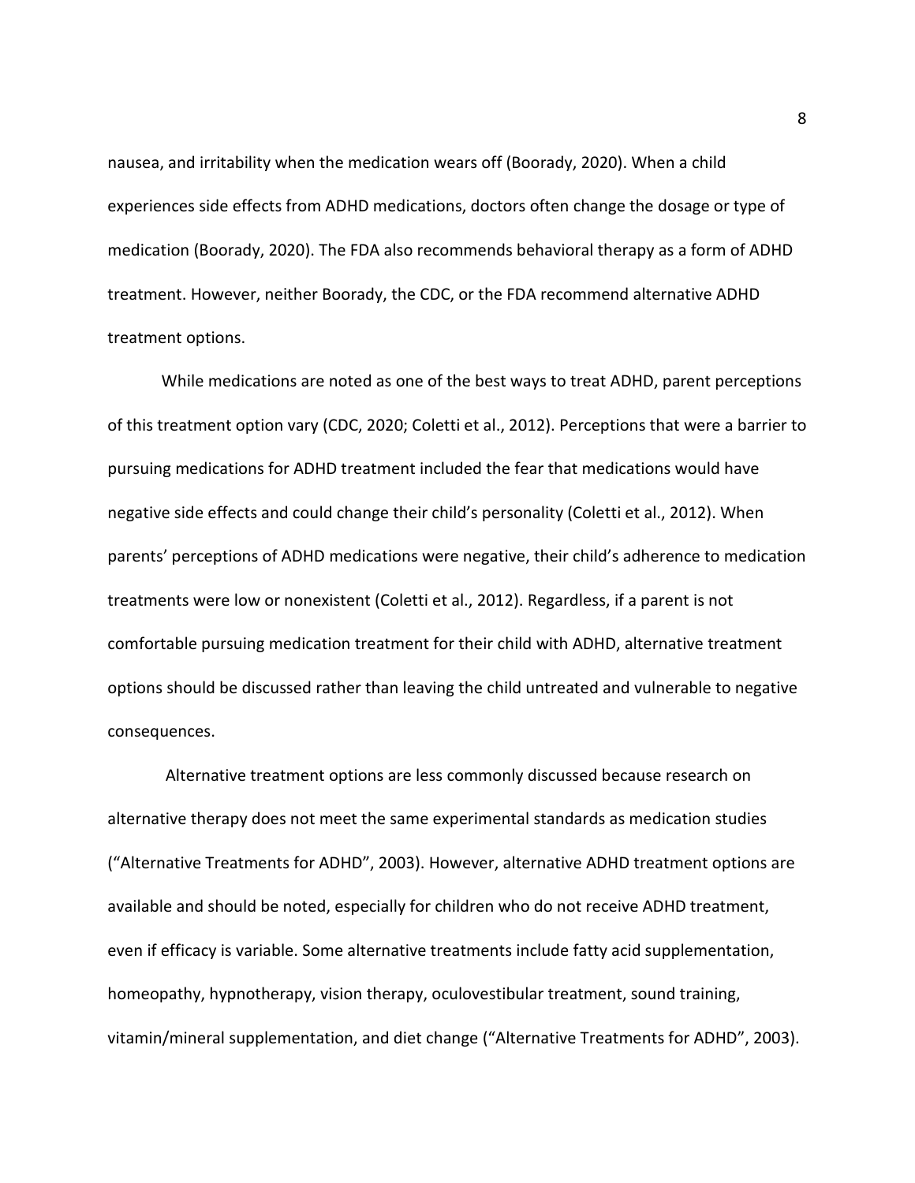nausea, and irritability when the medication wears off (Boorady, 2020). When a child experiences side effects from ADHD medications, doctors often change the dosage or type of medication (Boorady, 2020). The FDA also recommends behavioral therapy as a form of ADHD treatment. However, neither Boorady, the CDC, or the FDA recommend alternative ADHD treatment options.

While medications are noted as one of the best ways to treat ADHD, parent perceptions of this treatment option vary (CDC, 2020; Coletti et al., 2012). Perceptions that were a barrier to pursuing medications for ADHD treatment included the fear that medications would have negative side effects and could change their child's personality (Coletti et al., 2012). When parents' perceptions of ADHD medications were negative, their child's adherence to medication treatments were low or nonexistent (Coletti et al., 2012). Regardless, if a parent is not comfortable pursuing medication treatment for their child with ADHD, alternative treatment options should be discussed rather than leaving the child untreated and vulnerable to negative consequences.

Alternative treatment options are less commonly discussed because research on alternative therapy does not meet the same experimental standards as medication studies ("Alternative Treatments for ADHD", 2003). However, alternative ADHD treatment options are available and should be noted, especially for children who do not receive ADHD treatment, even if efficacy is variable. Some alternative treatments include fatty acid supplementation, homeopathy, hypnotherapy, vision therapy, oculovestibular treatment, sound training, vitamin/mineral supplementation, and diet change ("Alternative Treatments for ADHD", 2003).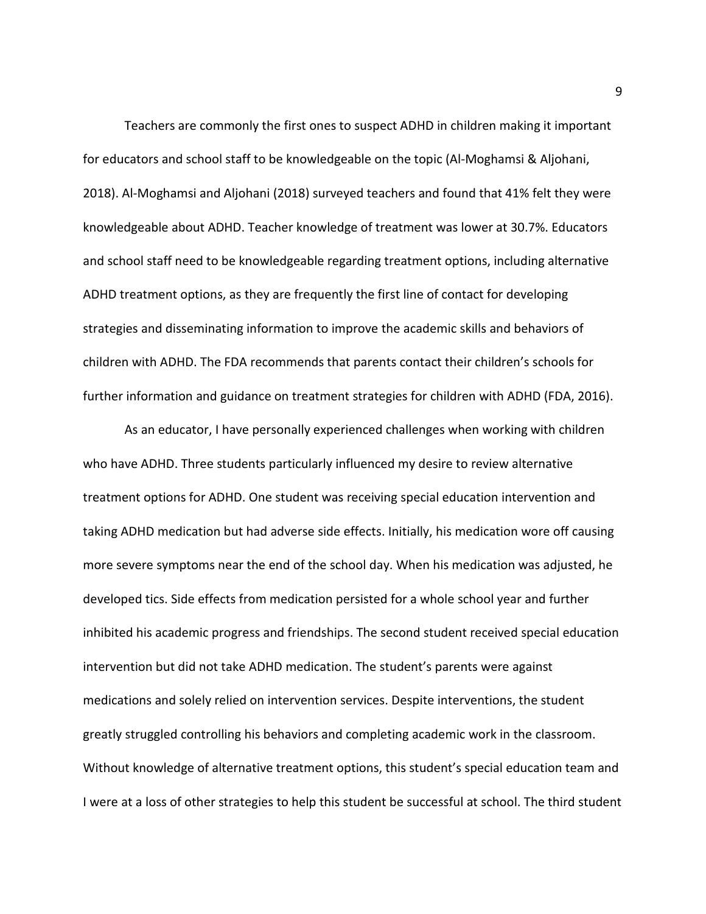Teachers are commonly the first ones to suspect ADHD in children making it important for educators and school staff to be knowledgeable on the topic (Al-Moghamsi & Aljohani, 2018). Al-Moghamsi and Aljohani (2018) surveyed teachers and found that 41% felt they were knowledgeable about ADHD. Teacher knowledge of treatment was lower at 30.7%. Educators and school staff need to be knowledgeable regarding treatment options, including alternative ADHD treatment options, as they are frequently the first line of contact for developing strategies and disseminating information to improve the academic skills and behaviors of children with ADHD. The FDA recommends that parents contact their children's schools for further information and guidance on treatment strategies for children with ADHD (FDA, 2016).

As an educator, I have personally experienced challenges when working with children who have ADHD. Three students particularly influenced my desire to review alternative treatment options for ADHD. One student was receiving special education intervention and taking ADHD medication but had adverse side effects. Initially, his medication wore off causing more severe symptoms near the end of the school day. When his medication was adjusted, he developed tics. Side effects from medication persisted for a whole school year and further inhibited his academic progress and friendships. The second student received special education intervention but did not take ADHD medication. The student's parents were against medications and solely relied on intervention services. Despite interventions, the student greatly struggled controlling his behaviors and completing academic work in the classroom. Without knowledge of alternative treatment options, this student's special education team and I were at a loss of other strategies to help this student be successful at school. The third student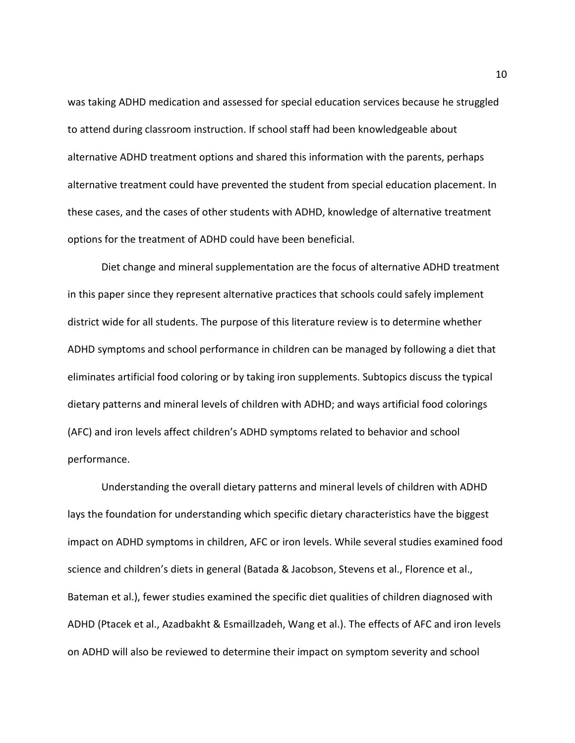was taking ADHD medication and assessed for special education services because he struggled to attend during classroom instruction. If school staff had been knowledgeable about alternative ADHD treatment options and shared this information with the parents, perhaps alternative treatment could have prevented the student from special education placement. In these cases, and the cases of other students with ADHD, knowledge of alternative treatment options for the treatment of ADHD could have been beneficial.

Diet change and mineral supplementation are the focus of alternative ADHD treatment in this paper since they represent alternative practices that schools could safely implement district wide for all students. The purpose of this literature review is to determine whether ADHD symptoms and school performance in children can be managed by following a diet that eliminates artificial food coloring or by taking iron supplements. Subtopics discuss the typical dietary patterns and mineral levels of children with ADHD; and ways artificial food colorings (AFC) and iron levels affect children's ADHD symptoms related to behavior and school performance.

Understanding the overall dietary patterns and mineral levels of children with ADHD lays the foundation for understanding which specific dietary characteristics have the biggest impact on ADHD symptoms in children, AFC or iron levels. While several studies examined food science and children's diets in general (Batada & Jacobson, Stevens et al., Florence et al., Bateman et al.), fewer studies examined the specific diet qualities of children diagnosed with ADHD (Ptacek et al., Azadbakht & Esmaillzadeh, Wang et al.). The effects of AFC and iron levels on ADHD will also be reviewed to determine their impact on symptom severity and school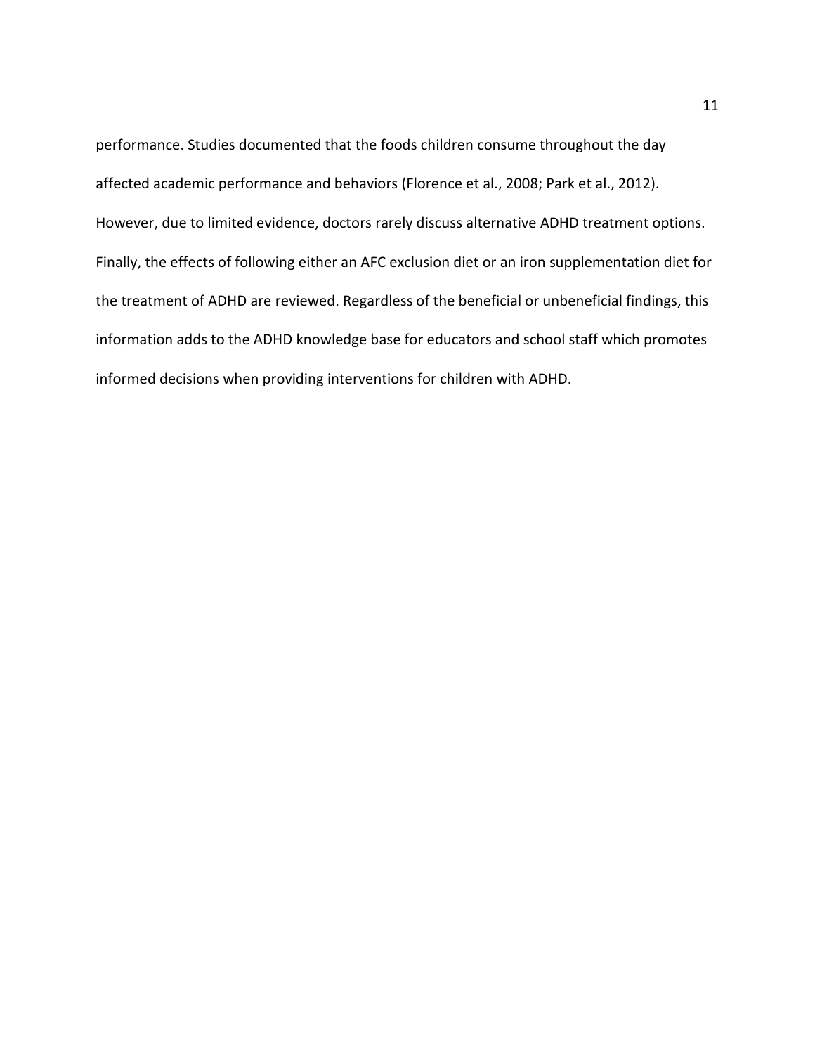performance. Studies documented that the foods children consume throughout the day affected academic performance and behaviors (Florence et al., 2008; Park et al., 2012). However, due to limited evidence, doctors rarely discuss alternative ADHD treatment options. Finally, the effects of following either an AFC exclusion diet or an iron supplementation diet for the treatment of ADHD are reviewed. Regardless of the beneficial or unbeneficial findings, this information adds to the ADHD knowledge base for educators and school staff which promotes informed decisions when providing interventions for children with ADHD.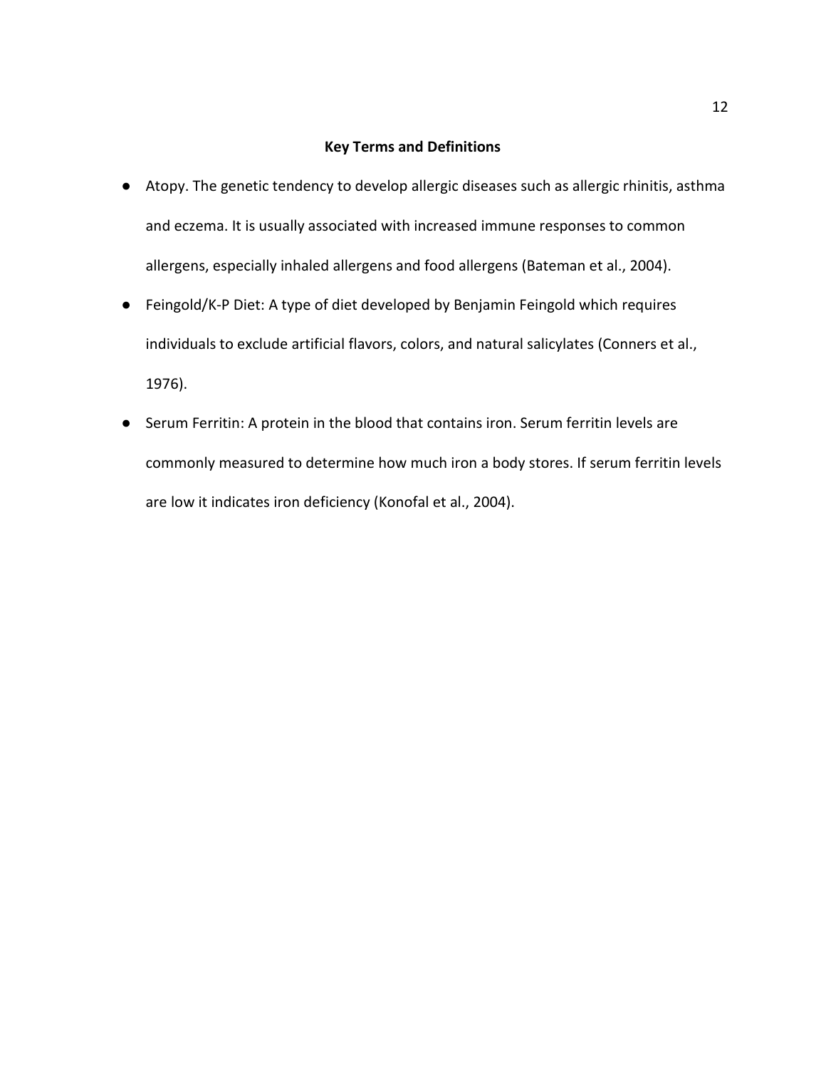## Key Terms and Definitions

- Atopy. The genetic tendency to develop allergic diseases such as allergic rhinitis, asthma and eczema. It is usually associated with increased immune responses to common allergens, especially inhaled allergens and food allergens (Bateman et al., 2004).
- Feingold/K-P Diet: A type of diet developed by Benjamin Feingold which requires individuals to exclude artificial flavors, colors, and natural salicylates (Conners et al., 1976).
- Serum Ferritin: A protein in the blood that contains iron. Serum ferritin levels are commonly measured to determine how much iron a body stores. If serum ferritin levels are low it indicates iron deficiency (Konofal et al., 2004).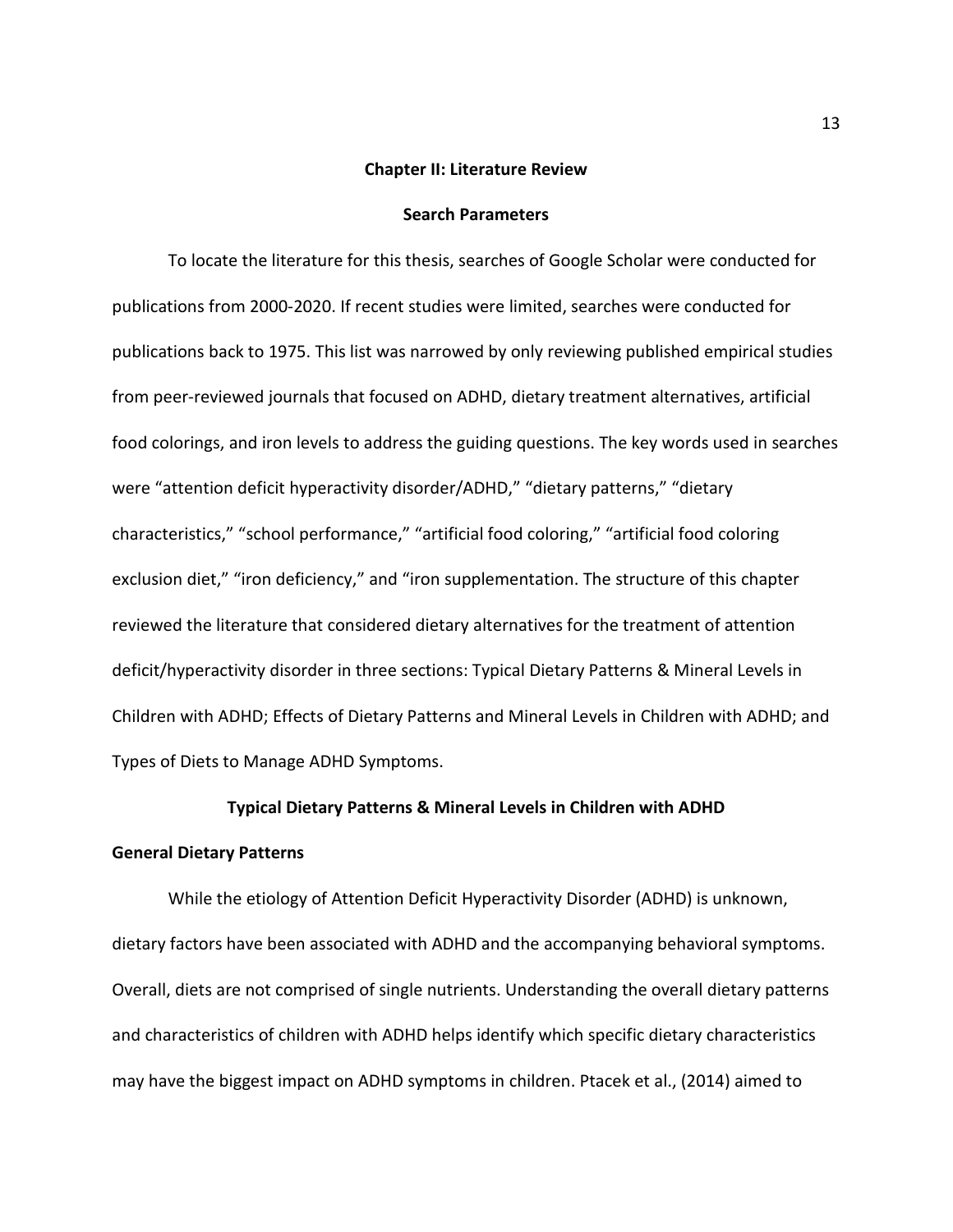# Chapter II: Literature Review

## Search Parameters

To locate the literature for this thesis, searches of Google Scholar were conducted for publications from 2000-2020. If recent studies were limited, searches were conducted for publications back to 1975. This list was narrowed by only reviewing published empirical studies from peer-reviewed journals that focused on ADHD, dietary treatment alternatives, artificial food colorings, and iron levels to address the guiding questions. The key words used in searches were "attention deficit hyperactivity disorder/ADHD," "dietary patterns," "dietary characteristics," "school performance," "artificial food coloring," "artificial food coloring exclusion diet," "iron deficiency," and "iron supplementation. The structure of this chapter reviewed the literature that considered dietary alternatives for the treatment of attention deficit/hyperactivity disorder in three sections: Typical Dietary Patterns & Mineral Levels in Children with ADHD; Effects of Dietary Patterns and Mineral Levels in Children with ADHD; and Types of Diets to Manage ADHD Symptoms.

## Typical Dietary Patterns & Mineral Levels in Children with ADHD

### General Dietary Patterns

While the etiology of Attention Deficit Hyperactivity Disorder (ADHD) is unknown, dietary factors have been associated with ADHD and the accompanying behavioral symptoms. Overall, diets are not comprised of single nutrients. Understanding the overall dietary patterns and characteristics of children with ADHD helps identify which specific dietary characteristics may have the biggest impact on ADHD symptoms in children. Ptacek et al., (2014) aimed to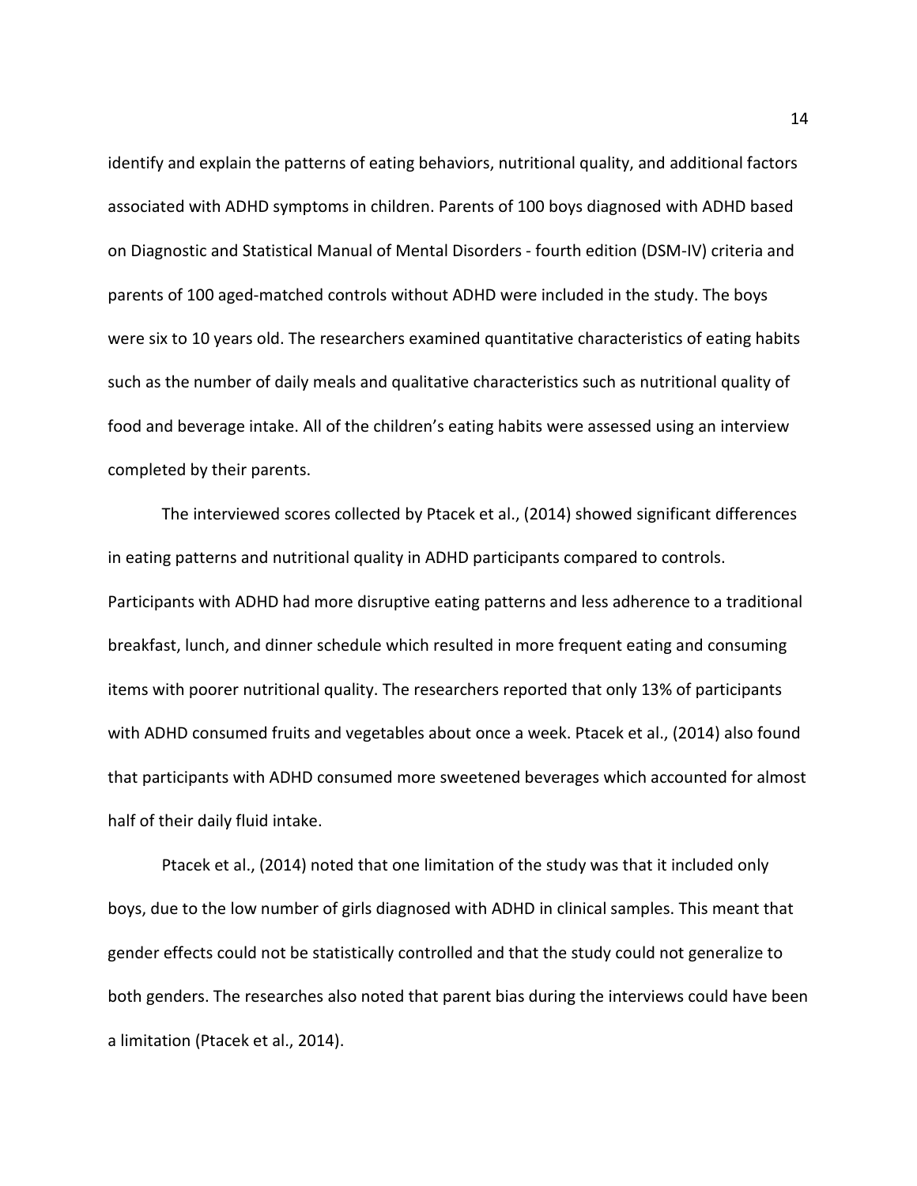identify and explain the patterns of eating behaviors, nutritional quality, and additional factors associated with ADHD symptoms in children. Parents of 100 boys diagnosed with ADHD based on Diagnostic and Statistical Manual of Mental Disorders - fourth edition (DSM-IV) criteria and parents of 100 aged-matched controls without ADHD were included in the study. The boys were six to 10 years old. The researchers examined quantitative characteristics of eating habits such as the number of daily meals and qualitative characteristics such as nutritional quality of food and beverage intake. All of the children's eating habits were assessed using an interview completed by their parents.

The interviewed scores collected by Ptacek et al., (2014) showed significant differences in eating patterns and nutritional quality in ADHD participants compared to controls. Participants with ADHD had more disruptive eating patterns and less adherence to a traditional breakfast, lunch, and dinner schedule which resulted in more frequent eating and consuming items with poorer nutritional quality. The researchers reported that only 13% of participants with ADHD consumed fruits and vegetables about once a week. Ptacek et al., (2014) also found that participants with ADHD consumed more sweetened beverages which accounted for almost half of their daily fluid intake.

Ptacek et al., (2014) noted that one limitation of the study was that it included only boys, due to the low number of girls diagnosed with ADHD in clinical samples. This meant that gender effects could not be statistically controlled and that the study could not generalize to both genders. The researches also noted that parent bias during the interviews could have been a limitation (Ptacek et al., 2014).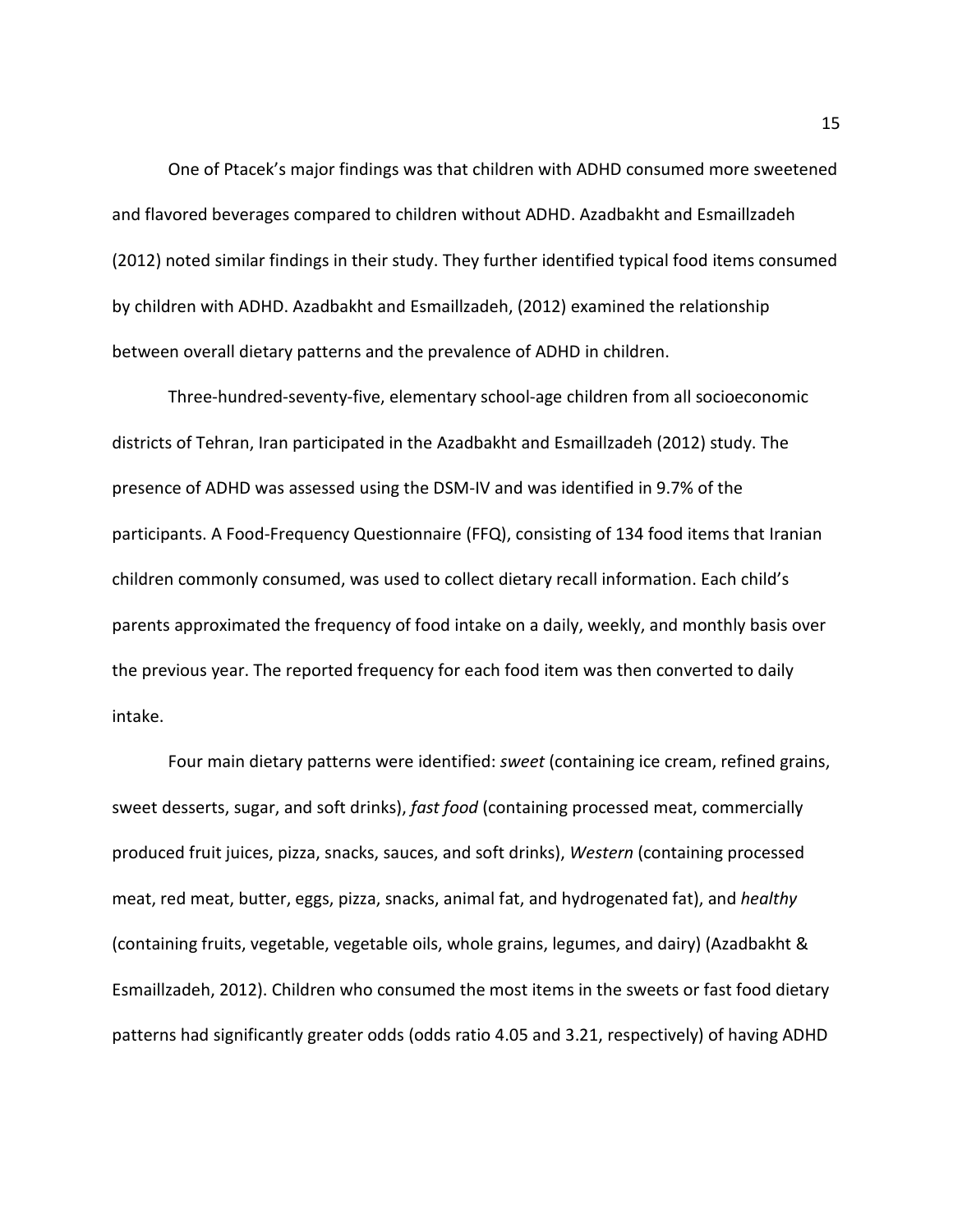One of Ptacek's major findings was that children with ADHD consumed more sweetened and flavored beverages compared to children without ADHD. Azadbakht and Esmaillzadeh (2012) noted similar findings in their study. They further identified typical food items consumed by children with ADHD. Azadbakht and Esmaillzadeh, (2012) examined the relationship between overall dietary patterns and the prevalence of ADHD in children.

Three-hundred-seventy-five, elementary school-age children from all socioeconomic districts of Tehran, Iran participated in the Azadbakht and Esmaillzadeh (2012) study. The presence of ADHD was assessed using the DSM-IV and was identified in 9.7% of the participants. A Food-Frequency Questionnaire (FFQ), consisting of 134 food items that Iranian children commonly consumed, was used to collect dietary recall information. Each child's parents approximated the frequency of food intake on a daily, weekly, and monthly basis over the previous year. The reported frequency for each food item was then converted to daily intake.

Four main dietary patterns were identified: *sweet* (containing ice cream, refined grains, sweet desserts, sugar, and soft drinks), *fast food* (containing processed meat, commercially produced fruit juices, pizza, snacks, sauces, and soft drinks), *Western* (containing processed meat, red meat, butter, eggs, pizza, snacks, animal fat, and hydrogenated fat), and *healthy* (containing fruits, vegetable, vegetable oils, whole grains, legumes, and dairy) (Azadbakht & Esmaillzadeh, 2012). Children who consumed the most items in the sweets or fast food dietary patterns had significantly greater odds (odds ratio 4.05 and 3.21, respectively) of having ADHD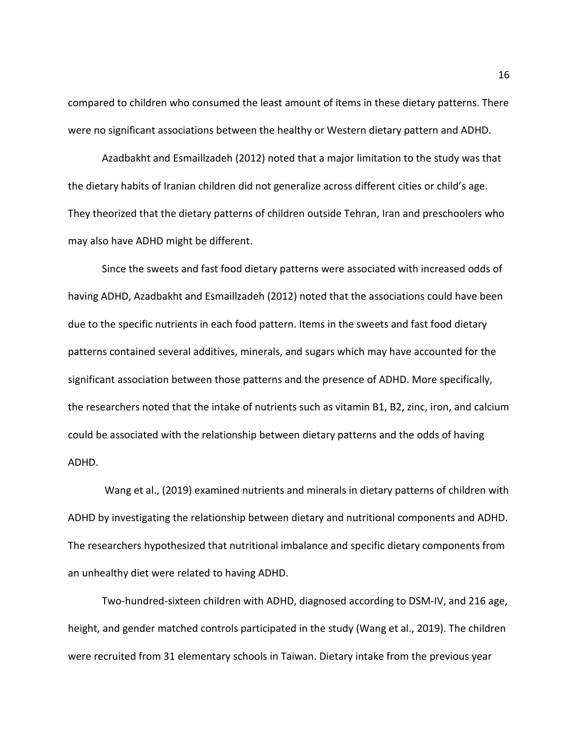compared to children who consumed the least amount of items in these dietary patterns. There were no significant associations between the healthy or Western dietary pattern and ADHD.

Azadbakht and Esmaillzadeh (2012) noted that a major limitation to the study was that the dietary habits of Iranian children did not generalize across different cities or child's age. They theorized that the dietary patterns of children outside Tehran, Iran and preschoolers who may also have ADHD might be different.

Since the sweets and fast food dietary patterns were associated with increased odds of having ADHD, Azadbakht and Esmaillzadeh (2012) noted that the associations could have been due to the specific nutrients in each food pattern. Items in the sweets and fast food dietary patterns contained several additives, minerals, and sugars which may have accounted for the significant association between those patterns and the presence of ADHD. More specifically, the researchers noted that the intake of nutrients such as vitamin B1, B2, zinc, iron, and calcium could be associated with the relationship between dietary patterns and the odds of having ADHD.

Wang et al., (2019) examined nutrients and minerals in dietary patterns of children with ADHD by investigating the relationship between dietary and nutritional components and ADHD. The researchers hypothesized that nutritional imbalance and specific dietary components from an unhealthy diet were related to having ADHD.

Two-hundred-sixteen children with ADHD, diagnosed according to DSM-IV, and 216 age, height, and gender matched controls participated in the study (Wang et al., 2019). The children were recruited from 31 elementary schools in Taiwan. Dietary intake from the previous year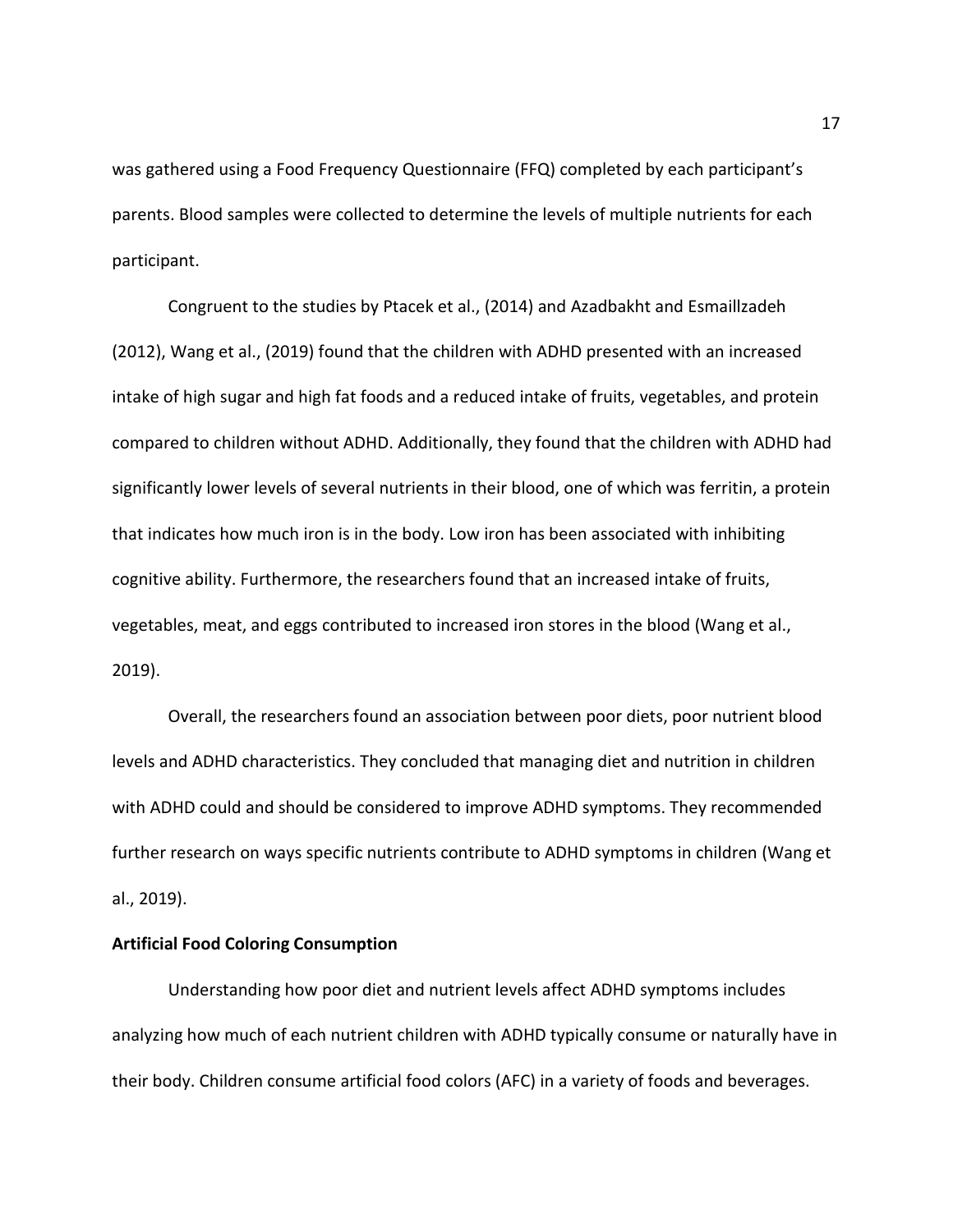was gathered using a Food Frequency Questionnaire (FFQ) completed by each participant's parents. Blood samples were collected to determine the levels of multiple nutrients for each participant.

Congruent to the studies by Ptacek et al., (2014) and Azadbakht and Esmaillzadeh (2012), Wang et al., (2019) found that the children with ADHD presented with an increased intake of high sugar and high fat foods and a reduced intake of fruits, vegetables, and protein compared to children without ADHD. Additionally, they found that the children with ADHD had significantly lower levels of several nutrients in their blood, one of which was ferritin, a protein that indicates how much iron is in the body. Low iron has been associated with inhibiting cognitive ability. Furthermore, the researchers found that an increased intake of fruits, vegetables, meat, and eggs contributed to increased iron stores in the blood (Wang et al., 2019).

Overall, the researchers found an association between poor diets, poor nutrient blood levels and ADHD characteristics. They concluded that managing diet and nutrition in children with ADHD could and should be considered to improve ADHD symptoms. They recommended further research on ways specific nutrients contribute to ADHD symptoms in children (Wang et al., 2019).

**Artificial Food Coloring Consumption**

Understanding how poor diet and nutrient levels affect ADHD symptoms includes analyzing how much of each nutrient children with ADHD typically consume or naturally have in their body. Children consume artificial food colors (AFC) in a variety of foods and beverages.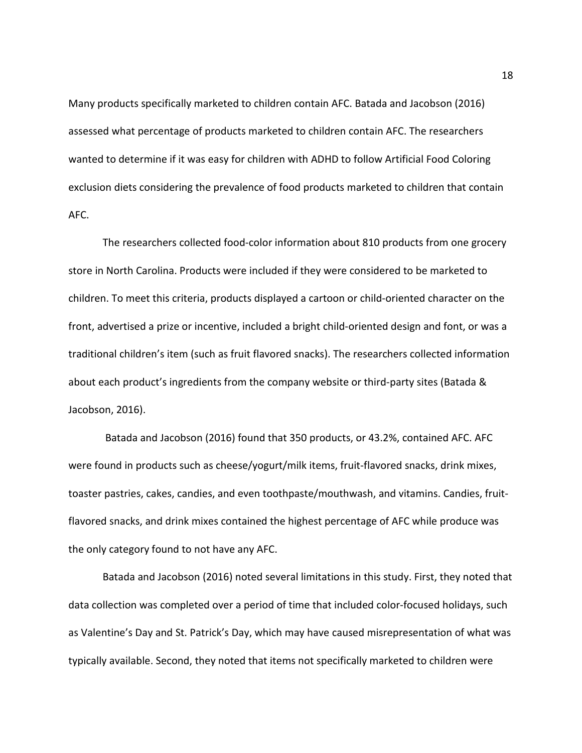Many products specifically marketed to children contain AFC. Batada and Jacobson (2016) assessed what percentage of products marketed to children contain AFC. The researchers wanted to determine if it was easy for children with ADHD to follow Artificial Food Coloring exclusion diets considering the prevalence of food products marketed to children that contain AFC.

The researchers collected food-color information about 810 products from one grocery store in North Carolina. Products were included if they were considered to be marketed to children. To meet this criteria, products displayed a cartoon or child-oriented character on the front, advertised a prize or incentive, included a bright child-oriented design and font, or was a traditional children's item (such as fruit flavored snacks). The researchers collected information about each product's ingredients from the company website or third-party sites (Batada & Jacobson, 2016).

Batada and Jacobson (2016) found that 350 products, or 43.2%, contained AFC. AFC were found in products such as cheese/yogurt/milk items, fruit-flavored snacks, drink mixes, toaster pastries, cakes, candies, and even toothpaste/mouthwash, and vitamins. Candies, fruit-flavored snacks, and drink mixes contained the highest percentage of AFC while produce was the only category found to not have any AFC.

Batada and Jacobson (2016) noted several limitations in this study. First, they noted that data collection was completed over a period of time that included color-focused holidays, such as Valentine's Day and St. Patrick's Day, which may have caused misrepresentation of what was typically available. Second, they noted that items not specifically marketed to children were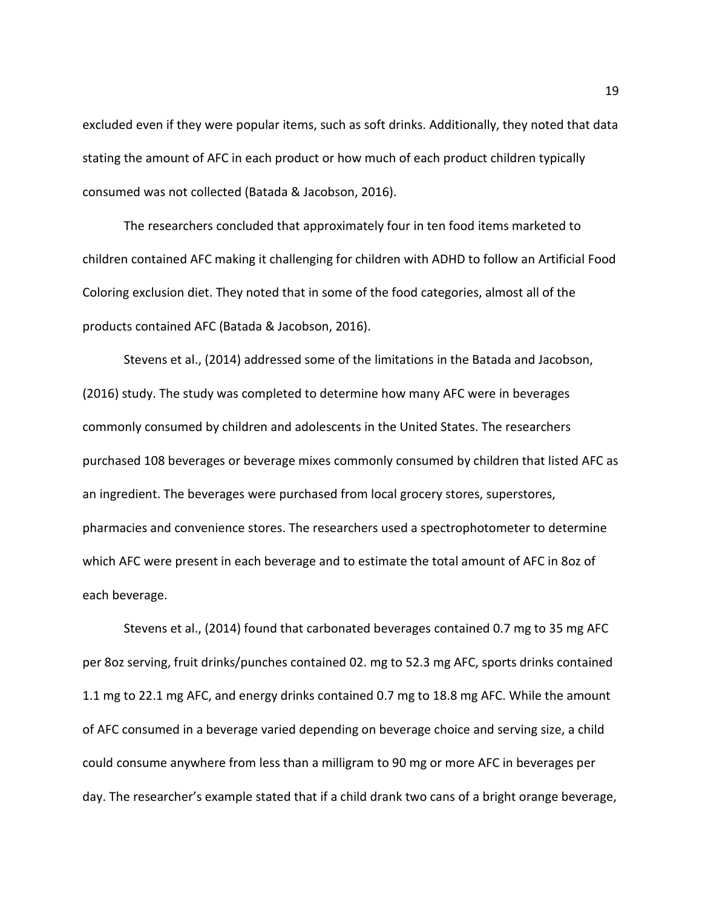excluded even if they were popular items, such as soft drinks. Additionally, they noted that data stating the amount of AFC in each product or how much of each product children typically consumed was not collected (Batada & Jacobson, 2016).

The researchers concluded that approximately four in ten food items marketed to children contained AFC making it challenging for children with ADHD to follow an Artificial Food Coloring exclusion diet. They noted that in some of the food categories, almost all of the products contained AFC (Batada & Jacobson, 2016).

Stevens et al., (2014) addressed some of the limitations in the Batada and Jacobson, (2016) study. The study was completed to determine how many AFC were in beverages commonly consumed by children and adolescents in the United States. The researchers purchased 108 beverages or beverage mixes commonly consumed by children that listed AFC as an ingredient. The beverages were purchased from local grocery stores, superstores, pharmacies and convenience stores. The researchers used a spectrophotometer to determine which AFC were present in each beverage and to estimate the total amount of AFC in 8oz of each beverage.

Stevens et al., (2014) found that carbonated beverages contained 0.7 mg to 35 mg AFC per 8oz serving, fruit drinks/punches contained 02. mg to 52.3 mg AFC, sports drinks contained 1.1 mg to 22.1 mg AFC, and energy drinks contained 0.7 mg to 18.8 mg AFC. While the amount of AFC consumed in a beverage varied depending on beverage choice and serving size, a child could consume anywhere from less than a milligram to 90 mg or more AFC in beverages per day. The researcher's example stated that if a child drank two cans of a bright orange beverage,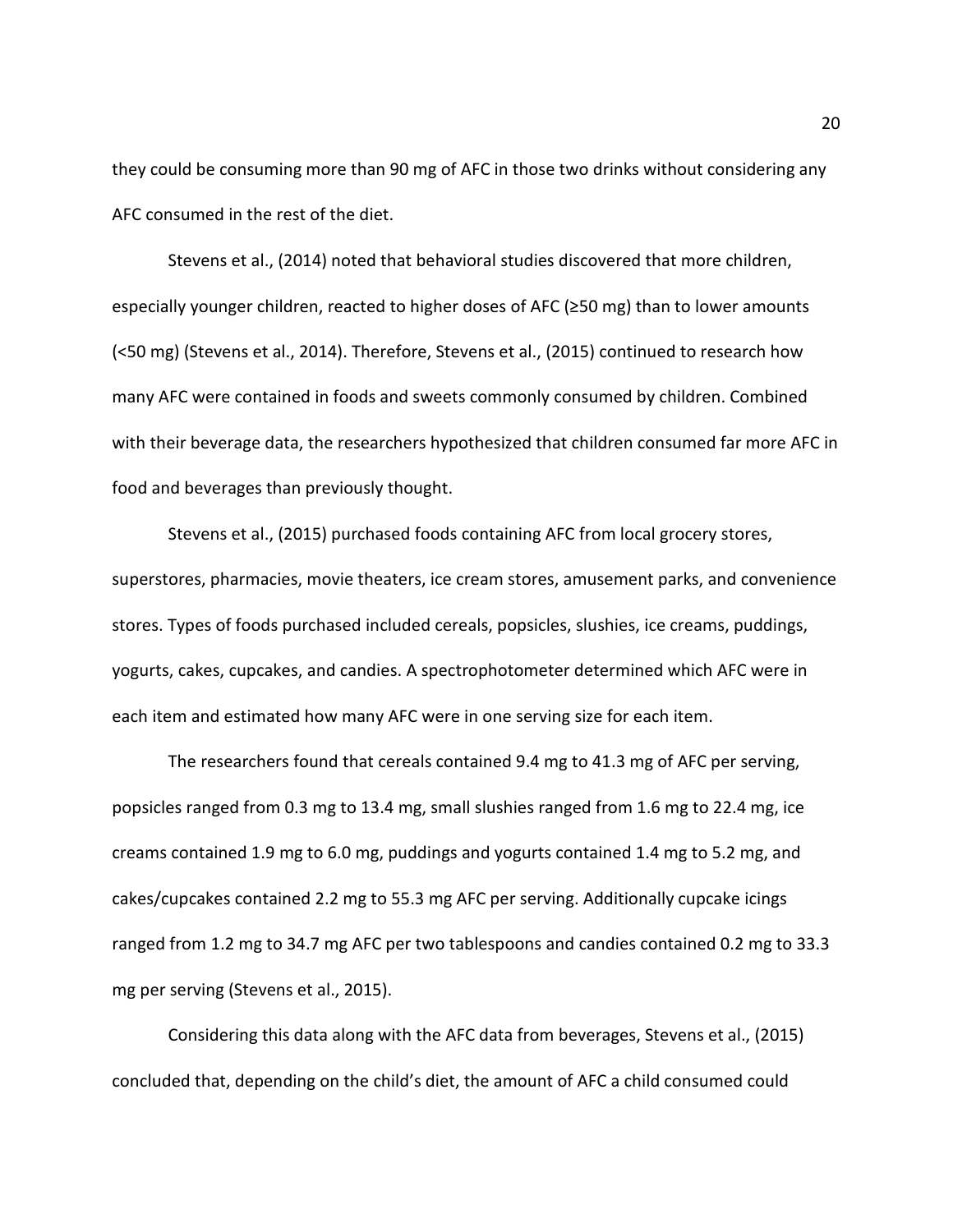they could be consuming more than 90 mg of AFC in those two drinks without considering any AFC consumed in the rest of the diet.

Stevens et al., (2014) noted that behavioral studies discovered that more children, especially younger children, reacted to higher doses of AFC (≥50 mg) than to lower amounts (<50 mg) (Stevens et al., 2014). Therefore, Stevens et al., (2015) continued to research how many AFC were contained in foods and sweets commonly consumed by children. Combined with their beverage data, the researchers hypothesized that children consumed far more AFC in food and beverages than previously thought.

Stevens et al., (2015) purchased foods containing AFC from local grocery stores, superstores, pharmacies, movie theaters, ice cream stores, amusement parks, and convenience stores. Types of foods purchased included cereals, popsicles, slushies, ice creams, puddings, yogurts, cakes, cupcakes, and candies. A spectrophotometer determined which AFC were in each item and estimated how many AFC were in one serving size for each item.

The researchers found that cereals contained 9.4 mg to 41.3 mg of AFC per serving, popsicles ranged from 0.3 mg to 13.4 mg, small slushies ranged from 1.6 mg to 22.4 mg, ice creams contained 1.9 mg to 6.0 mg, puddings and yogurts contained 1.4 mg to 5.2 mg, and cakes/cupcakes contained 2.2 mg to 55.3 mg AFC per serving. Additionally cupcake icings ranged from 1.2 mg to 34.7 mg AFC per two tablespoons and candies contained 0.2 mg to 33.3 mg per serving (Stevens et al., 2015).

Considering this data along with the AFC data from beverages, Stevens et al., (2015) concluded that, depending on the child's diet, the amount of AFC a child consumed could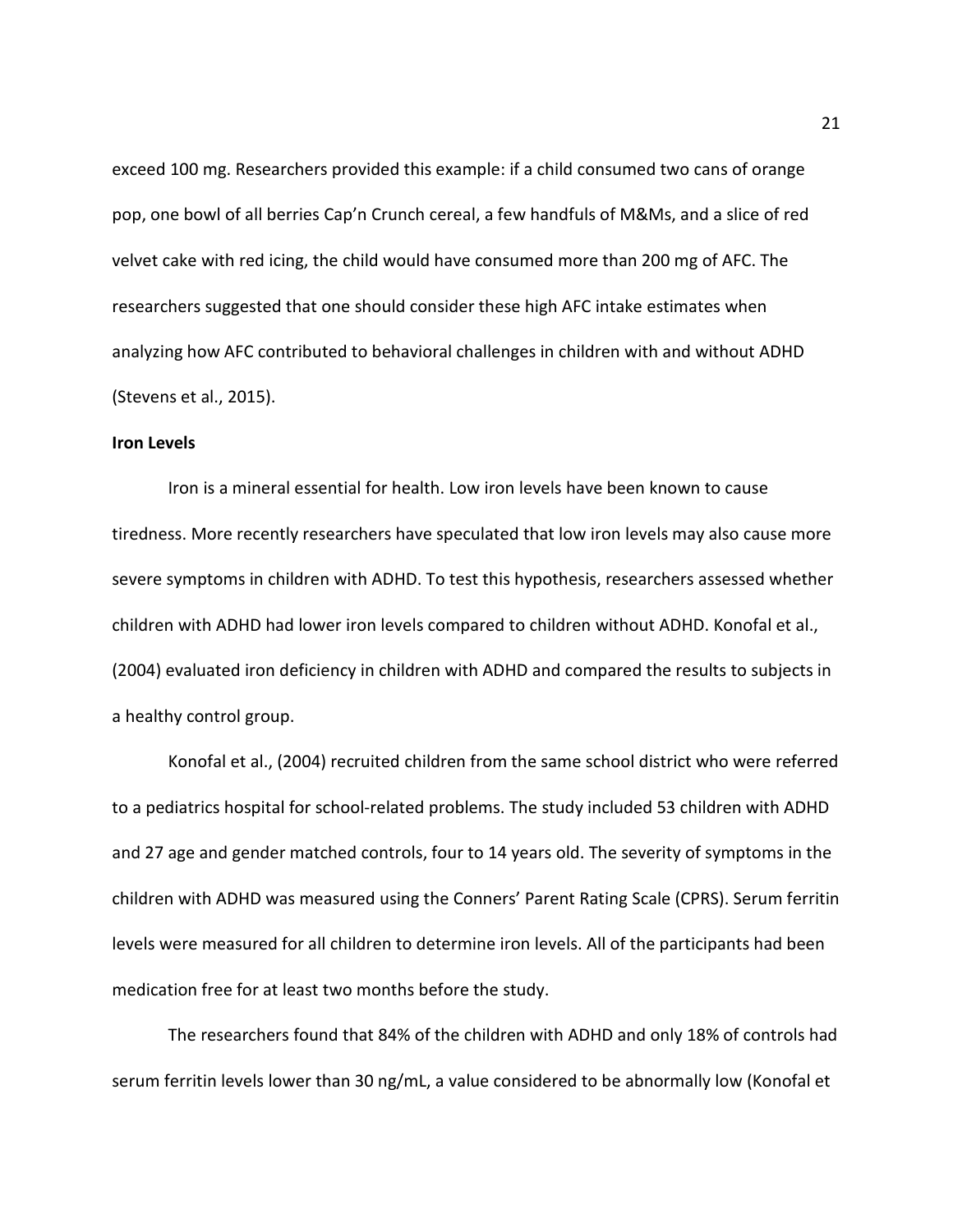exceed 100 mg. Researchers provided this example: if a child consumed two cans of orange pop, one bowl of all berries Cap'n Crunch cereal, a few handfuls of M&Ms, and a slice of red velvet cake with red icing, the child would have consumed more than 200 mg of AFC. The researchers suggested that one should consider these high AFC intake estimates when analyzing how AFC contributed to behavioral challenges in children with and without ADHD (Stevens et al., 2015).

**Iron Levels**

Iron is a mineral essential for health. Low iron levels have been known to cause tiredness. More recently researchers have speculated that low iron levels may also cause more severe symptoms in children with ADHD. To test this hypothesis, researchers assessed whether children with ADHD had lower iron levels compared to children without ADHD. Konofal et al., (2004) evaluated iron deficiency in children with ADHD and compared the results to subjects in a healthy control group.

Konofal et al., (2004) recruited children from the same school district who were referred to a pediatrics hospital for school-related problems. The study included 53 children with ADHD and 27 age and gender matched controls, four to 14 years old. The severity of symptoms in the children with ADHD was measured using the Conners' Parent Rating Scale (CPRS). Serum ferritin levels were measured for all children to determine iron levels. All of the participants had been medication free for at least two months before the study.

The researchers found that 84% of the children with ADHD and only 18% of controls had serum ferritin levels lower than 30 ng/mL, a value considered to be abnormally low (Konofal et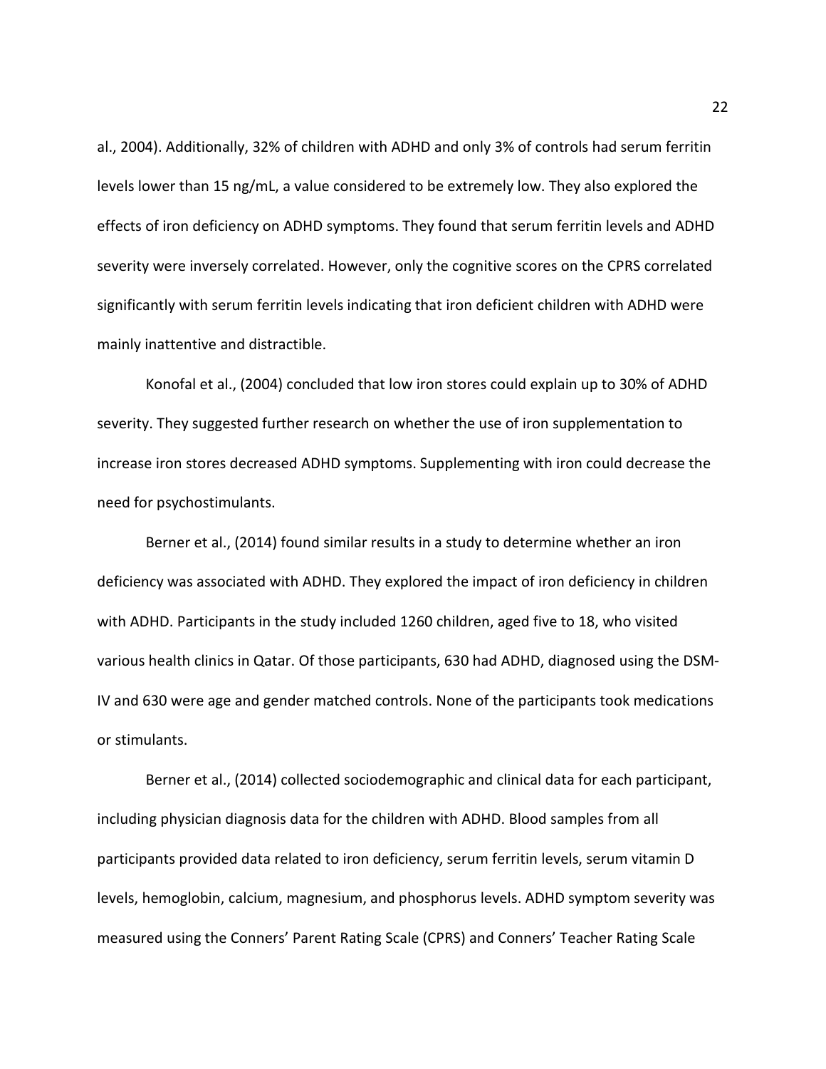al., 2004). Additionally, 32% of children with ADHD and only 3% of controls had serum ferritin levels lower than 15 ng/mL, a value considered to be extremely low. They also explored the effects of iron deficiency on ADHD symptoms. They found that serum ferritin levels and ADHD severity were inversely correlated. However, only the cognitive scores on the CPRS correlated significantly with serum ferritin levels indicating that iron deficient children with ADHD were mainly inattentive and distractible.

Konofal et al., (2004) concluded that low iron stores could explain up to 30% of ADHD severity. They suggested further research on whether the use of iron supplementation to increase iron stores decreased ADHD symptoms. Supplementing with iron could decrease the need for psychostimulants.

Berner et al., (2014) found similar results in a study to determine whether an iron deficiency was associated with ADHD. They explored the impact of iron deficiency in children with ADHD. Participants in the study included 1260 children, aged five to 18, who visited various health clinics in Qatar. Of those participants, 630 had ADHD, diagnosed using the DSM-IV and 630 were age and gender matched controls. None of the participants took medications or stimulants.

Berner et al., (2014) collected sociodemographic and clinical data for each participant, including physician diagnosis data for the children with ADHD. Blood samples from all participants provided data related to iron deficiency, serum ferritin levels, serum vitamin D levels, hemoglobin, calcium, magnesium, and phosphorus levels. ADHD symptom severity was measured using the Conners' Parent Rating Scale (CPRS) and Conners' Teacher Rating Scale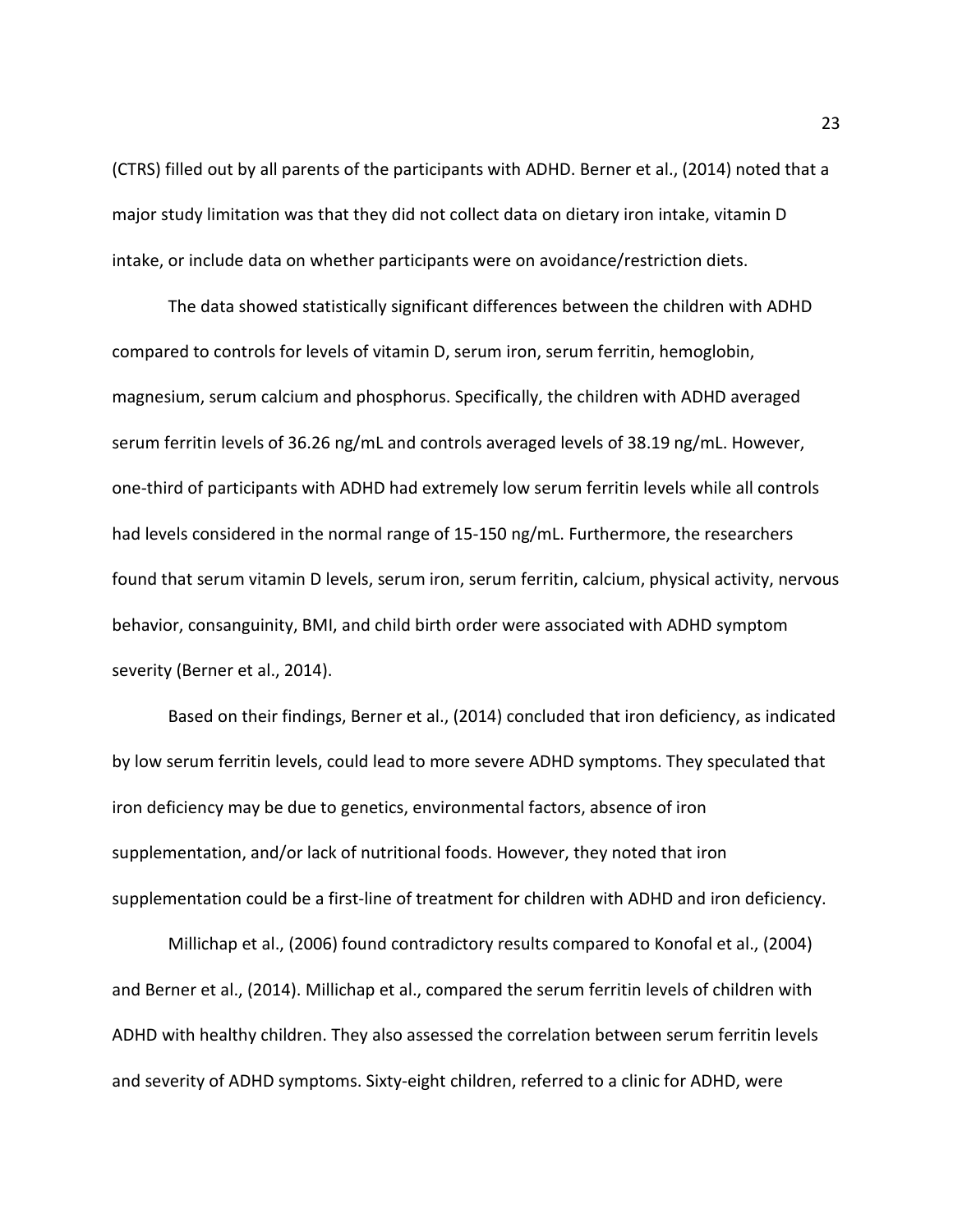(CTRS) filled out by all parents of the participants with ADHD. Berner et al., (2014) noted that a major study limitation was that they did not collect data on dietary iron intake, vitamin D intake, or include data on whether participants were on avoidance/restriction diets.

The data showed statistically significant differences between the children with ADHD compared to controls for levels of vitamin D, serum iron, serum ferritin, hemoglobin, magnesium, serum calcium and phosphorus. Specifically, the children with ADHD averaged serum ferritin levels of 36.26 ng/mL and controls averaged levels of 38.19 ng/mL. However, one-third of participants with ADHD had extremely low serum ferritin levels while all controls had levels considered in the normal range of 15-150 ng/mL. Furthermore, the researchers found that serum vitamin D levels, serum iron, serum ferritin, calcium, physical activity, nervous behavior, consanguinity, BMI, and child birth order were associated with ADHD symptom severity (Berner et al., 2014).

Based on their findings, Berner et al., (2014) concluded that iron deficiency, as indicated by low serum ferritin levels, could lead to more severe ADHD symptoms. They speculated that iron deficiency may be due to genetics, environmental factors, absence of iron supplementation, and/or lack of nutritional foods. However, they noted that iron supplementation could be a first-line of treatment for children with ADHD and iron deficiency.

Millichap et al., (2006) found contradictory results compared to Konofal et al., (2004) and Berner et al., (2014). Millichap et al., compared the serum ferritin levels of children with ADHD with healthy children. They also assessed the correlation between serum ferritin levels and severity of ADHD symptoms. Sixty-eight children, referred to a clinic for ADHD, were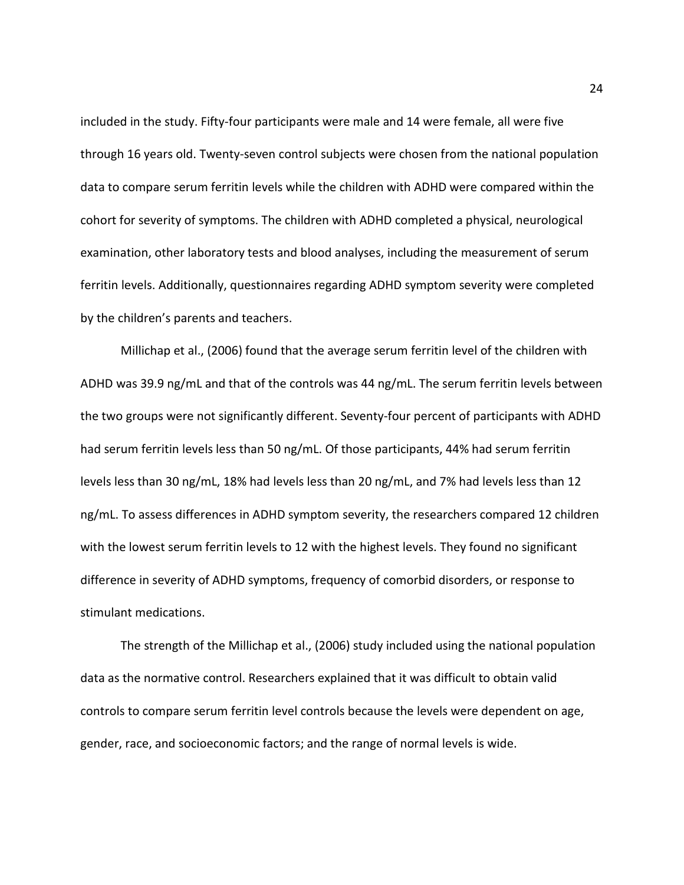included in the study. Fifty-four participants were male and 14 were female, all were five through 16 years old. Twenty-seven control subjects were chosen from the national population data to compare serum ferritin levels while the children with ADHD were compared within the cohort for severity of symptoms. The children with ADHD completed a physical, neurological examination, other laboratory tests and blood analyses, including the measurement of serum ferritin levels. Additionally, questionnaires regarding ADHD symptom severity were completed by the children's parents and teachers.

Millichap et al., (2006) found that the average serum ferritin level of the children with ADHD was 39.9 ng/mL and that of the controls was 44 ng/mL. The serum ferritin levels between the two groups were not significantly different. Seventy-four percent of participants with ADHD had serum ferritin levels less than 50 ng/mL. Of those participants, 44% had serum ferritin levels less than 30 ng/mL, 18% had levels less than 20 ng/mL, and 7% had levels less than 12 ng/mL. To assess differences in ADHD symptom severity, the researchers compared 12 children with the lowest serum ferritin levels to 12 with the highest levels. They found no significant difference in severity of ADHD symptoms, frequency of comorbid disorders, or response to stimulant medications.

The strength of the Millichap et al., (2006) study included using the national population data as the normative control. Researchers explained that it was difficult to obtain valid controls to compare serum ferritin level controls because the levels were dependent on age, gender, race, and socioeconomic factors; and the range of normal levels is wide.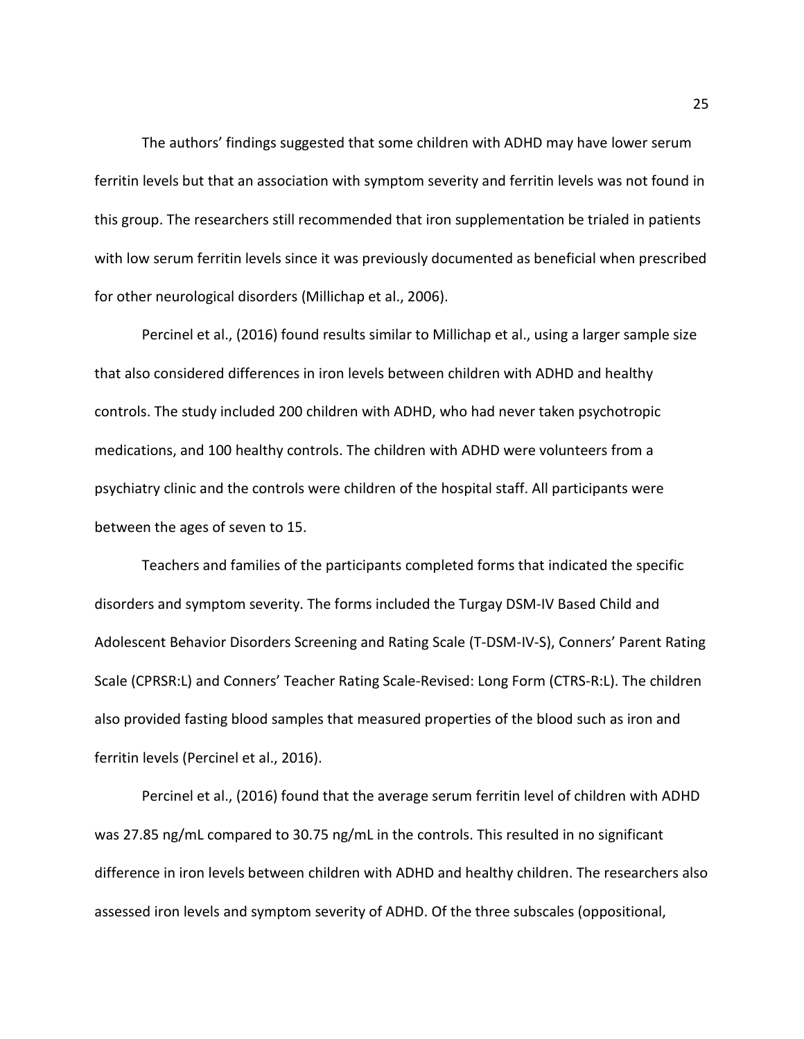The authors' findings suggested that some children with ADHD may have lower serum ferritin levels but that an association with symptom severity and ferritin levels was not found in this group. The researchers still recommended that iron supplementation be trialed in patients with low serum ferritin levels since it was previously documented as beneficial when prescribed for other neurological disorders (Millichap et al., 2006).

Percinel et al., (2016) found results similar to Millichap et al., using a larger sample size that also considered differences in iron levels between children with ADHD and healthy controls. The study included 200 children with ADHD, who had never taken psychotropic medications, and 100 healthy controls. The children with ADHD were volunteers from a psychiatry clinic and the controls were children of the hospital staff. All participants were between the ages of seven to 15.

Teachers and families of the participants completed forms that indicated the specific disorders and symptom severity. The forms included the Turgay DSM-IV Based Child and Adolescent Behavior Disorders Screening and Rating Scale (T-DSM-IV-S), Conners' Parent Rating Scale (CPRSR:L) and Conners' Teacher Rating Scale-Revised: Long Form (CTRS-R:L). The children also provided fasting blood samples that measured properties of the blood such as iron and ferritin levels (Percinel et al., 2016).

Percinel et al., (2016) found that the average serum ferritin level of children with ADHD was 27.85 ng/mL compared to 30.75 ng/mL in the controls. This resulted in no significant difference in iron levels between children with ADHD and healthy children. The researchers also assessed iron levels and symptom severity of ADHD. Of the three subscales (oppositional,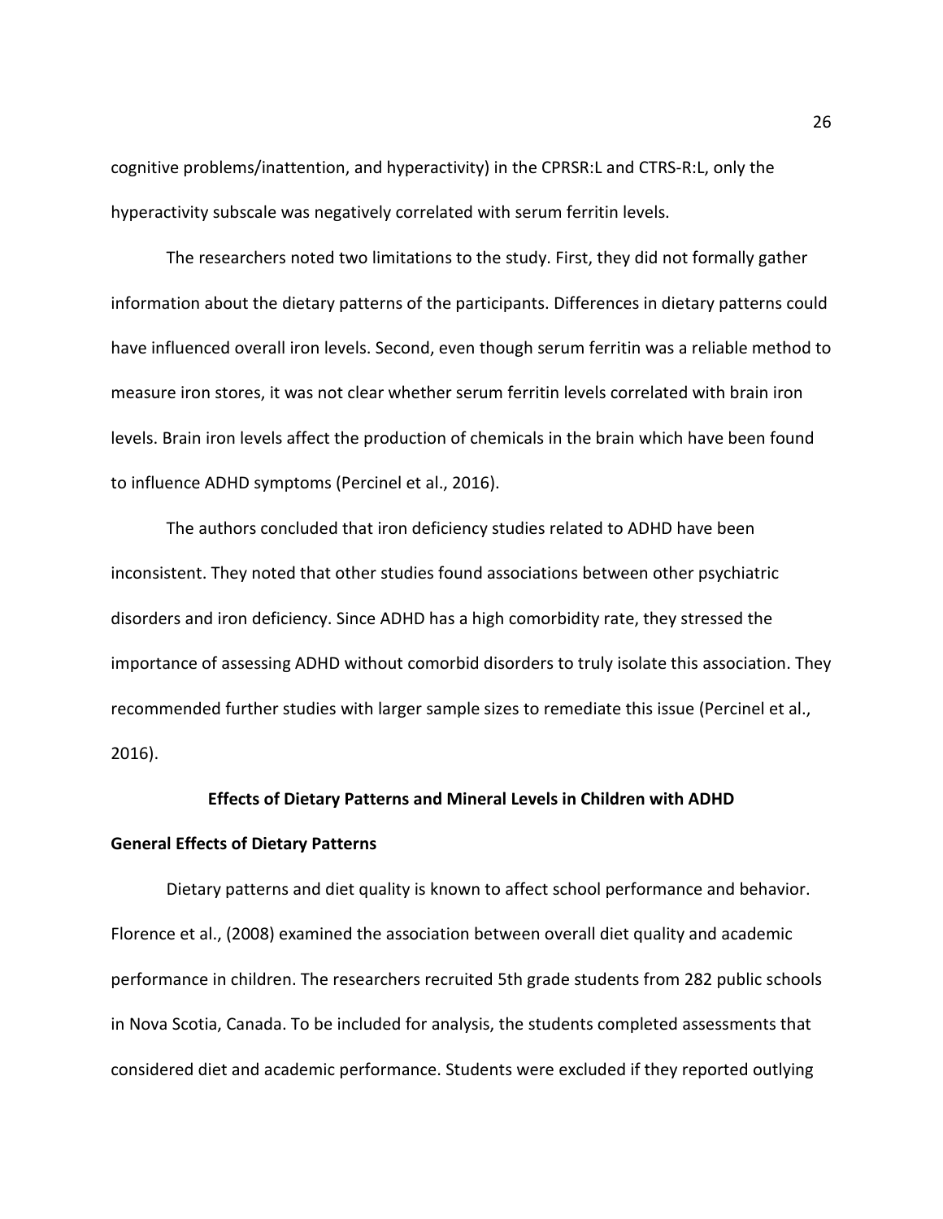cognitive problems/inattention, and hyperactivity) in the CPRSR:L and CTRS-R:L, only the hyperactivity subscale was negatively correlated with serum ferritin levels.

The researchers noted two limitations to the study. First, they did not formally gather information about the dietary patterns of the participants. Differences in dietary patterns could have influenced overall iron levels. Second, even though serum ferritin was a reliable method to measure iron stores, it was not clear whether serum ferritin levels correlated with brain iron levels. Brain iron levels affect the production of chemicals in the brain which have been found to influence ADHD symptoms (Percinel et al., 2016).

The authors concluded that iron deficiency studies related to ADHD have been inconsistent. They noted that other studies found associations between other psychiatric disorders and iron deficiency. Since ADHD has a high comorbidity rate, they stressed the importance of assessing ADHD without comorbid disorders to truly isolate this association. They recommended further studies with larger sample sizes to remediate this issue (Percinel et al., 2016).

## Effects of Dietary Patterns and Mineral Levels in Children with ADHD

### General Effects of Dietary Patterns

Dietary patterns and diet quality is known to affect school performance and behavior. Florence et al., (2008) examined the association between overall diet quality and academic performance in children. The researchers recruited 5th grade students from 282 public schools in Nova Scotia, Canada. To be included for analysis, the students completed assessments that considered diet and academic performance. Students were excluded if they reported outlying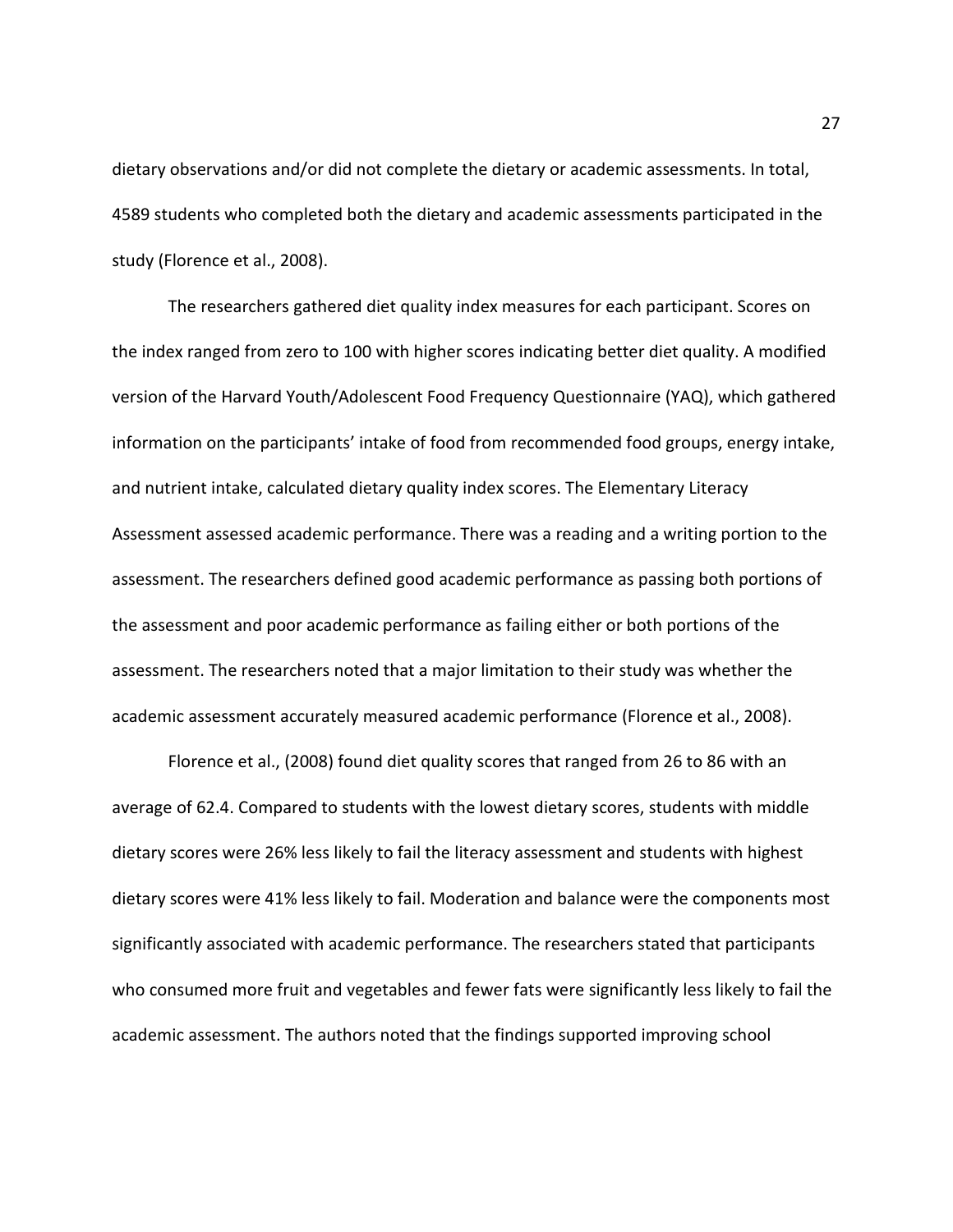dietary observations and/or did not complete the dietary or academic assessments. In total, 4589 students who completed both the dietary and academic assessments participated in the study (Florence et al., 2008).

The researchers gathered diet quality index measures for each participant. Scores on the index ranged from zero to 100 with higher scores indicating better diet quality. A modified version of the Harvard Youth/Adolescent Food Frequency Questionnaire (YAQ), which gathered information on the participants' intake of food from recommended food groups, energy intake, and nutrient intake, calculated dietary quality index scores. The Elementary Literacy Assessment assessed academic performance. There was a reading and a writing portion to the assessment. The researchers defined good academic performance as passing both portions of the assessment and poor academic performance as failing either or both portions of the assessment. The researchers noted that a major limitation to their study was whether the academic assessment accurately measured academic performance (Florence et al., 2008).

Florence et al., (2008) found diet quality scores that ranged from 26 to 86 with an average of 62.4. Compared to students with the lowest dietary scores, students with middle dietary scores were 26% less likely to fail the literacy assessment and students with highest dietary scores were 41% less likely to fail. Moderation and balance were the components most significantly associated with academic performance. The researchers stated that participants who consumed more fruit and vegetables and fewer fats were significantly less likely to fail the academic assessment. The authors noted that the findings supported improving school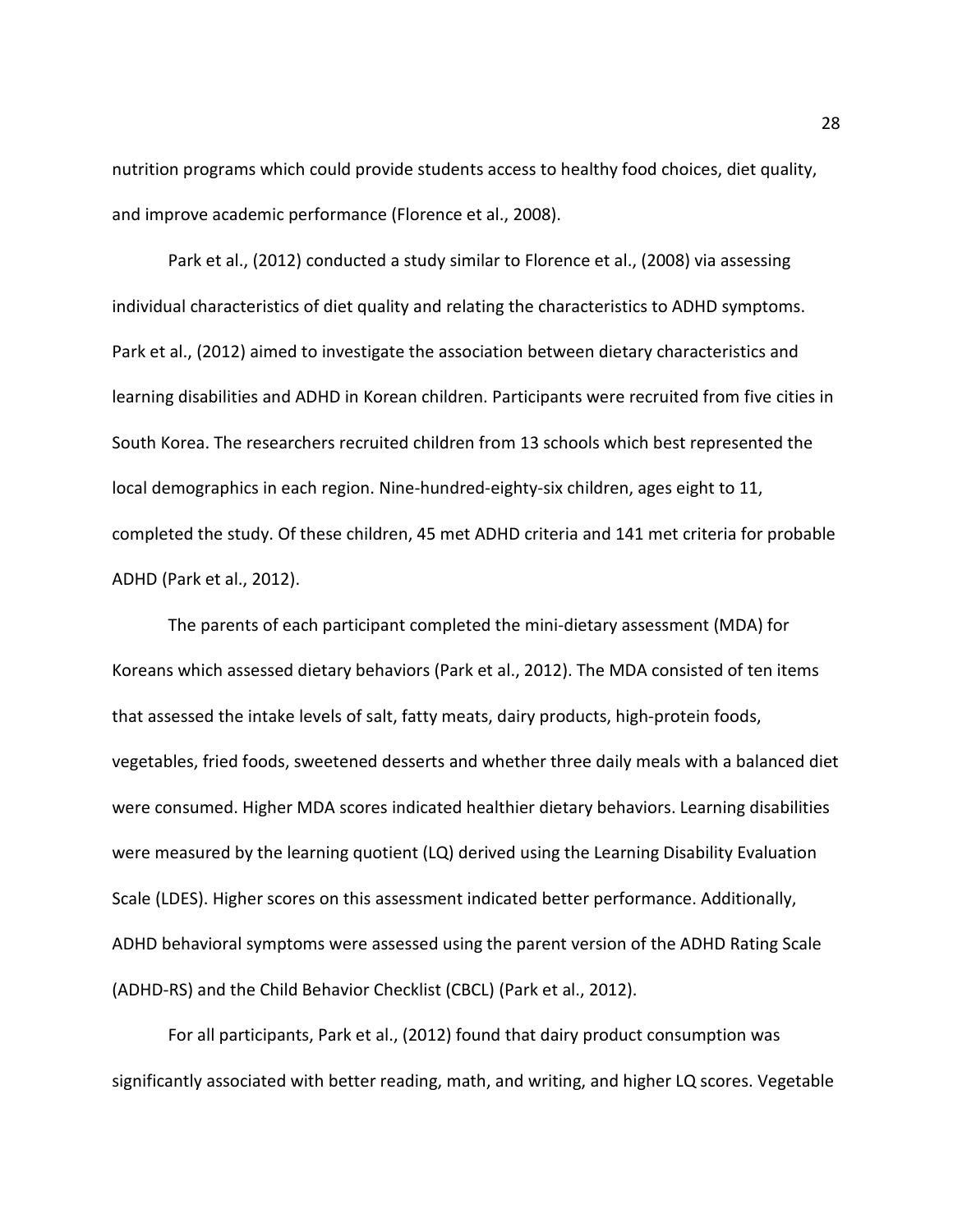nutrition programs which could provide students access to healthy food choices, diet quality, and improve academic performance (Florence et al., 2008).

Park et al., (2012) conducted a study similar to Florence et al., (2008) via assessing individual characteristics of diet quality and relating the characteristics to ADHD symptoms. Park et al., (2012) aimed to investigate the association between dietary characteristics and learning disabilities and ADHD in Korean children. Participants were recruited from five cities in South Korea. The researchers recruited children from 13 schools which best represented the local demographics in each region. Nine-hundred-eighty-six children, ages eight to 11, completed the study. Of these children, 45 met ADHD criteria and 141 met criteria for probable ADHD (Park et al., 2012).

The parents of each participant completed the mini-dietary assessment (MDA) for Koreans which assessed dietary behaviors (Park et al., 2012). The MDA consisted of ten items that assessed the intake levels of salt, fatty meats, dairy products, high-protein foods, vegetables, fried foods, sweetened desserts and whether three daily meals with a balanced diet were consumed. Higher MDA scores indicated healthier dietary behaviors. Learning disabilities were measured by the learning quotient (LQ) derived using the Learning Disability Evaluation Scale (LDES). Higher scores on this assessment indicated better performance. Additionally, ADHD behavioral symptoms were assessed using the parent version of the ADHD Rating Scale (ADHD-RS) and the Child Behavior Checklist (CBCL) (Park et al., 2012).

For all participants, Park et al., (2012) found that dairy product consumption was significantly associated with better reading, math, and writing, and higher LQ scores. Vegetable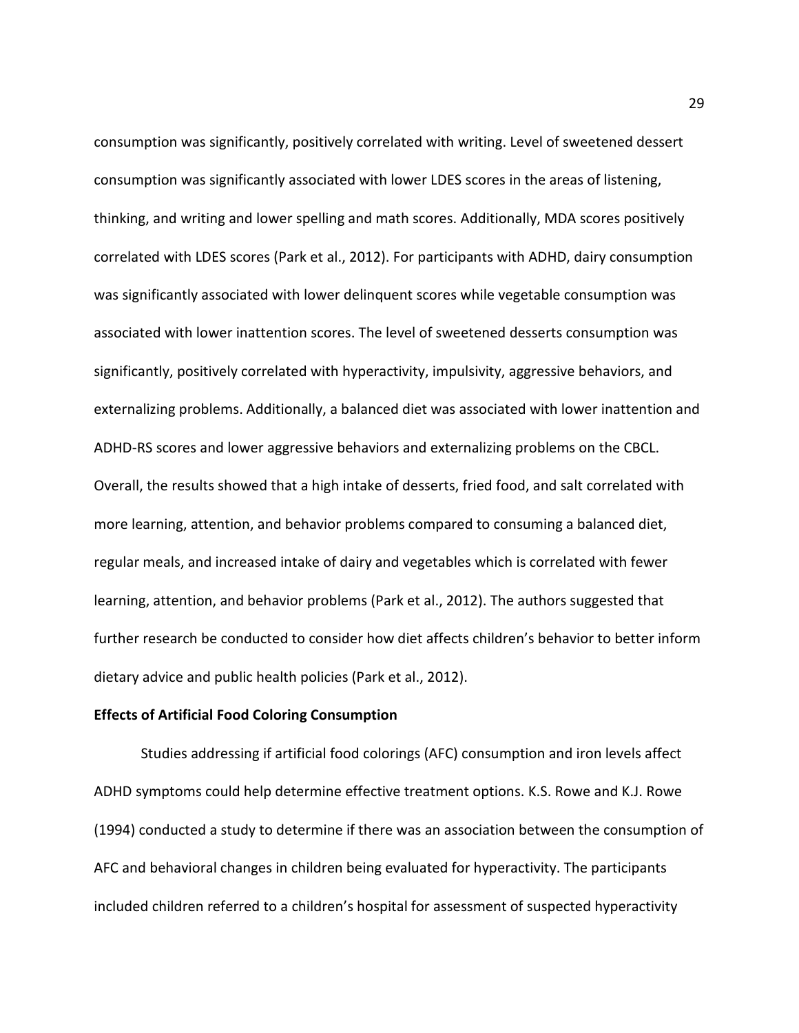consumption was significantly, positively correlated with writing. Level of sweetened dessert consumption was significantly associated with lower LDES scores in the areas of listening, thinking, and writing and lower spelling and math scores. Additionally, MDA scores positively correlated with LDES scores (Park et al., 2012). For participants with ADHD, dairy consumption was significantly associated with lower delinquent scores while vegetable consumption was associated with lower inattention scores. The level of sweetened desserts consumption was significantly, positively correlated with hyperactivity, impulsivity, aggressive behaviors, and externalizing problems. Additionally, a balanced diet was associated with lower inattention and ADHD-RS scores and lower aggressive behaviors and externalizing problems on the CBCL. Overall, the results showed that a high intake of desserts, fried food, and salt correlated with more learning, attention, and behavior problems compared to consuming a balanced diet, regular meals, and increased intake of dairy and vegetables which is correlated with fewer learning, attention, and behavior problems (Park et al., 2012). The authors suggested that further research be conducted to consider how diet affects children's behavior to better inform dietary advice and public health policies (Park et al., 2012).

**Effects of Artificial Food Coloring Consumption**

Studies addressing if artificial food colorings (AFC) consumption and iron levels affect ADHD symptoms could help determine effective treatment options. K.S. Rowe and K.J. Rowe (1994) conducted a study to determine if there was an association between the consumption of AFC and behavioral changes in children being evaluated for hyperactivity. The participants included children referred to a children's hospital for assessment of suspected hyperactivity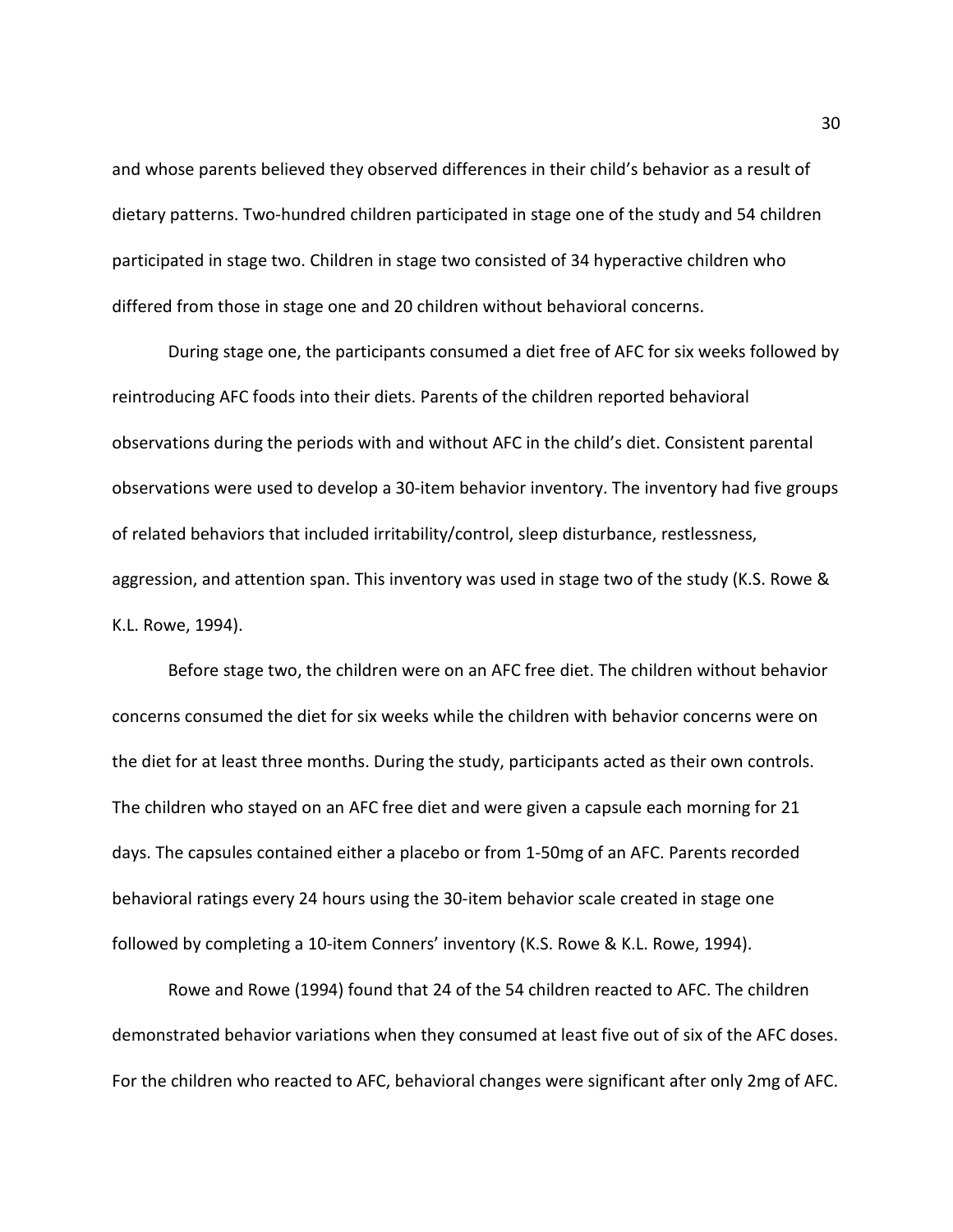and whose parents believed they observed differences in their child's behavior as a result of dietary patterns. Two-hundred children participated in stage one of the study and 54 children participated in stage two. Children in stage two consisted of 34 hyperactive children who differed from those in stage one and 20 children without behavioral concerns.

During stage one, the participants consumed a diet free of AFC for six weeks followed by reintroducing AFC foods into their diets. Parents of the children reported behavioral observations during the periods with and without AFC in the child's diet. Consistent parental observations were used to develop a 30-item behavior inventory. The inventory had five groups of related behaviors that included irritability/control, sleep disturbance, restlessness, aggression, and attention span. This inventory was used in stage two of the study (K.S. Rowe & K.L. Rowe, 1994).

Before stage two, the children were on an AFC free diet. The children without behavior concerns consumed the diet for six weeks while the children with behavior concerns were on the diet for at least three months. During the study, participants acted as their own controls. The children who stayed on an AFC free diet and were given a capsule each morning for 21 days. The capsules contained either a placebo or from 1-50mg of an AFC. Parents recorded behavioral ratings every 24 hours using the 30-item behavior scale created in stage one followed by completing a 10-item Conners' inventory (K.S. Rowe & K.L. Rowe, 1994).

Rowe and Rowe (1994) found that 24 of the 54 children reacted to AFC. The children demonstrated behavior variations when they consumed at least five out of six of the AFC doses. For the children who reacted to AFC, behavioral changes were significant after only 2mg of AFC.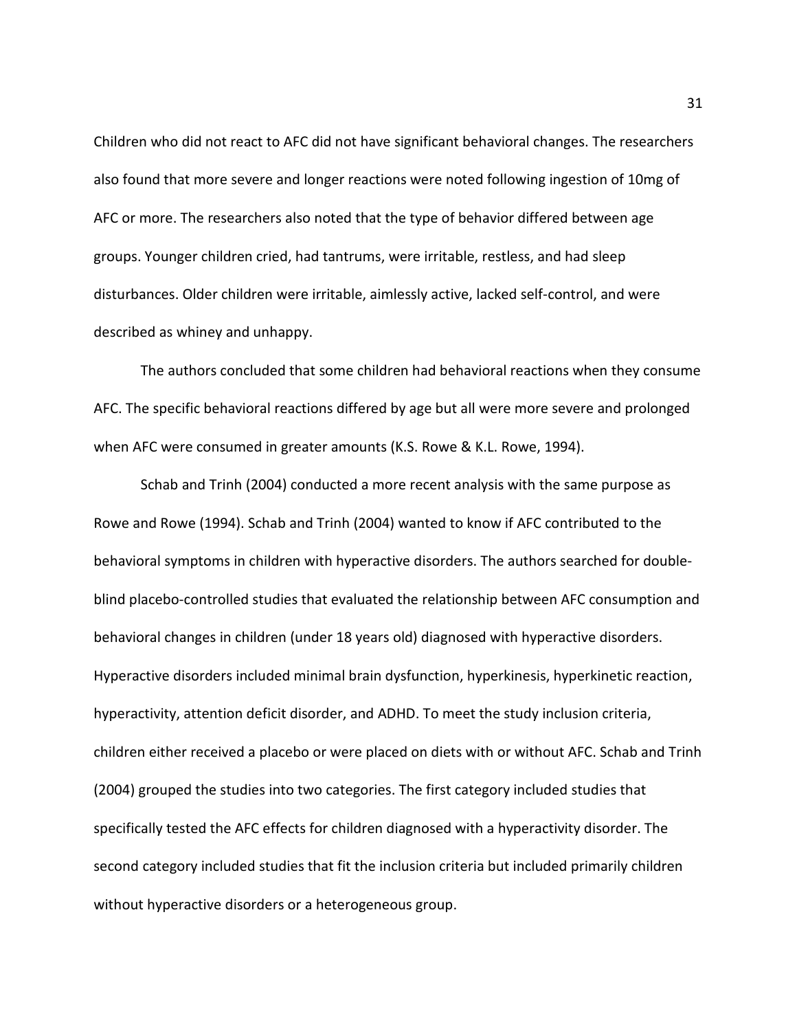Children who did not react to AFC did not have significant behavioral changes. The researchers also found that more severe and longer reactions were noted following ingestion of 10mg of AFC or more. The researchers also noted that the type of behavior differed between age groups. Younger children cried, had tantrums, were irritable, restless, and had sleep disturbances. Older children were irritable, aimlessly active, lacked self-control, and were described as whiney and unhappy.

The authors concluded that some children had behavioral reactions when they consume AFC. The specific behavioral reactions differed by age but all were more severe and prolonged when AFC were consumed in greater amounts (K.S. Rowe & K.L. Rowe, 1994).

Schab and Trinh (2004) conducted a more recent analysis with the same purpose as Rowe and Rowe (1994). Schab and Trinh (2004) wanted to know if AFC contributed to the behavioral symptoms in children with hyperactive disorders. The authors searched for double-blind placebo-controlled studies that evaluated the relationship between AFC consumption and behavioral changes in children (under 18 years old) diagnosed with hyperactive disorders. Hyperactive disorders included minimal brain dysfunction, hyperkinesis, hyperkinetic reaction, hyperactivity, attention deficit disorder, and ADHD. To meet the study inclusion criteria, children either received a placebo or were placed on diets with or without AFC. Schab and Trinh (2004) grouped the studies into two categories. The first category included studies that specifically tested the AFC effects for children diagnosed with a hyperactivity disorder. The second category included studies that fit the inclusion criteria but included primarily children without hyperactive disorders or a heterogeneous group.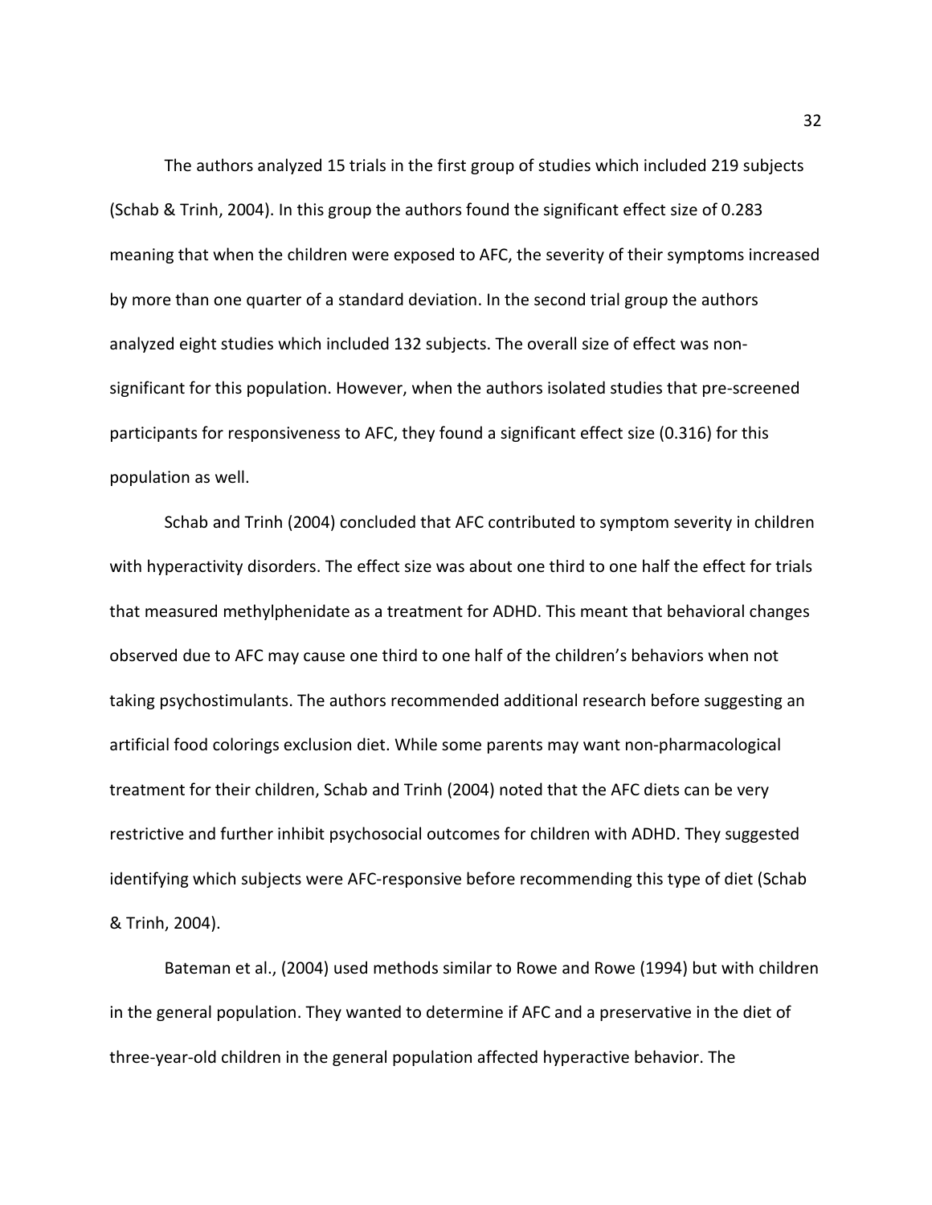The authors analyzed 15 trials in the first group of studies which included 219 subjects (Schab & Trinh, 2004). In this group the authors found the significant effect size of 0.283 meaning that when the children were exposed to AFC, the severity of their symptoms increased by more than one quarter of a standard deviation. In the second trial group the authors analyzed eight studies which included 132 subjects. The overall size of effect was non-significant for this population. However, when the authors isolated studies that pre-screened participants for responsiveness to AFC, they found a significant effect size (0.316) for this population as well.

Schab and Trinh (2004) concluded that AFC contributed to symptom severity in children with hyperactivity disorders. The effect size was about one third to one half the effect for trials that measured methylphenidate as a treatment for ADHD. This meant that behavioral changes observed due to AFC may cause one third to one half of the children's behaviors when not taking psychostimulants. The authors recommended additional research before suggesting an artificial food colorings exclusion diet. While some parents may want non-pharmacological treatment for their children, Schab and Trinh (2004) noted that the AFC diets can be very restrictive and further inhibit psychosocial outcomes for children with ADHD. They suggested identifying which subjects were AFC-responsive before recommending this type of diet (Schab & Trinh, 2004).

Bateman et al., (2004) used methods similar to Rowe and Rowe (1994) but with children in the general population. They wanted to determine if AFC and a preservative in the diet of three-year-old children in the general population affected hyperactive behavior. The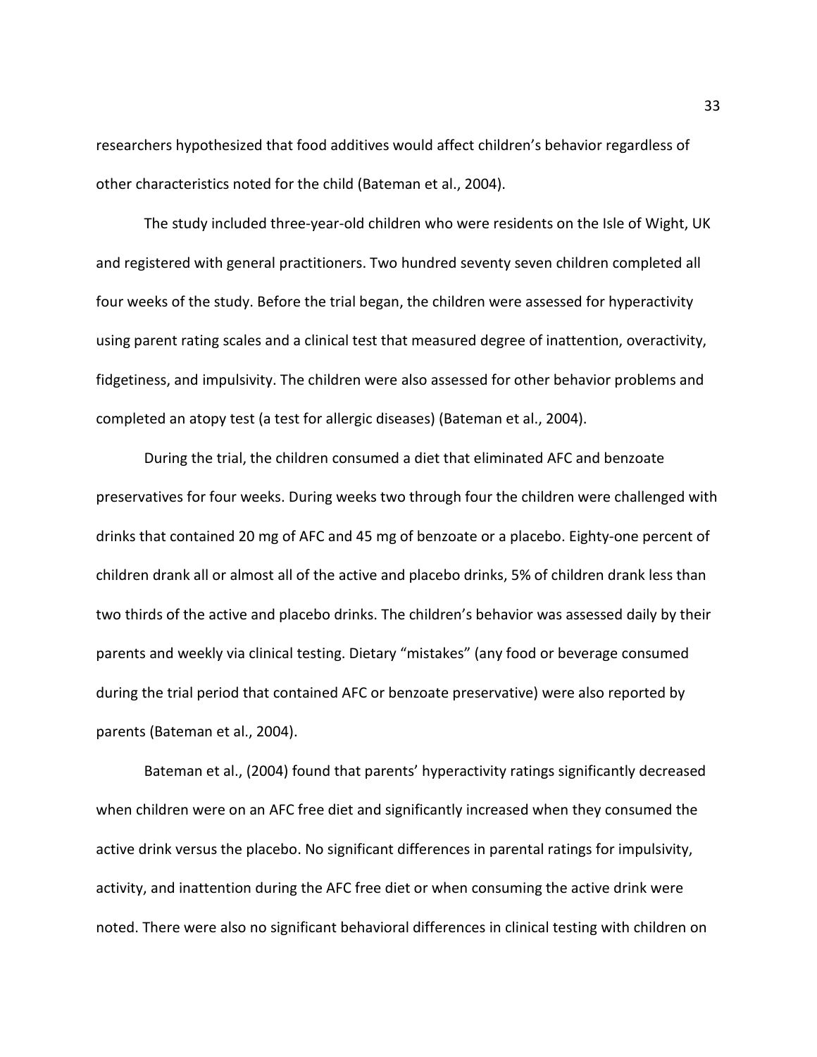researchers hypothesized that food additives would affect children's behavior regardless of other characteristics noted for the child (Bateman et al., 2004).

The study included three-year-old children who were residents on the Isle of Wight, UK and registered with general practitioners. Two hundred seventy seven children completed all four weeks of the study. Before the trial began, the children were assessed for hyperactivity using parent rating scales and a clinical test that measured degree of inattention, overactivity, fidgetiness, and impulsivity. The children were also assessed for other behavior problems and completed an atopy test (a test for allergic diseases) (Bateman et al., 2004).

During the trial, the children consumed a diet that eliminated AFC and benzoate preservatives for four weeks. During weeks two through four the children were challenged with drinks that contained 20 mg of AFC and 45 mg of benzoate or a placebo. Eighty-one percent of children drank all or almost all of the active and placebo drinks, 5% of children drank less than two thirds of the active and placebo drinks. The children's behavior was assessed daily by their parents and weekly via clinical testing. Dietary "mistakes" (any food or beverage consumed during the trial period that contained AFC or benzoate preservative) were also reported by parents (Bateman et al., 2004).

Bateman et al., (2004) found that parents' hyperactivity ratings significantly decreased when children were on an AFC free diet and significantly increased when they consumed the active drink versus the placebo. No significant differences in parental ratings for impulsivity, activity, and inattention during the AFC free diet or when consuming the active drink were noted. There were also no significant behavioral differences in clinical testing with children on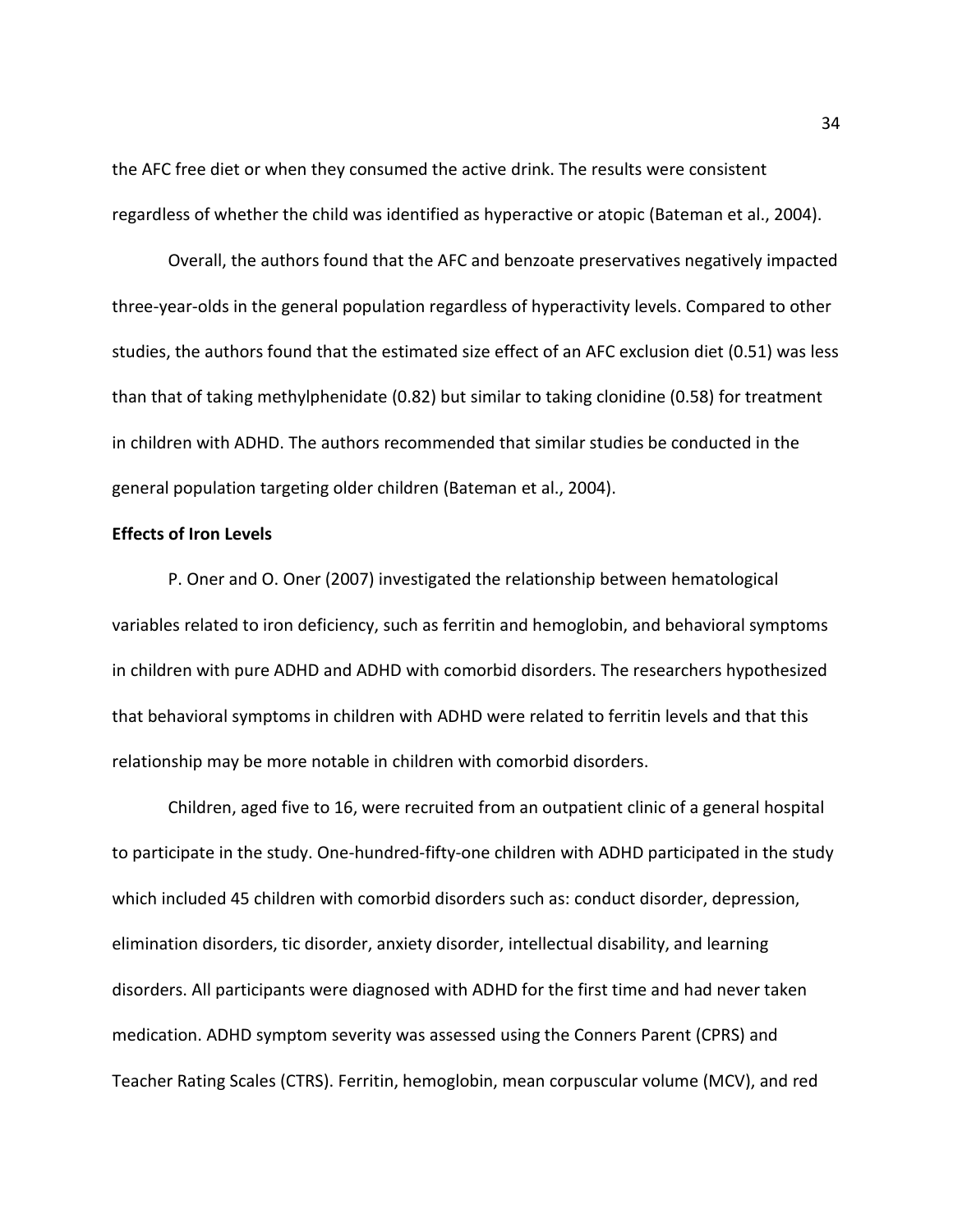the AFC free diet or when they consumed the active drink. The results were consistent regardless of whether the child was identified as hyperactive or atopic (Bateman et al., 2004).

Overall, the authors found that the AFC and benzoate preservatives negatively impacted three-year-olds in the general population regardless of hyperactivity levels. Compared to other studies, the authors found that the estimated size effect of an AFC exclusion diet (0.51) was less than that of taking methylphenidate (0.82) but similar to taking clonidine (0.58) for treatment in children with ADHD. The authors recommended that similar studies be conducted in the general population targeting older children (Bateman et al., 2004).

**Effects of Iron Levels**

P. Oner and O. Oner (2007) investigated the relationship between hematological variables related to iron deficiency, such as ferritin and hemoglobin, and behavioral symptoms in children with pure ADHD and ADHD with comorbid disorders. The researchers hypothesized that behavioral symptoms in children with ADHD were related to ferritin levels and that this relationship may be more notable in children with comorbid disorders.

Children, aged five to 16, were recruited from an outpatient clinic of a general hospital to participate in the study. One-hundred-fifty-one children with ADHD participated in the study which included 45 children with comorbid disorders such as: conduct disorder, depression, elimination disorders, tic disorder, anxiety disorder, intellectual disability, and learning disorders. All participants were diagnosed with ADHD for the first time and had never taken medication. ADHD symptom severity was assessed using the Conners Parent (CPRS) and Teacher Rating Scales (CTRS). Ferritin, hemoglobin, mean corpuscular volume (MCV), and red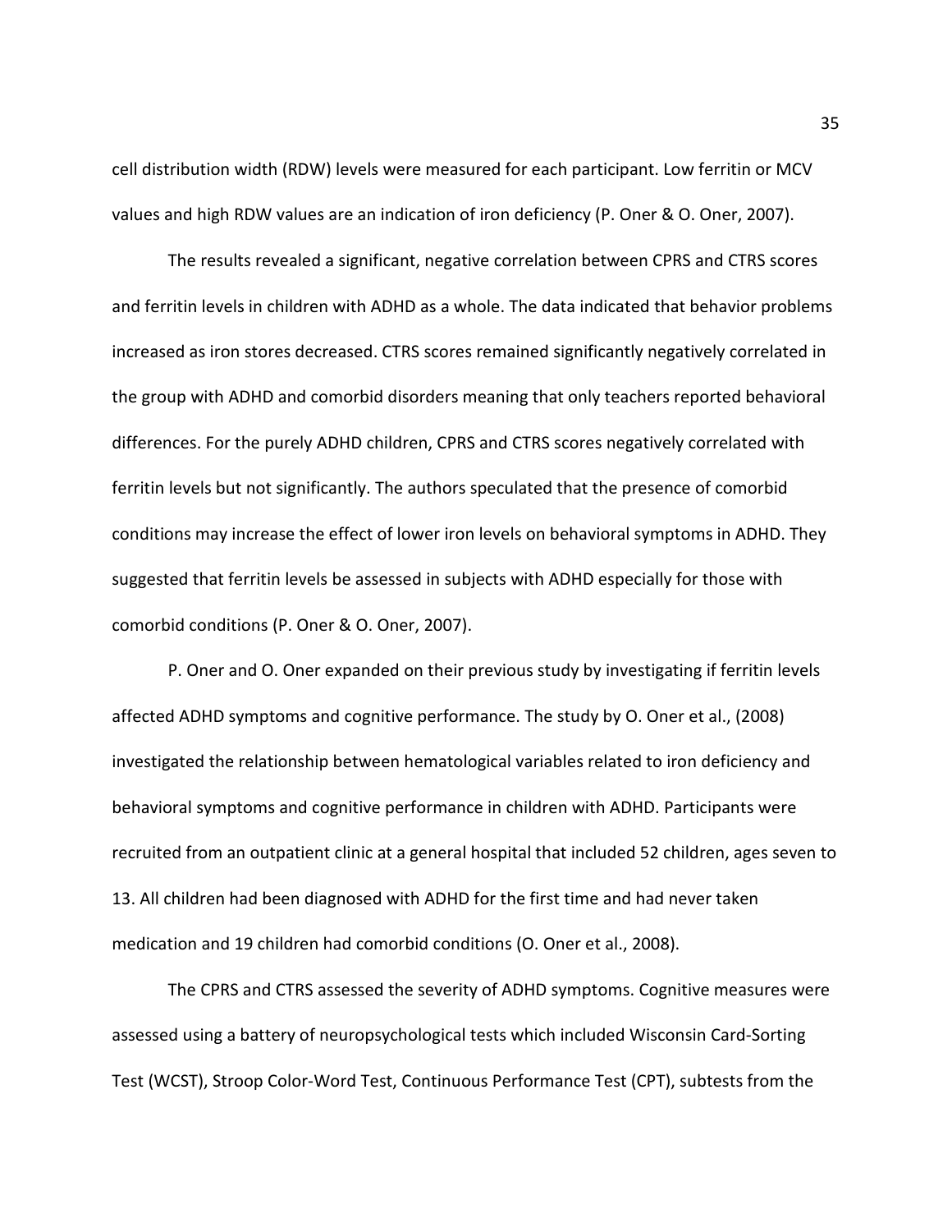cell distribution width (RDW) levels were measured for each participant. Low ferritin or MCV values and high RDW values are an indication of iron deficiency (P. Oner & O. Oner, 2007).

The results revealed a significant, negative correlation between CPRS and CTRS scores and ferritin levels in children with ADHD as a whole. The data indicated that behavior problems increased as iron stores decreased. CTRS scores remained significantly negatively correlated in the group with ADHD and comorbid disorders meaning that only teachers reported behavioral differences. For the purely ADHD children, CPRS and CTRS scores negatively correlated with ferritin levels but not significantly. The authors speculated that the presence of comorbid conditions may increase the effect of lower iron levels on behavioral symptoms in ADHD. They suggested that ferritin levels be assessed in subjects with ADHD especially for those with comorbid conditions (P. Oner & O. Oner, 2007).

P. Oner and O. Oner expanded on their previous study by investigating if ferritin levels affected ADHD symptoms and cognitive performance. The study by O. Oner et al., (2008) investigated the relationship between hematological variables related to iron deficiency and behavioral symptoms and cognitive performance in children with ADHD. Participants were recruited from an outpatient clinic at a general hospital that included 52 children, ages seven to 13. All children had been diagnosed with ADHD for the first time and had never taken medication and 19 children had comorbid conditions (O. Oner et al., 2008).

The CPRS and CTRS assessed the severity of ADHD symptoms. Cognitive measures were assessed using a battery of neuropsychological tests which included Wisconsin Card-Sorting Test (WCST), Stroop Color-Word Test, Continuous Performance Test (CPT), subtests from the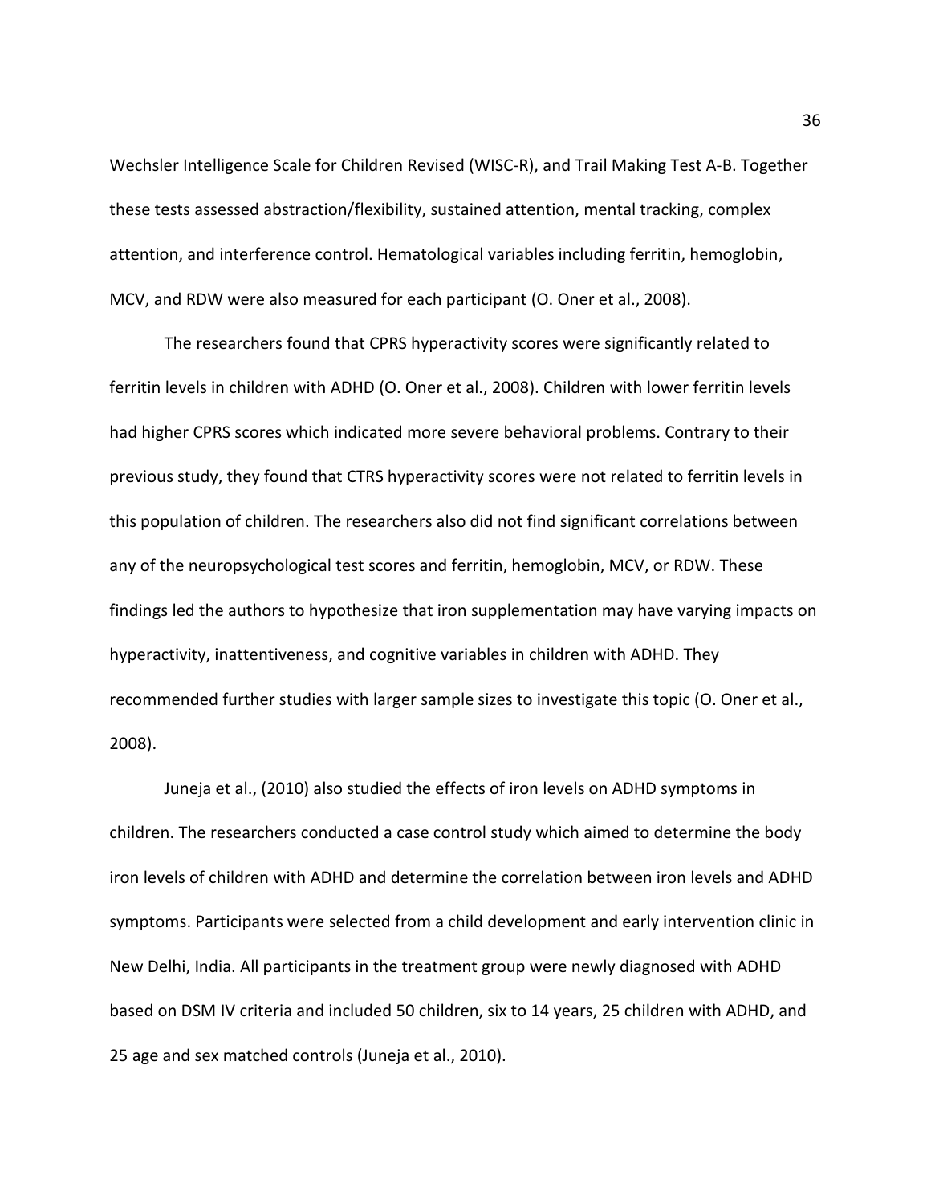Wechsler Intelligence Scale for Children Revised (WISC-R), and Trail Making Test A-B. Together these tests assessed abstraction/flexibility, sustained attention, mental tracking, complex attention, and interference control. Hematological variables including ferritin, hemoglobin, MCV, and RDW were also measured for each participant (O. Oner et al., 2008).

The researchers found that CPRS hyperactivity scores were significantly related to ferritin levels in children with ADHD (O. Oner et al., 2008). Children with lower ferritin levels had higher CPRS scores which indicated more severe behavioral problems. Contrary to their previous study, they found that CTRS hyperactivity scores were not related to ferritin levels in this population of children. The researchers also did not find significant correlations between any of the neuropsychological test scores and ferritin, hemoglobin, MCV, or RDW. These findings led the authors to hypothesize that iron supplementation may have varying impacts on hyperactivity, inattentiveness, and cognitive variables in children with ADHD. They recommended further studies with larger sample sizes to investigate this topic (O. Oner et al., 2008).

Juneja et al., (2010) also studied the effects of iron levels on ADHD symptoms in children. The researchers conducted a case control study which aimed to determine the body iron levels of children with ADHD and determine the correlation between iron levels and ADHD symptoms. Participants were selected from a child development and early intervention clinic in New Delhi, India. All participants in the treatment group were newly diagnosed with ADHD based on DSM IV criteria and included 50 children, six to 14 years, 25 children with ADHD, and 25 age and sex matched controls (Juneja et al., 2010).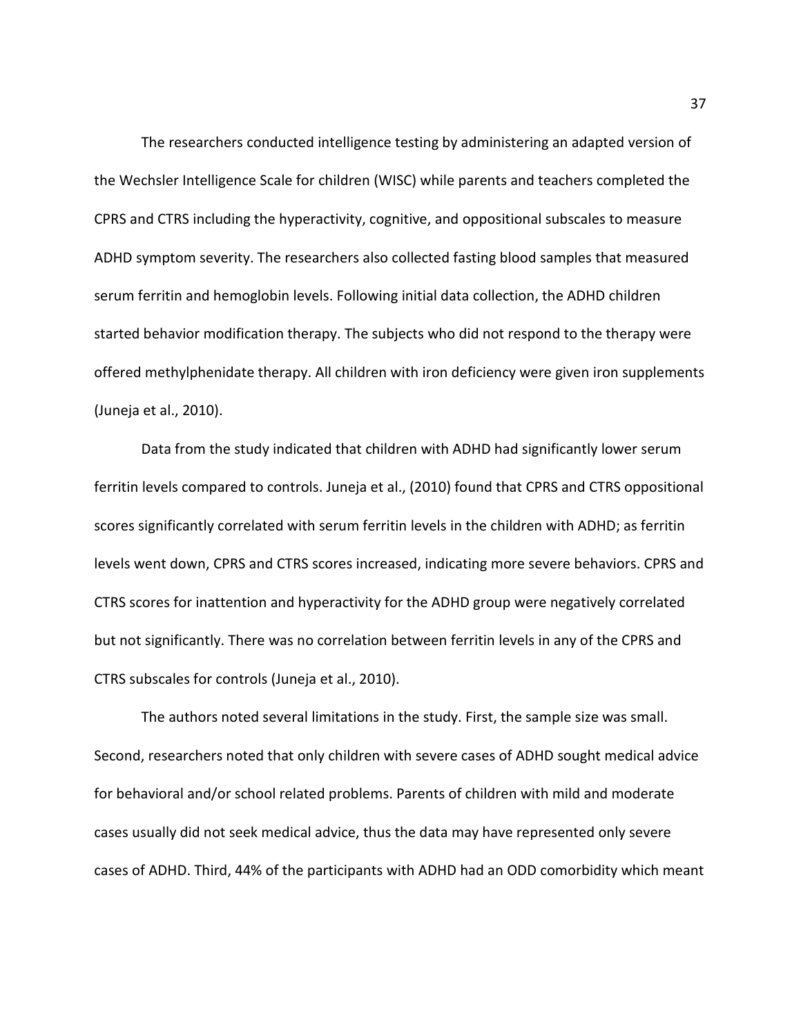The researchers conducted intelligence testing by administering an adapted version of the Wechsler Intelligence Scale for children (WISC) while parents and teachers completed the CPRS and CTRS including the hyperactivity, cognitive, and oppositional subscales to measure ADHD symptom severity. The researchers also collected fasting blood samples that measured serum ferritin and hemoglobin levels. Following initial data collection, the ADHD children started behavior modification therapy. The subjects who did not respond to the therapy were offered methylphenidate therapy. All children with iron deficiency were given iron supplements (Juneja et al., 2010).

Data from the study indicated that children with ADHD had significantly lower serum ferritin levels compared to controls. Juneja et al., (2010) found that CPRS and CTRS oppositional scores significantly correlated with serum ferritin levels in the children with ADHD; as ferritin levels went down, CPRS and CTRS scores increased, indicating more severe behaviors. CPRS and CTRS scores for inattention and hyperactivity for the ADHD group were negatively correlated but not significantly. There was no correlation between ferritin levels in any of the CPRS and CTRS subscales for controls (Juneja et al., 2010).

The authors noted several limitations in the study. First, the sample size was small. Second, researchers noted that only children with severe cases of ADHD sought medical advice for behavioral and/or school related problems. Parents of children with mild and moderate cases usually did not seek medical advice, thus the data may have represented only severe cases of ADHD. Third, 44% of the participants with ADHD had an ODD comorbidity which meant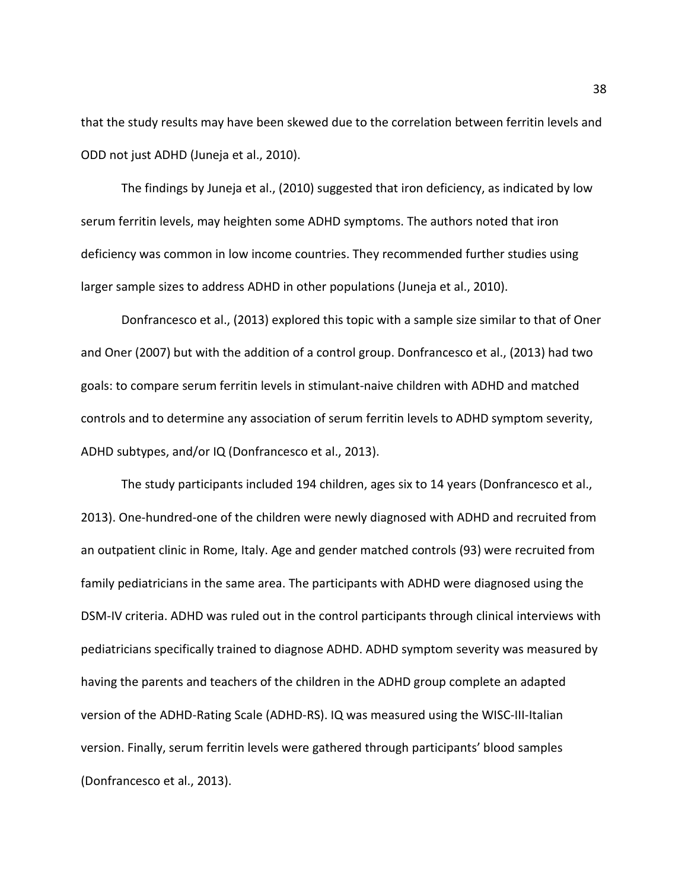that the study results may have been skewed due to the correlation between ferritin levels and ODD not just ADHD (Juneja et al., 2010).

The findings by Juneja et al., (2010) suggested that iron deficiency, as indicated by low serum ferritin levels, may heighten some ADHD symptoms. The authors noted that iron deficiency was common in low income countries. They recommended further studies using larger sample sizes to address ADHD in other populations (Juneja et al., 2010).

Donfrancesco et al., (2013) explored this topic with a sample size similar to that of Oner and Oner (2007) but with the addition of a control group. Donfrancesco et al., (2013) had two goals: to compare serum ferritin levels in stimulant-naive children with ADHD and matched controls and to determine any association of serum ferritin levels to ADHD symptom severity, ADHD subtypes, and/or IQ (Donfrancesco et al., 2013).

The study participants included 194 children, ages six to 14 years (Donfrancesco et al., 2013). One-hundred-one of the children were newly diagnosed with ADHD and recruited from an outpatient clinic in Rome, Italy. Age and gender matched controls (93) were recruited from family pediatricians in the same area. The participants with ADHD were diagnosed using the DSM-IV criteria. ADHD was ruled out in the control participants through clinical interviews with pediatricians specifically trained to diagnose ADHD. ADHD symptom severity was measured by having the parents and teachers of the children in the ADHD group complete an adapted version of the ADHD-Rating Scale (ADHD-RS). IQ was measured using the WISC-III-Italian version. Finally, serum ferritin levels were gathered through participants' blood samples (Donfrancesco et al., 2013).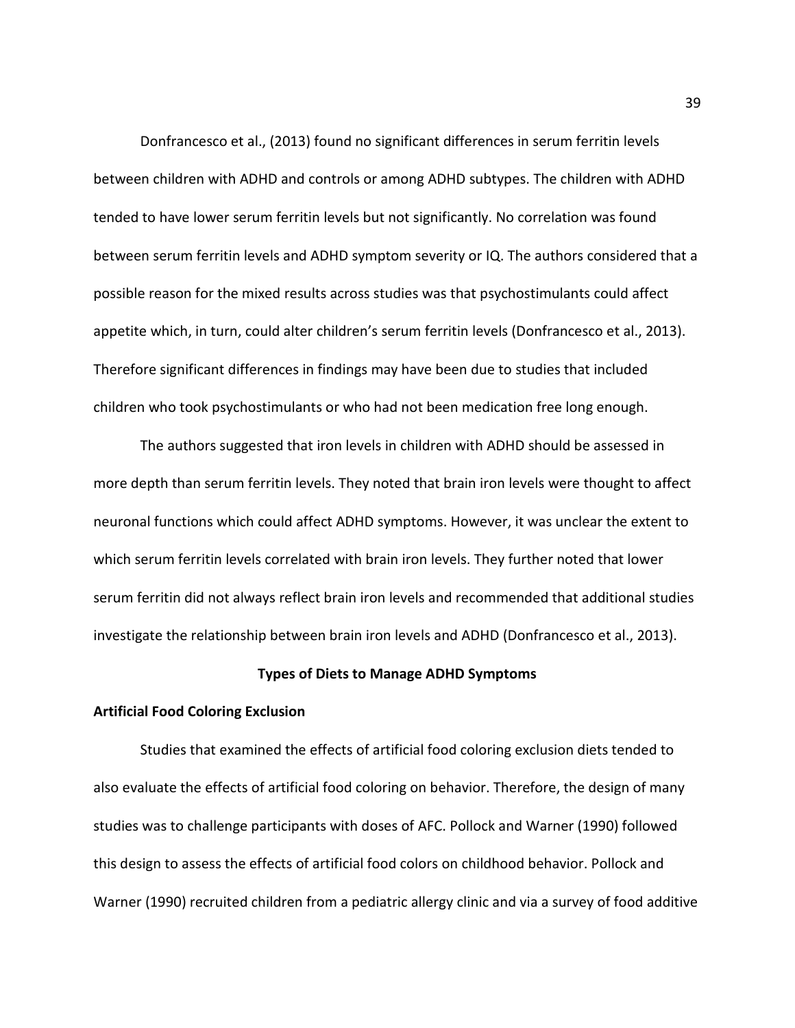Donfrancesco et al., (2013) found no significant differences in serum ferritin levels between children with ADHD and controls or among ADHD subtypes. The children with ADHD tended to have lower serum ferritin levels but not significantly. No correlation was found between serum ferritin levels and ADHD symptom severity or IQ. The authors considered that a possible reason for the mixed results across studies was that psychostimulants could affect appetite which, in turn, could alter children's serum ferritin levels (Donfrancesco et al., 2013). Therefore significant differences in findings may have been due to studies that included children who took psychostimulants or who had not been medication free long enough.

The authors suggested that iron levels in children with ADHD should be assessed in more depth than serum ferritin levels. They noted that brain iron levels were thought to affect neuronal functions which could affect ADHD symptoms. However, it was unclear the extent to which serum ferritin levels correlated with brain iron levels. They further noted that lower serum ferritin did not always reflect brain iron levels and recommended that additional studies investigate the relationship between brain iron levels and ADHD (Donfrancesco et al., 2013).

## Types of Diets to Manage ADHD Symptoms

### Artificial Food Coloring Exclusion

Studies that examined the effects of artificial food coloring exclusion diets tended to also evaluate the effects of artificial food coloring on behavior. Therefore, the design of many studies was to challenge participants with doses of AFC. Pollock and Warner (1990) followed this design to assess the effects of artificial food colors on childhood behavior. Pollock and Warner (1990) recruited children from a pediatric allergy clinic and via a survey of food additive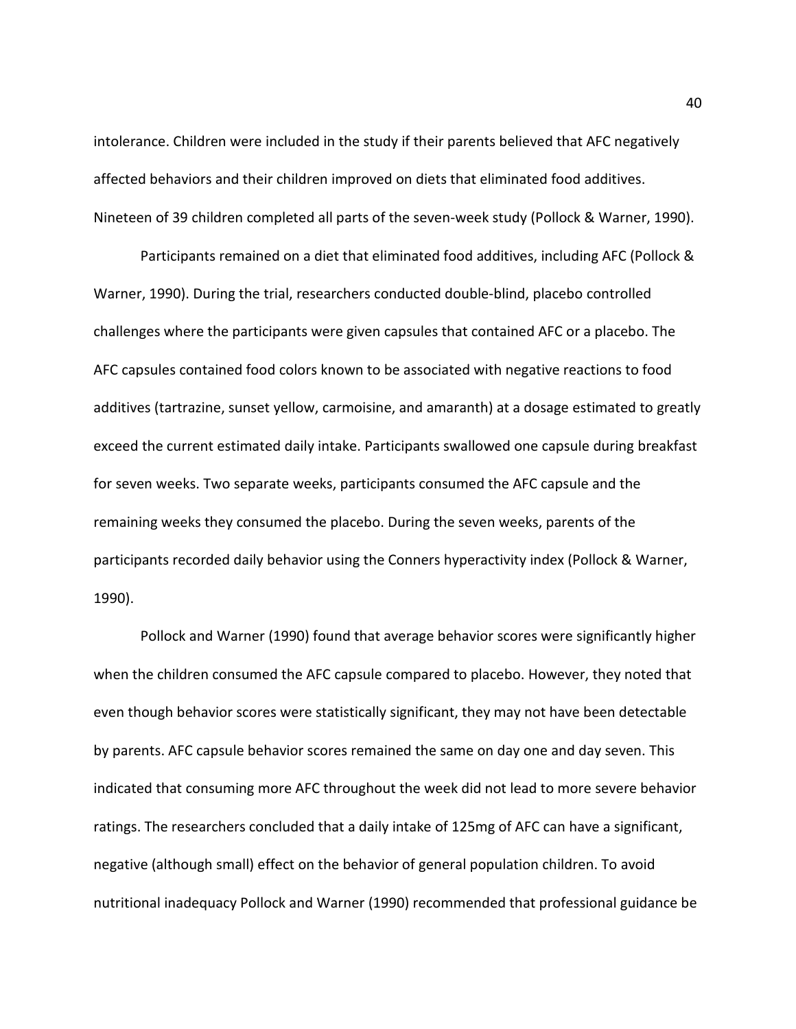intolerance. Children were included in the study if their parents believed that AFC negatively affected behaviors and their children improved on diets that eliminated food additives. Nineteen of 39 children completed all parts of the seven-week study (Pollock & Warner, 1990).

Participants remained on a diet that eliminated food additives, including AFC (Pollock & Warner, 1990). During the trial, researchers conducted double-blind, placebo controlled challenges where the participants were given capsules that contained AFC or a placebo. The AFC capsules contained food colors known to be associated with negative reactions to food additives (tartrazine, sunset yellow, carmoisine, and amaranth) at a dosage estimated to greatly exceed the current estimated daily intake. Participants swallowed one capsule during breakfast for seven weeks. Two separate weeks, participants consumed the AFC capsule and the remaining weeks they consumed the placebo. During the seven weeks, parents of the participants recorded daily behavior using the Conners hyperactivity index (Pollock & Warner, 1990).

Pollock and Warner (1990) found that average behavior scores were significantly higher when the children consumed the AFC capsule compared to placebo. However, they noted that even though behavior scores were statistically significant, they may not have been detectable by parents. AFC capsule behavior scores remained the same on day one and day seven. This indicated that consuming more AFC throughout the week did not lead to more severe behavior ratings. The researchers concluded that a daily intake of 125mg of AFC can have a significant, negative (although small) effect on the behavior of general population children. To avoid nutritional inadequacy Pollock and Warner (1990) recommended that professional guidance be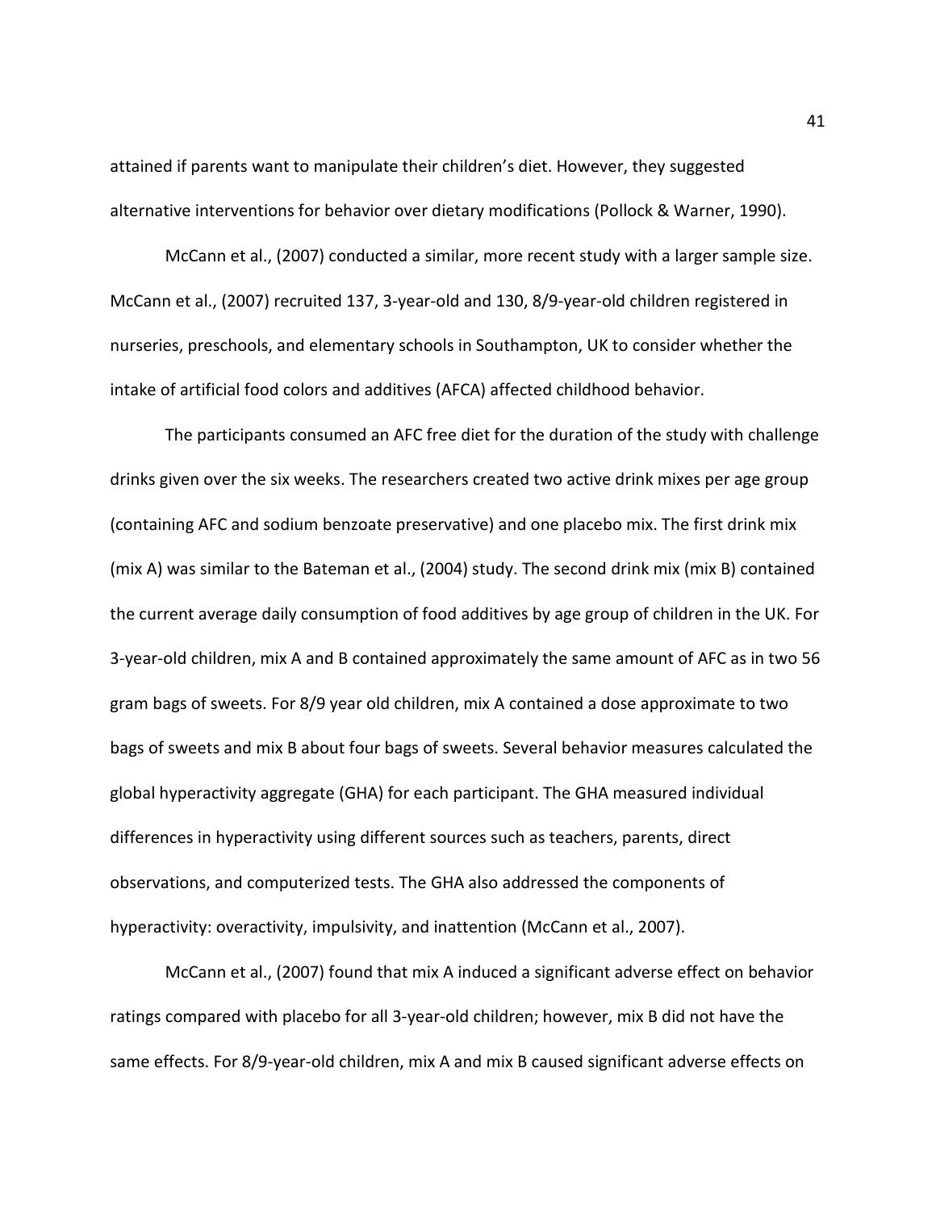attained if parents want to manipulate their children's diet. However, they suggested alternative interventions for behavior over dietary modifications (Pollock & Warner, 1990).

McCann et al., (2007) conducted a similar, more recent study with a larger sample size. McCann et al., (2007) recruited 137, 3-year-old and 130, 8/9-year-old children registered in nurseries, preschools, and elementary schools in Southampton, UK to consider whether the intake of artificial food colors and additives (AFCA) affected childhood behavior.

The participants consumed an AFC free diet for the duration of the study with challenge drinks given over the six weeks. The researchers created two active drink mixes per age group (containing AFC and sodium benzoate preservative) and one placebo mix. The first drink mix (mix A) was similar to the Bateman et al., (2004) study. The second drink mix (mix B) contained the current average daily consumption of food additives by age group of children in the UK. For 3-year-old children, mix A and B contained approximately the same amount of AFC as in two 56 gram bags of sweets. For 8/9 year old children, mix A contained a dose approximate to two bags of sweets and mix B about four bags of sweets. Several behavior measures calculated the global hyperactivity aggregate (GHA) for each participant. The GHA measured individual differences in hyperactivity using different sources such as teachers, parents, direct observations, and computerized tests. The GHA also addressed the components of hyperactivity: overactivity, impulsivity, and inattention (McCann et al., 2007).

McCann et al., (2007) found that mix A induced a significant adverse effect on behavior ratings compared with placebo for all 3-year-old children; however, mix B did not have the same effects. For 8/9-year-old children, mix A and mix B caused significant adverse effects on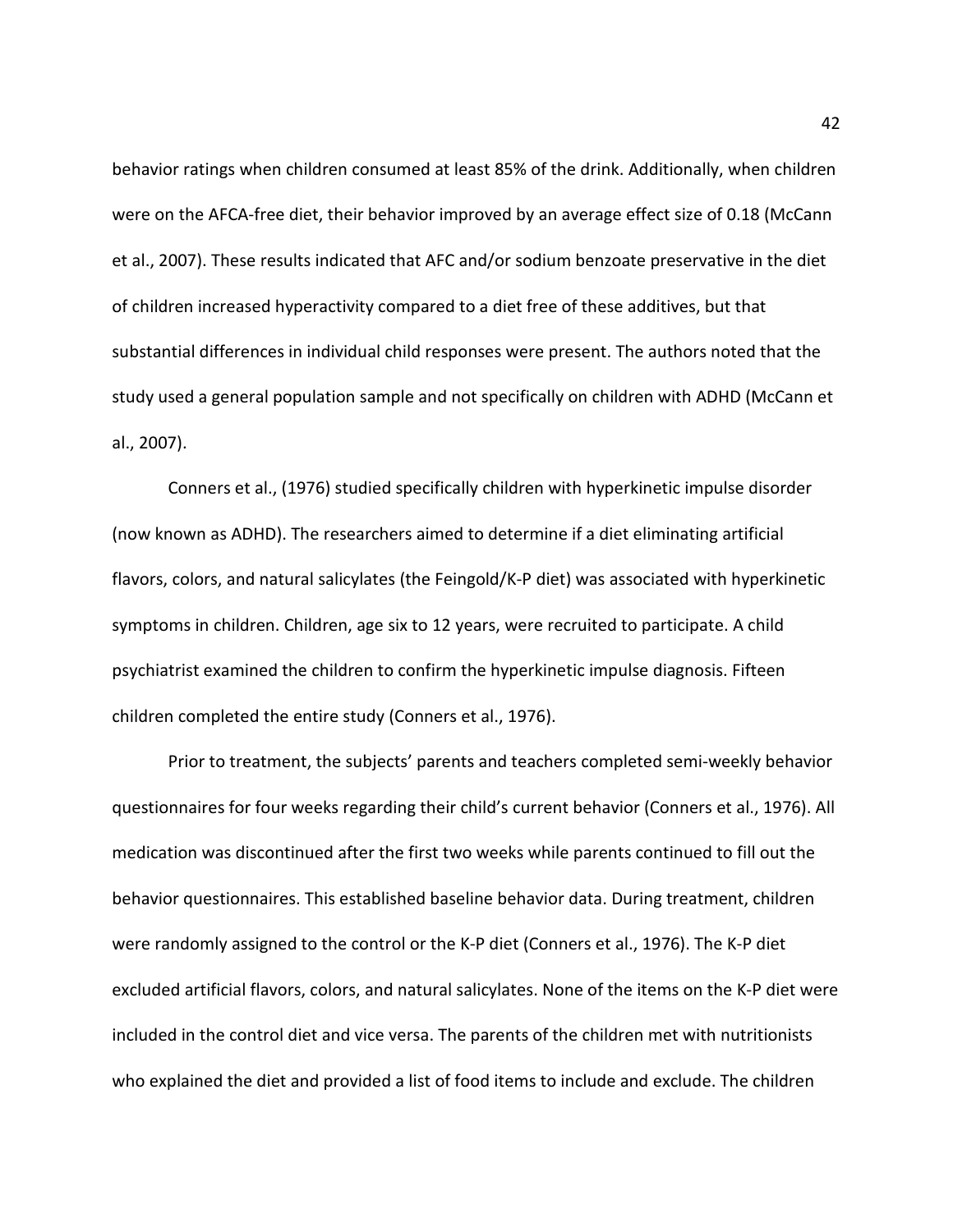behavior ratings when children consumed at least 85% of the drink. Additionally, when children were on the AFCA-free diet, their behavior improved by an average effect size of 0.18 (McCann et al., 2007). These results indicated that AFC and/or sodium benzoate preservative in the diet of children increased hyperactivity compared to a diet free of these additives, but that substantial differences in individual child responses were present. The authors noted that the study used a general population sample and not specifically on children with ADHD (McCann et al., 2007).

Conners et al., (1976) studied specifically children with hyperkinetic impulse disorder (now known as ADHD). The researchers aimed to determine if a diet eliminating artificial flavors, colors, and natural salicylates (the Feingold/K-P diet) was associated with hyperkinetic symptoms in children. Children, age six to 12 years, were recruited to participate. A child psychiatrist examined the children to confirm the hyperkinetic impulse diagnosis. Fifteen children completed the entire study (Conners et al., 1976).

Prior to treatment, the subjects' parents and teachers completed semi-weekly behavior questionnaires for four weeks regarding their child's current behavior (Conners et al., 1976). All medication was discontinued after the first two weeks while parents continued to fill out the behavior questionnaires. This established baseline behavior data. During treatment, children were randomly assigned to the control or the K-P diet (Conners et al., 1976). The K-P diet excluded artificial flavors, colors, and natural salicylates. None of the items on the K-P diet were included in the control diet and vice versa. The parents of the children met with nutritionists who explained the diet and provided a list of food items to include and exclude. The children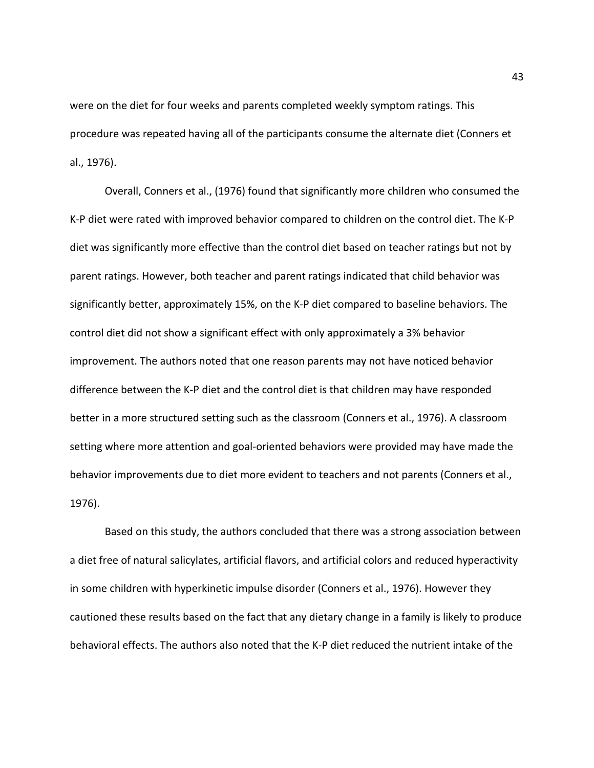were on the diet for four weeks and parents completed weekly symptom ratings. This procedure was repeated having all of the participants consume the alternate diet (Conners et al., 1976).

Overall, Conners et al., (1976) found that significantly more children who consumed the K-P diet were rated with improved behavior compared to children on the control diet. The K-P diet was significantly more effective than the control diet based on teacher ratings but not by parent ratings. However, both teacher and parent ratings indicated that child behavior was significantly better, approximately 15%, on the K-P diet compared to baseline behaviors. The control diet did not show a significant effect with only approximately a 3% behavior improvement. The authors noted that one reason parents may not have noticed behavior difference between the K-P diet and the control diet is that children may have responded better in a more structured setting such as the classroom (Conners et al., 1976). A classroom setting where more attention and goal-oriented behaviors were provided may have made the behavior improvements due to diet more evident to teachers and not parents (Conners et al., 1976).

Based on this study, the authors concluded that there was a strong association between a diet free of natural salicylates, artificial flavors, and artificial colors and reduced hyperactivity in some children with hyperkinetic impulse disorder (Conners et al., 1976). However they cautioned these results based on the fact that any dietary change in a family is likely to produce behavioral effects. The authors also noted that the K-P diet reduced the nutrient intake of the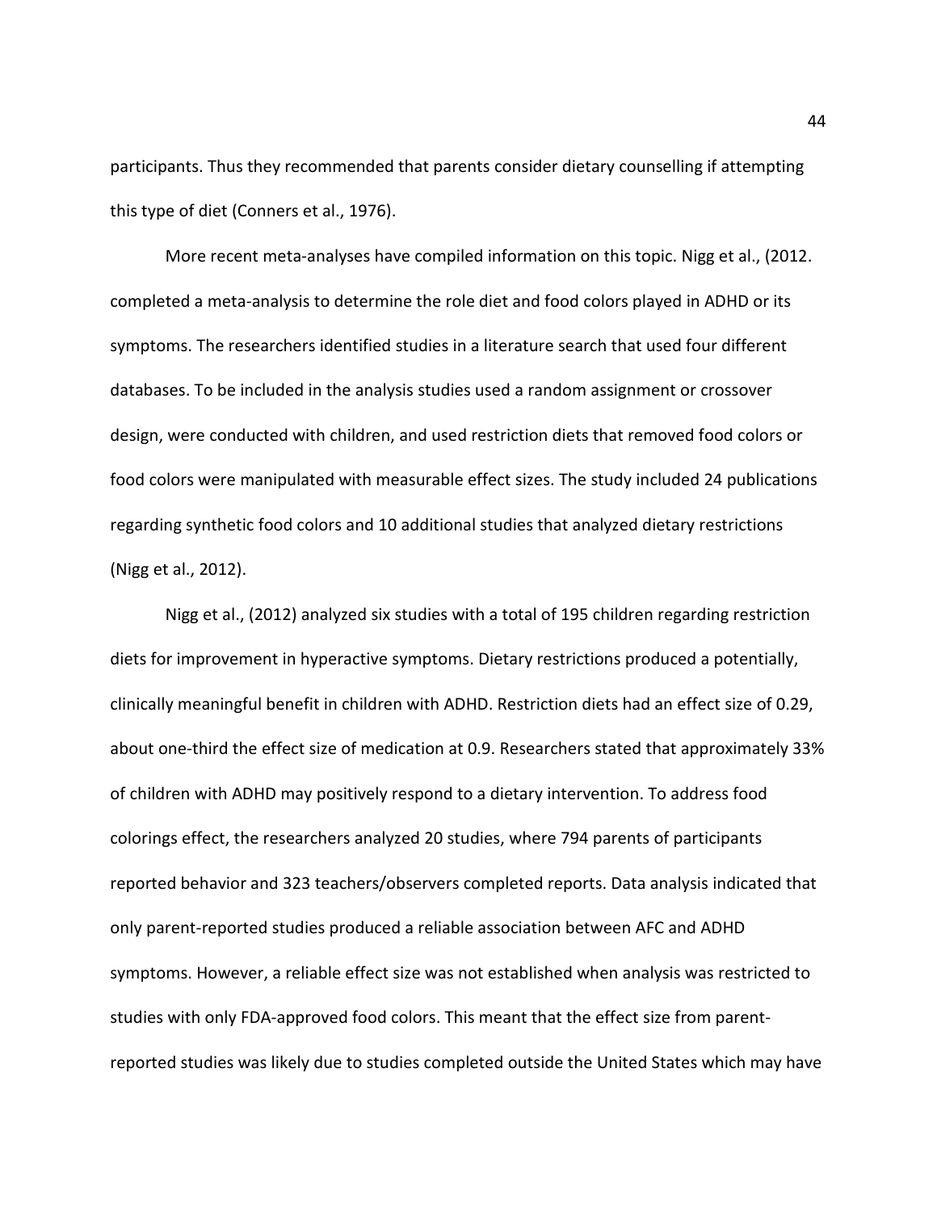participants. Thus they recommended that parents consider dietary counselling if attempting this type of diet (Conners et al., 1976).

More recent meta-analyses have compiled information on this topic. Nigg et al., (2012. completed a meta-analysis to determine the role diet and food colors played in ADHD or its symptoms. The researchers identified studies in a literature search that used four different databases. To be included in the analysis studies used a random assignment or crossover design, were conducted with children, and used restriction diets that removed food colors or food colors were manipulated with measurable effect sizes. The study included 24 publications regarding synthetic food colors and 10 additional studies that analyzed dietary restrictions (Nigg et al., 2012).

Nigg et al., (2012) analyzed six studies with a total of 195 children regarding restriction diets for improvement in hyperactive symptoms. Dietary restrictions produced a potentially, clinically meaningful benefit in children with ADHD. Restriction diets had an effect size of 0.29, about one-third the effect size of medication at 0.9. Researchers stated that approximately 33% of children with ADHD may positively respond to a dietary intervention. To address food colorings effect, the researchers analyzed 20 studies, where 794 parents of participants reported behavior and 323 teachers/observers completed reports. Data analysis indicated that only parent-reported studies produced a reliable association between AFC and ADHD symptoms. However, a reliable effect size was not established when analysis was restricted to studies with only FDA-approved food colors. This meant that the effect size from parent-reported studies was likely due to studies completed outside the United States which may have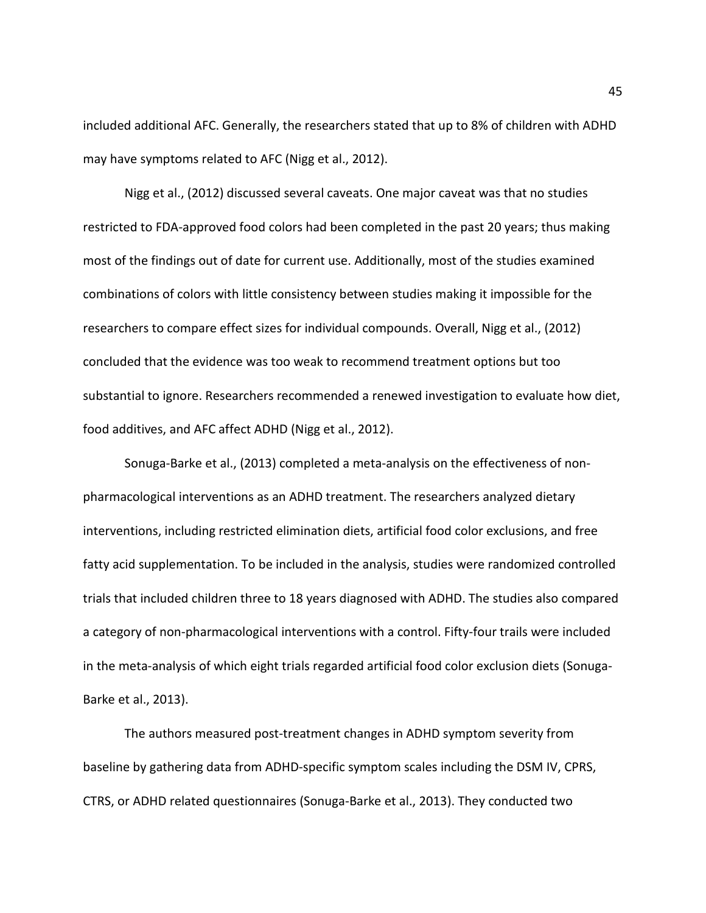included additional AFC. Generally, the researchers stated that up to 8% of children with ADHD may have symptoms related to AFC (Nigg et al., 2012).

Nigg et al., (2012) discussed several caveats. One major caveat was that no studies restricted to FDA-approved food colors had been completed in the past 20 years; thus making most of the findings out of date for current use. Additionally, most of the studies examined combinations of colors with little consistency between studies making it impossible for the researchers to compare effect sizes for individual compounds. Overall, Nigg et al., (2012) concluded that the evidence was too weak to recommend treatment options but too substantial to ignore. Researchers recommended a renewed investigation to evaluate how diet, food additives, and AFC affect ADHD (Nigg et al., 2012).

Sonuga-Barke et al., (2013) completed a meta-analysis on the effectiveness of non-pharmacological interventions as an ADHD treatment. The researchers analyzed dietary interventions, including restricted elimination diets, artificial food color exclusions, and free fatty acid supplementation. To be included in the analysis, studies were randomized controlled trials that included children three to 18 years diagnosed with ADHD. The studies also compared a category of non-pharmacological interventions with a control. Fifty-four trails were included in the meta-analysis of which eight trials regarded artificial food color exclusion diets (Sonuga-Barke et al., 2013).

The authors measured post-treatment changes in ADHD symptom severity from baseline by gathering data from ADHD-specific symptom scales including the DSM IV, CPRS, CTRS, or ADHD related questionnaires (Sonuga-Barke et al., 2013). They conducted two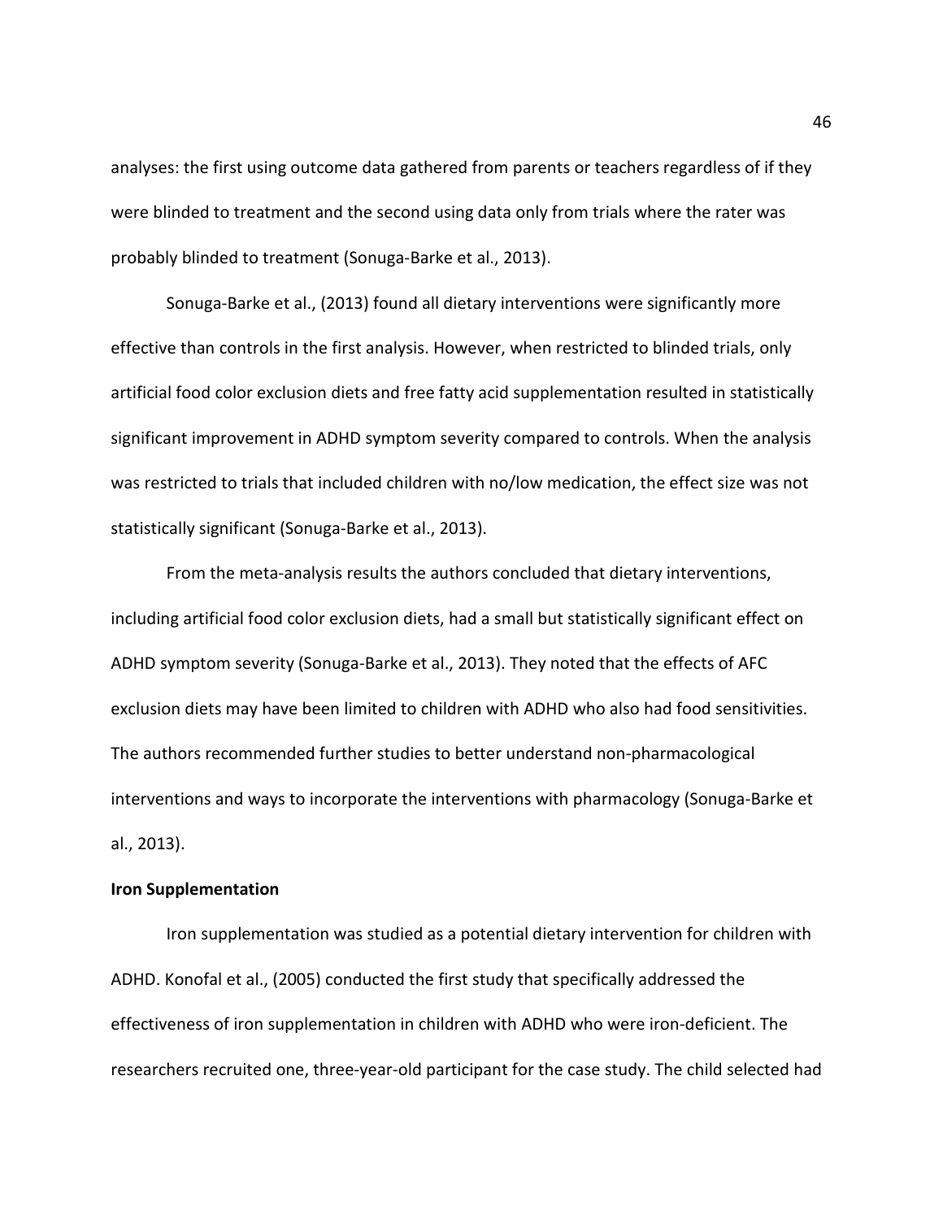analyses: the first using outcome data gathered from parents or teachers regardless of if they were blinded to treatment and the second using data only from trials where the rater was probably blinded to treatment (Sonuga-Barke et al., 2013).

Sonuga-Barke et al., (2013) found all dietary interventions were significantly more effective than controls in the first analysis. However, when restricted to blinded trials, only artificial food color exclusion diets and free fatty acid supplementation resulted in statistically significant improvement in ADHD symptom severity compared to controls. When the analysis was restricted to trials that included children with no/low medication, the effect size was not statistically significant (Sonuga-Barke et al., 2013).

From the meta-analysis results the authors concluded that dietary interventions, including artificial food color exclusion diets, had a small but statistically significant effect on ADHD symptom severity (Sonuga-Barke et al., 2013). They noted that the effects of AFC exclusion diets may have been limited to children with ADHD who also had food sensitivities. The authors recommended further studies to better understand non-pharmacological interventions and ways to incorporate the interventions with pharmacology (Sonuga-Barke et al., 2013).

**Iron Supplementation**

Iron supplementation was studied as a potential dietary intervention for children with ADHD. Konofal et al., (2005) conducted the first study that specifically addressed the effectiveness of iron supplementation in children with ADHD who were iron-deficient. The researchers recruited one, three-year-old participant for the case study. The child selected had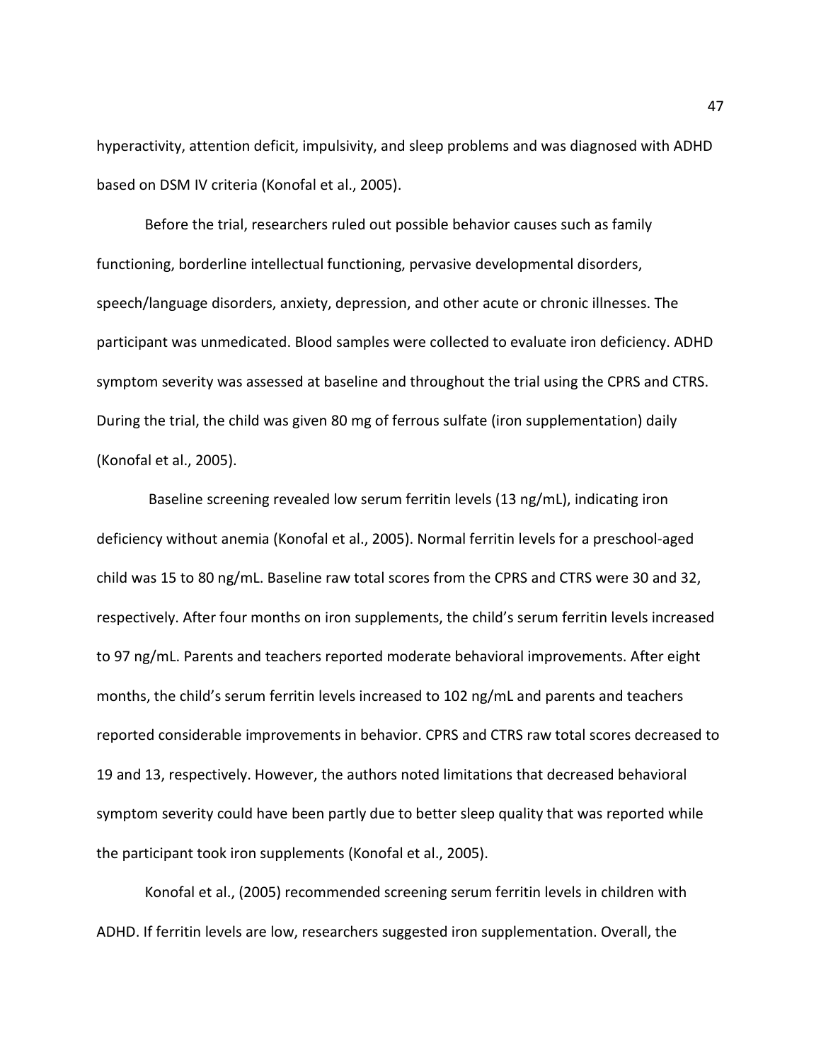hyperactivity, attention deficit, impulsivity, and sleep problems and was diagnosed with ADHD based on DSM IV criteria (Konofal et al., 2005).

Before the trial, researchers ruled out possible behavior causes such as family functioning, borderline intellectual functioning, pervasive developmental disorders, speech/language disorders, anxiety, depression, and other acute or chronic illnesses. The participant was unmedicated. Blood samples were collected to evaluate iron deficiency. ADHD symptom severity was assessed at baseline and throughout the trial using the CPRS and CTRS. During the trial, the child was given 80 mg of ferrous sulfate (iron supplementation) daily (Konofal et al., 2005).

Baseline screening revealed low serum ferritin levels (13 ng/mL), indicating iron deficiency without anemia (Konofal et al., 2005). Normal ferritin levels for a preschool-aged child was 15 to 80 ng/mL. Baseline raw total scores from the CPRS and CTRS were 30 and 32, respectively. After four months on iron supplements, the child's serum ferritin levels increased to 97 ng/mL. Parents and teachers reported moderate behavioral improvements. After eight months, the child's serum ferritin levels increased to 102 ng/mL and parents and teachers reported considerable improvements in behavior. CPRS and CTRS raw total scores decreased to 19 and 13, respectively. However, the authors noted limitations that decreased behavioral symptom severity could have been partly due to better sleep quality that was reported while the participant took iron supplements (Konofal et al., 2005).

Konofal et al., (2005) recommended screening serum ferritin levels in children with ADHD. If ferritin levels are low, researchers suggested iron supplementation. Overall, the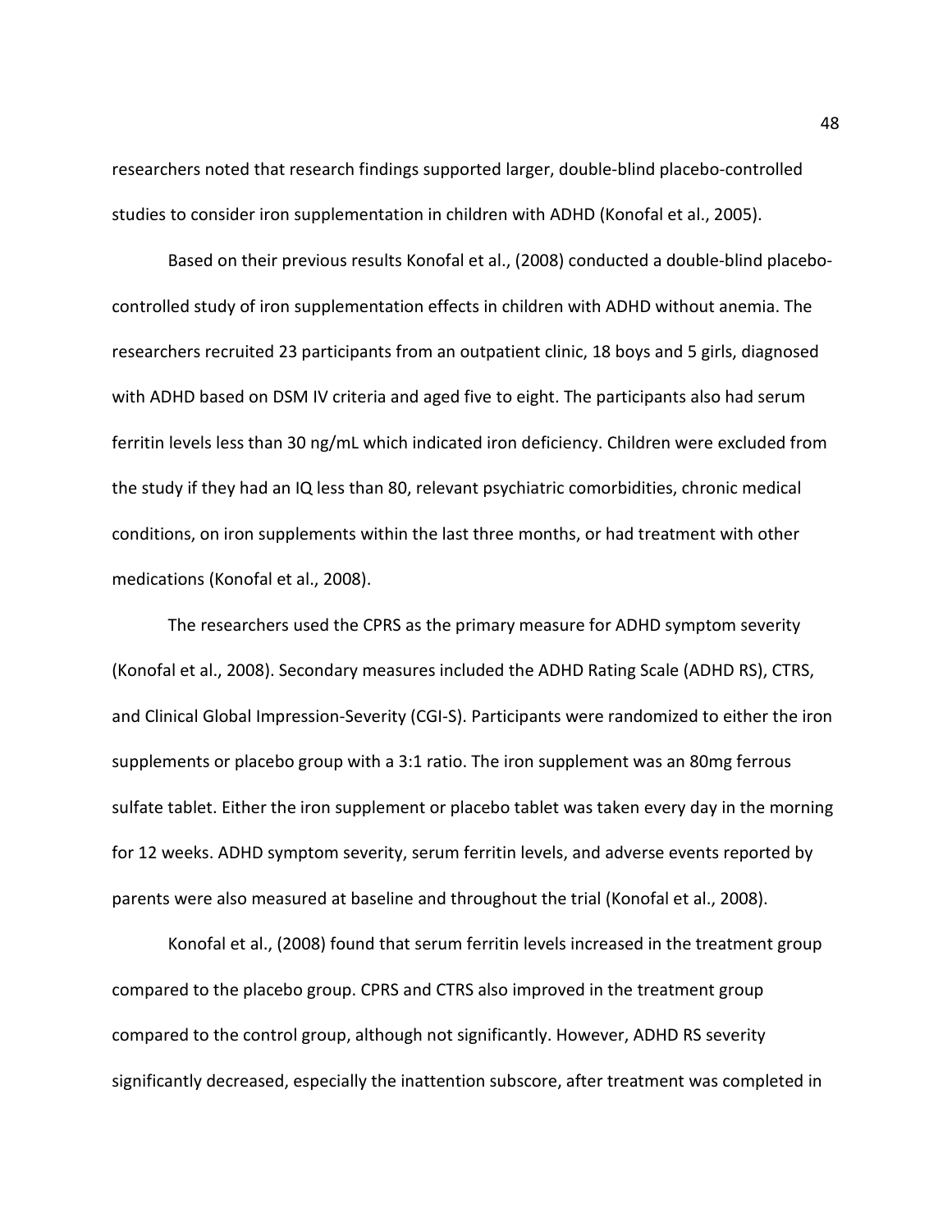researchers noted that research findings supported larger, double-blind placebo-controlled studies to consider iron supplementation in children with ADHD (Konofal et al., 2005).

Based on their previous results Konofal et al., (2008) conducted a double-blind placebo-controlled study of iron supplementation effects in children with ADHD without anemia. The researchers recruited 23 participants from an outpatient clinic, 18 boys and 5 girls, diagnosed with ADHD based on DSM IV criteria and aged five to eight. The participants also had serum ferritin levels less than 30 ng/mL which indicated iron deficiency. Children were excluded from the study if they had an IQ less than 80, relevant psychiatric comorbidities, chronic medical conditions, on iron supplements within the last three months, or had treatment with other medications (Konofal et al., 2008).

The researchers used the CPRS as the primary measure for ADHD symptom severity (Konofal et al., 2008). Secondary measures included the ADHD Rating Scale (ADHD RS), CTRS, and Clinical Global Impression-Severity (CGI-S). Participants were randomized to either the iron supplements or placebo group with a 3:1 ratio. The iron supplement was an 80mg ferrous sulfate tablet. Either the iron supplement or placebo tablet was taken every day in the morning for 12 weeks. ADHD symptom severity, serum ferritin levels, and adverse events reported by parents were also measured at baseline and throughout the trial (Konofal et al., 2008).

Konofal et al., (2008) found that serum ferritin levels increased in the treatment group compared to the placebo group. CPRS and CTRS also improved in the treatment group compared to the control group, although not significantly. However, ADHD RS severity significantly decreased, especially the inattention subscore, after treatment was completed in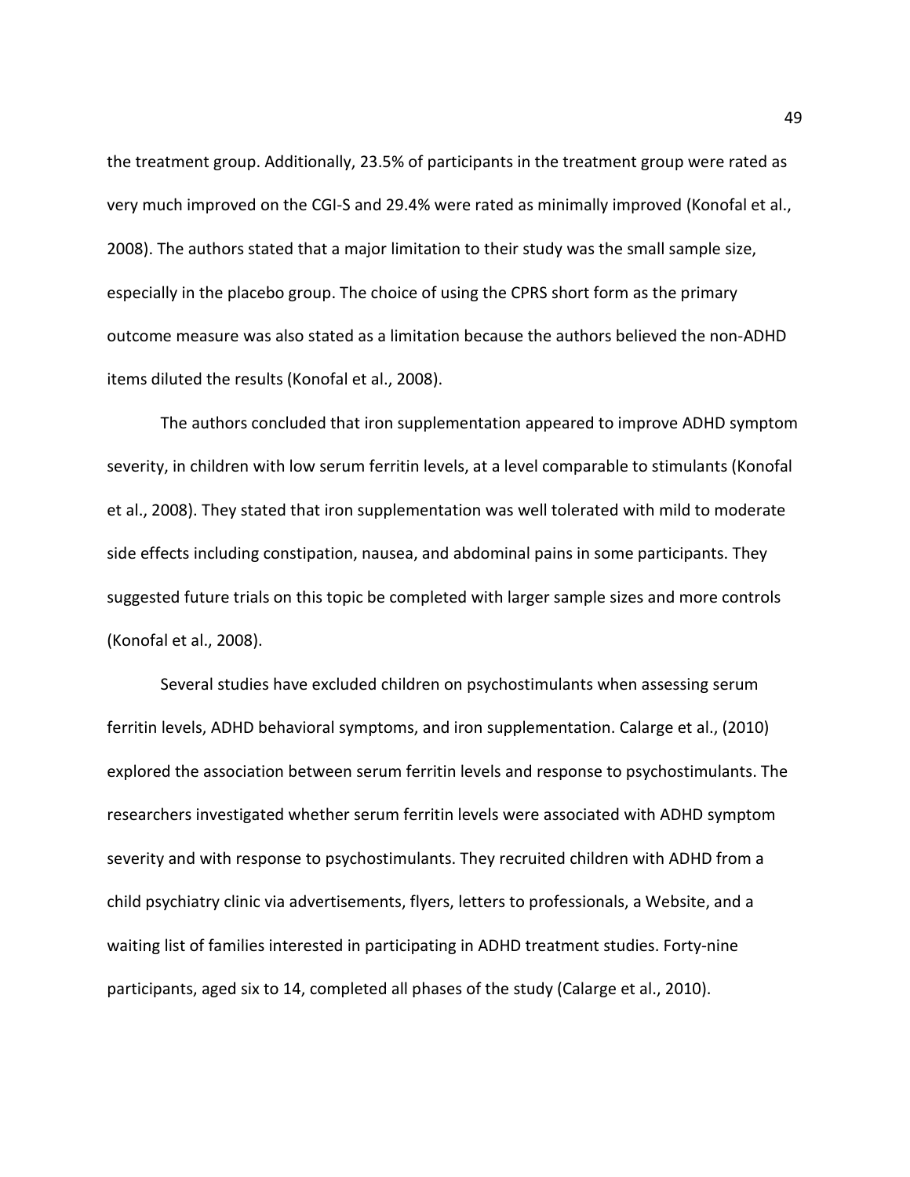the treatment group. Additionally, 23.5% of participants in the treatment group were rated as very much improved on the CGI-S and 29.4% were rated as minimally improved (Konofal et al., 2008). The authors stated that a major limitation to their study was the small sample size, especially in the placebo group. The choice of using the CPRS short form as the primary outcome measure was also stated as a limitation because the authors believed the non-ADHD items diluted the results (Konofal et al., 2008).

The authors concluded that iron supplementation appeared to improve ADHD symptom severity, in children with low serum ferritin levels, at a level comparable to stimulants (Konofal et al., 2008). They stated that iron supplementation was well tolerated with mild to moderate side effects including constipation, nausea, and abdominal pains in some participants. They suggested future trials on this topic be completed with larger sample sizes and more controls (Konofal et al., 2008).

Several studies have excluded children on psychostimulants when assessing serum ferritin levels, ADHD behavioral symptoms, and iron supplementation. Calarge et al., (2010) explored the association between serum ferritin levels and response to psychostimulants. The researchers investigated whether serum ferritin levels were associated with ADHD symptom severity and with response to psychostimulants. They recruited children with ADHD from a child psychiatry clinic via advertisements, flyers, letters to professionals, a Website, and a waiting list of families interested in participating in ADHD treatment studies. Forty-nine participants, aged six to 14, completed all phases of the study (Calarge et al., 2010).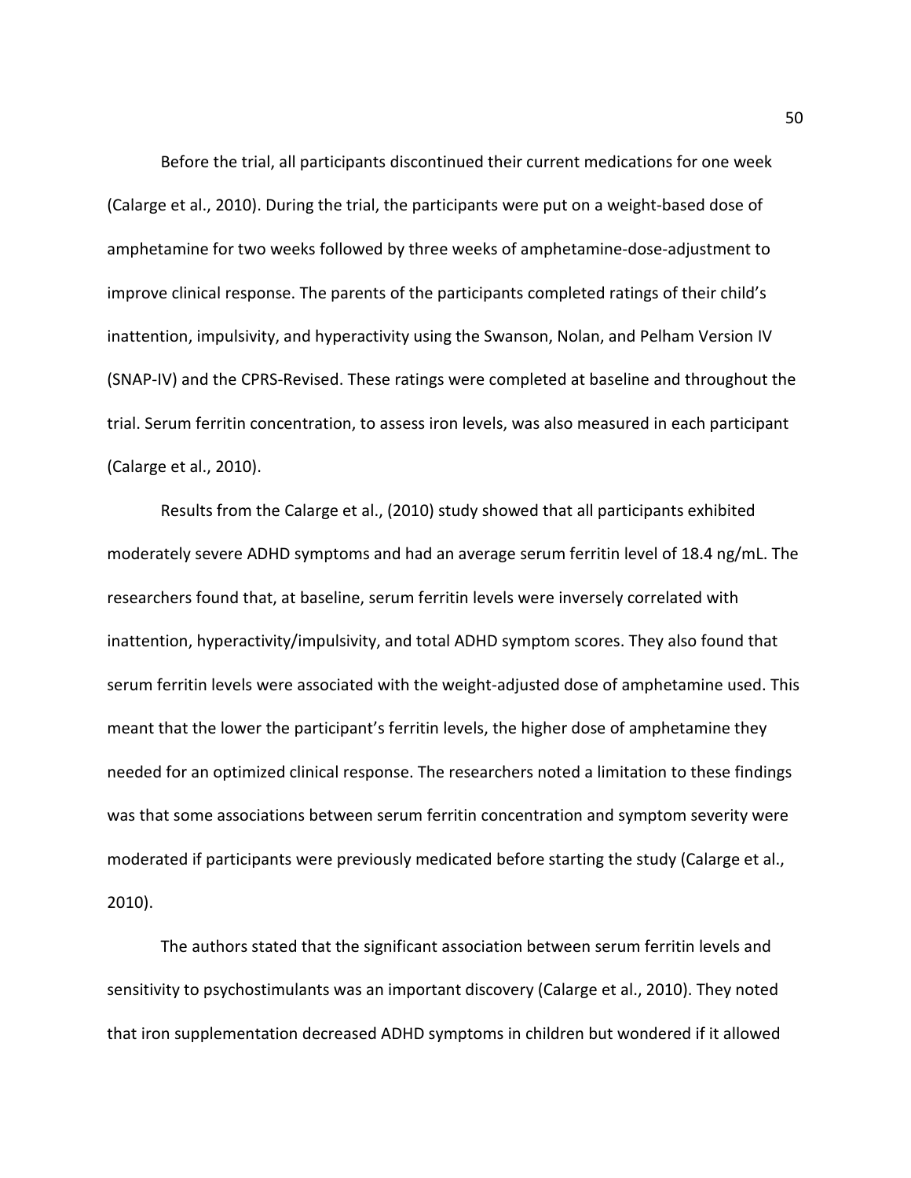Before the trial, all participants discontinued their current medications for one week (Calarge et al., 2010). During the trial, the participants were put on a weight-based dose of amphetamine for two weeks followed by three weeks of amphetamine-dose-adjustment to improve clinical response. The parents of the participants completed ratings of their child's inattention, impulsivity, and hyperactivity using the Swanson, Nolan, and Pelham Version IV (SNAP-IV) and the CPRS-Revised. These ratings were completed at baseline and throughout the trial. Serum ferritin concentration, to assess iron levels, was also measured in each participant (Calarge et al., 2010).

Results from the Calarge et al., (2010) study showed that all participants exhibited moderately severe ADHD symptoms and had an average serum ferritin level of 18.4 ng/mL. The researchers found that, at baseline, serum ferritin levels were inversely correlated with inattention, hyperactivity/impulsivity, and total ADHD symptom scores. They also found that serum ferritin levels were associated with the weight-adjusted dose of amphetamine used. This meant that the lower the participant's ferritin levels, the higher dose of amphetamine they needed for an optimized clinical response. The researchers noted a limitation to these findings was that some associations between serum ferritin concentration and symptom severity were moderated if participants were previously medicated before starting the study (Calarge et al., 2010).

The authors stated that the significant association between serum ferritin levels and sensitivity to psychostimulants was an important discovery (Calarge et al., 2010). They noted that iron supplementation decreased ADHD symptoms in children but wondered if it allowed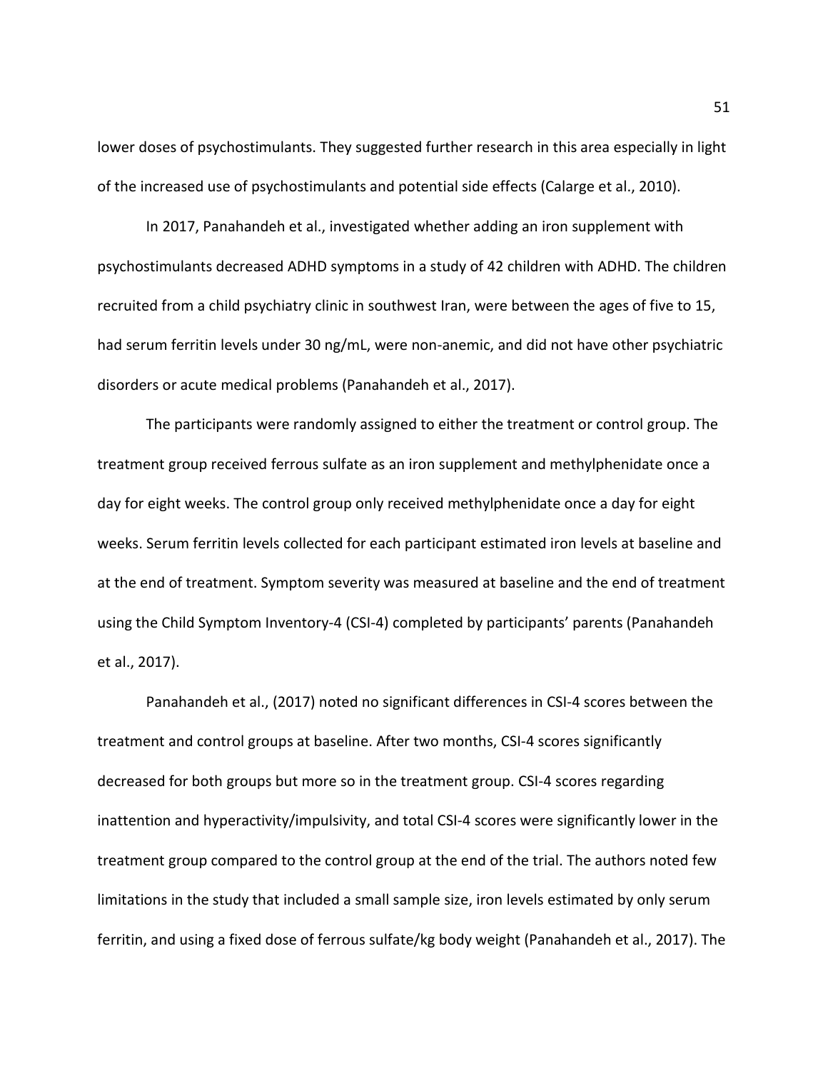lower doses of psychostimulants. They suggested further research in this area especially in light of the increased use of psychostimulants and potential side effects (Calarge et al., 2010).

In 2017, Panahandeh et al., investigated whether adding an iron supplement with psychostimulants decreased ADHD symptoms in a study of 42 children with ADHD. The children recruited from a child psychiatry clinic in southwest Iran, were between the ages of five to 15, had serum ferritin levels under 30 ng/mL, were non-anemic, and did not have other psychiatric disorders or acute medical problems (Panahandeh et al., 2017).

The participants were randomly assigned to either the treatment or control group. The treatment group received ferrous sulfate as an iron supplement and methylphenidate once a day for eight weeks. The control group only received methylphenidate once a day for eight weeks. Serum ferritin levels collected for each participant estimated iron levels at baseline and at the end of treatment. Symptom severity was measured at baseline and the end of treatment using the Child Symptom Inventory-4 (CSI-4) completed by participants' parents (Panahandeh et al., 2017).

Panahandeh et al., (2017) noted no significant differences in CSI-4 scores between the treatment and control groups at baseline. After two months, CSI-4 scores significantly decreased for both groups but more so in the treatment group. CSI-4 scores regarding inattention and hyperactivity/impulsivity, and total CSI-4 scores were significantly lower in the treatment group compared to the control group at the end of the trial. The authors noted few limitations in the study that included a small sample size, iron levels estimated by only serum ferritin, and using a fixed dose of ferrous sulfate/kg body weight (Panahandeh et al., 2017). The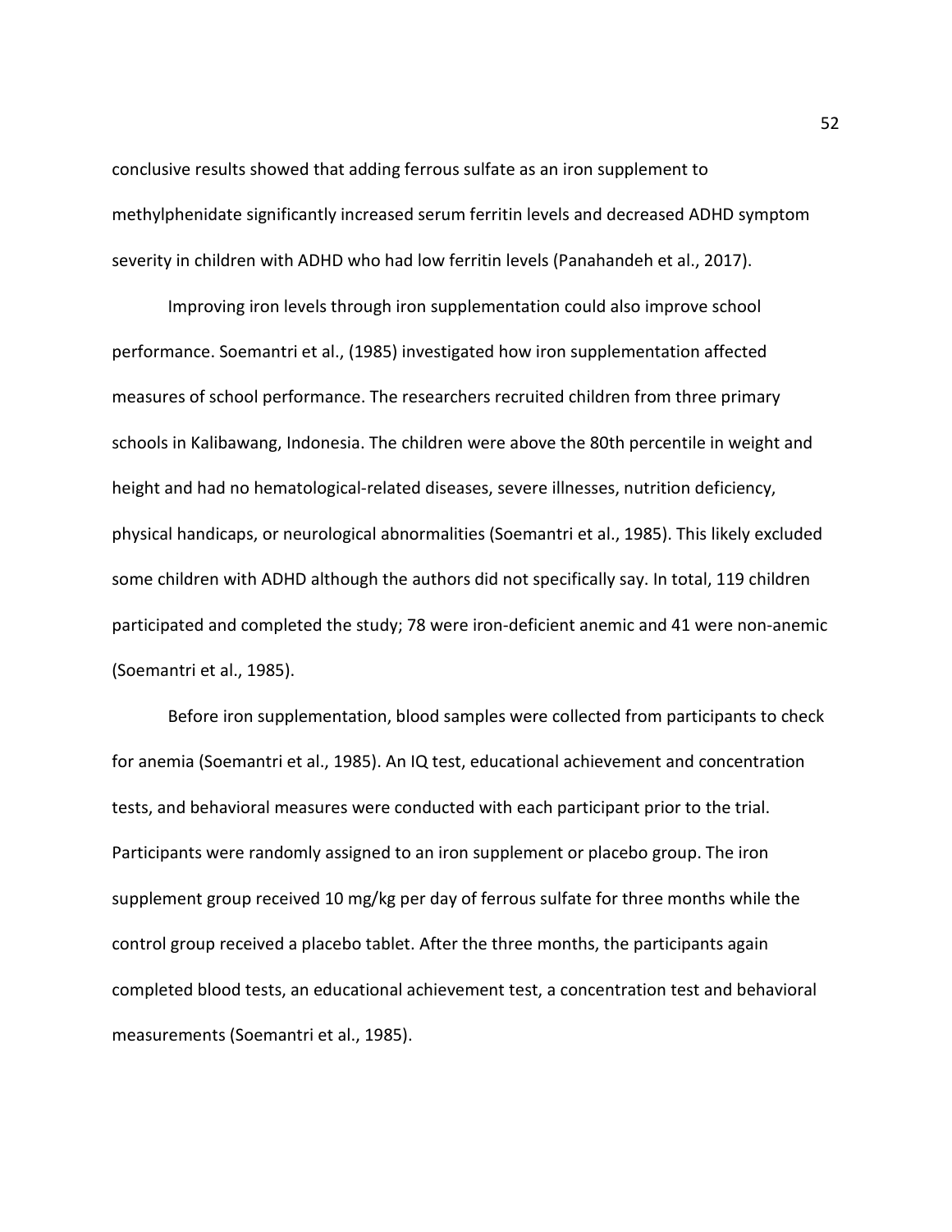conclusive results showed that adding ferrous sulfate as an iron supplement to methylphenidate significantly increased serum ferritin levels and decreased ADHD symptom severity in children with ADHD who had low ferritin levels (Panahandeh et al., 2017).

Improving iron levels through iron supplementation could also improve school performance. Soemantri et al., (1985) investigated how iron supplementation affected measures of school performance. The researchers recruited children from three primary schools in Kalibawang, Indonesia. The children were above the 80th percentile in weight and height and had no hematological-related diseases, severe illnesses, nutrition deficiency, physical handicaps, or neurological abnormalities (Soemantri et al., 1985). This likely excluded some children with ADHD although the authors did not specifically say. In total, 119 children participated and completed the study; 78 were iron-deficient anemic and 41 were non-anemic (Soemantri et al., 1985).

Before iron supplementation, blood samples were collected from participants to check for anemia (Soemantri et al., 1985). An IQ test, educational achievement and concentration tests, and behavioral measures were conducted with each participant prior to the trial. Participants were randomly assigned to an iron supplement or placebo group. The iron supplement group received 10 mg/kg per day of ferrous sulfate for three months while the control group received a placebo tablet. After the three months, the participants again completed blood tests, an educational achievement test, a concentration test and behavioral measurements (Soemantri et al., 1985).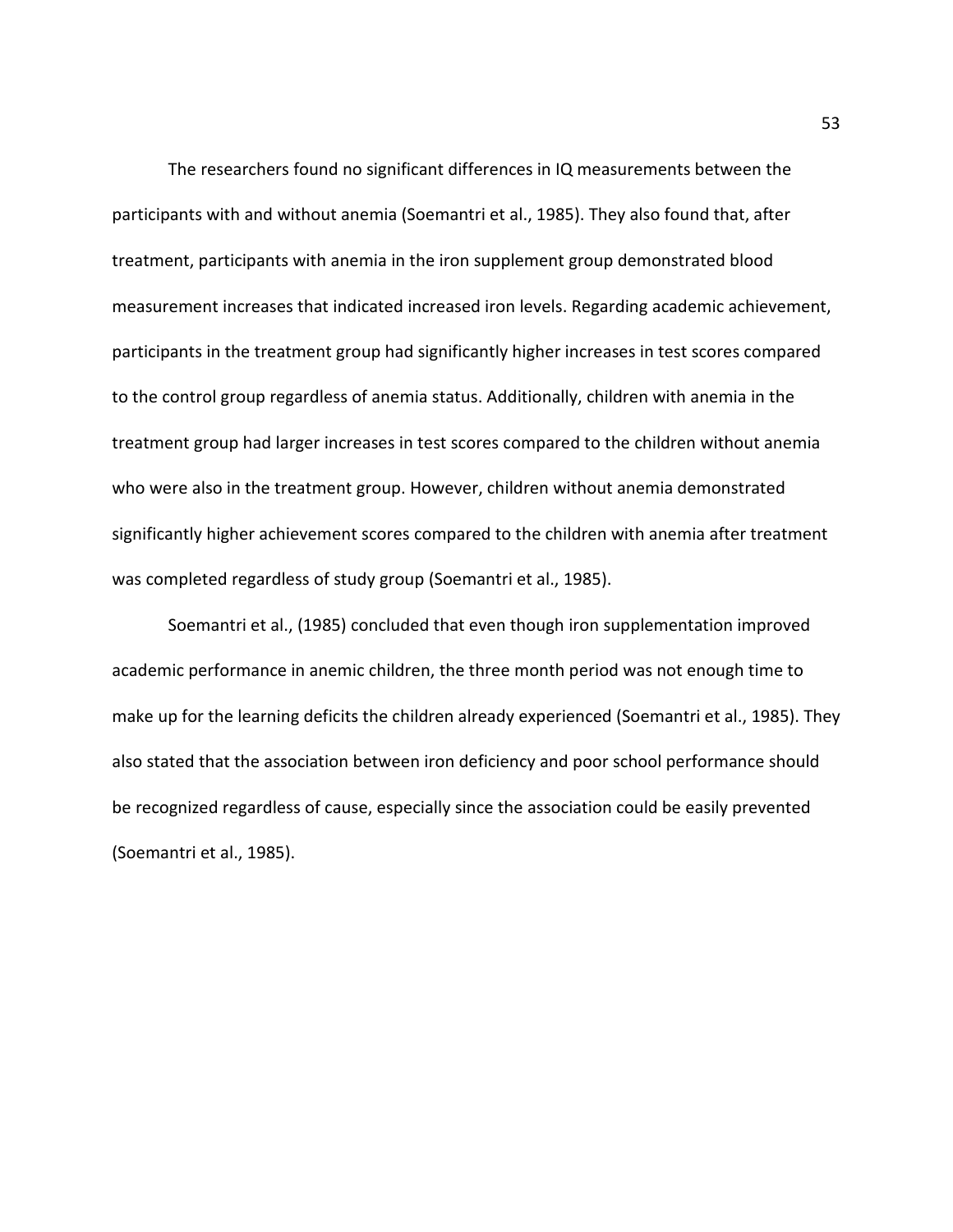The researchers found no significant differences in IQ measurements between the participants with and without anemia (Soemantri et al., 1985). They also found that, after treatment, participants with anemia in the iron supplement group demonstrated blood measurement increases that indicated increased iron levels. Regarding academic achievement, participants in the treatment group had significantly higher increases in test scores compared to the control group regardless of anemia status. Additionally, children with anemia in the treatment group had larger increases in test scores compared to the children without anemia who were also in the treatment group. However, children without anemia demonstrated significantly higher achievement scores compared to the children with anemia after treatment was completed regardless of study group (Soemantri et al., 1985).

Soemantri et al., (1985) concluded that even though iron supplementation improved academic performance in anemic children, the three month period was not enough time to make up for the learning deficits the children already experienced (Soemantri et al., 1985). They also stated that the association between iron deficiency and poor school performance should be recognized regardless of cause, especially since the association could be easily prevented (Soemantri et al., 1985).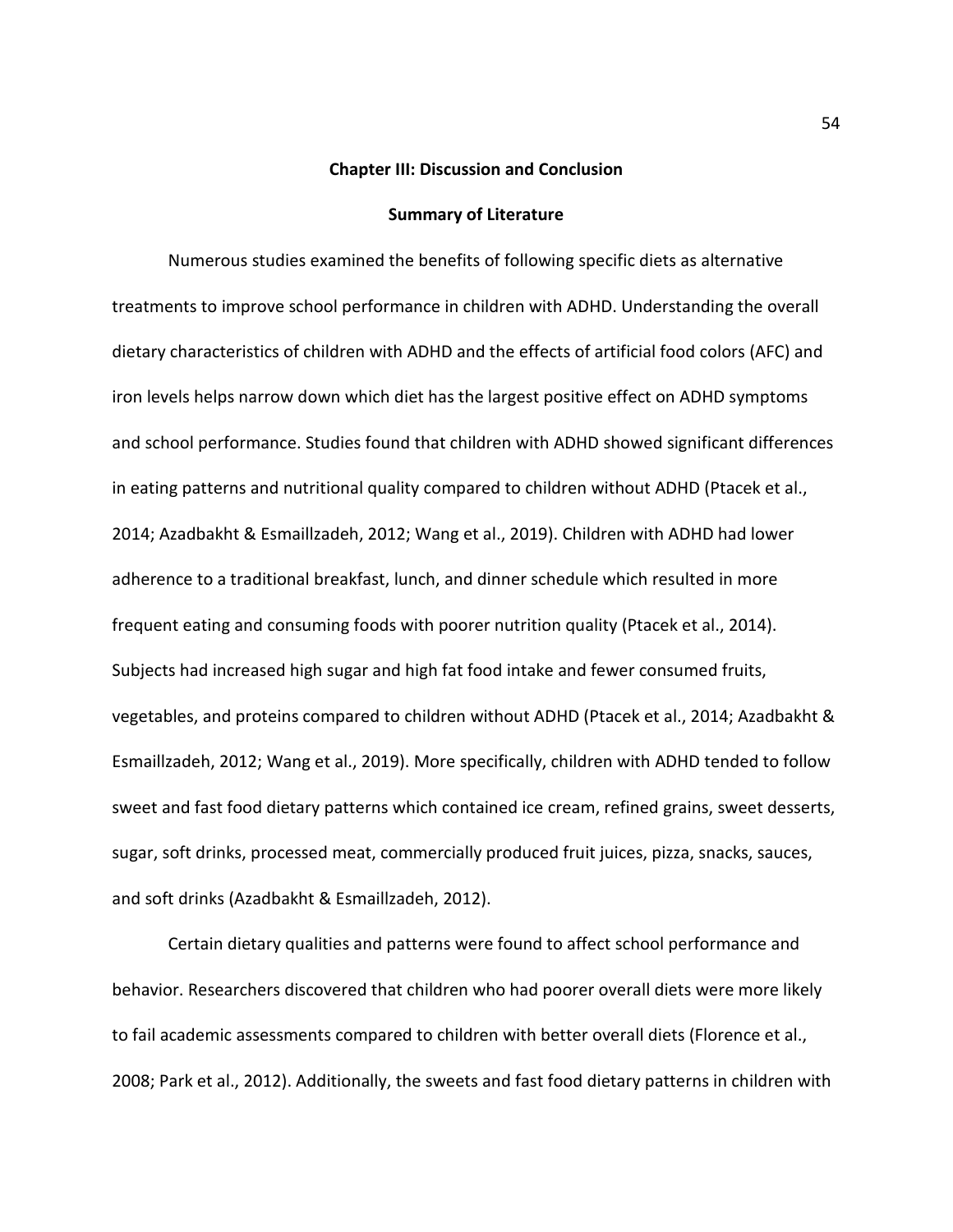# Chapter III: Discussion and Conclusion

## Summary of Literature

Numerous studies examined the benefits of following specific diets as alternative treatments to improve school performance in children with ADHD. Understanding the overall dietary characteristics of children with ADHD and the effects of artificial food colors (AFC) and iron levels helps narrow down which diet has the largest positive effect on ADHD symptoms and school performance. Studies found that children with ADHD showed significant differences in eating patterns and nutritional quality compared to children without ADHD (Ptacek et al., 2014; Azadbakht & Esmaillzadeh, 2012; Wang et al., 2019). Children with ADHD had lower adherence to a traditional breakfast, lunch, and dinner schedule which resulted in more frequent eating and consuming foods with poorer nutrition quality (Ptacek et al., 2014). Subjects had increased high sugar and high fat food intake and fewer consumed fruits, vegetables, and proteins compared to children without ADHD (Ptacek et al., 2014; Azadbakht & Esmaillzadeh, 2012; Wang et al., 2019). More specifically, children with ADHD tended to follow sweet and fast food dietary patterns which contained ice cream, refined grains, sweet desserts, sugar, soft drinks, processed meat, commercially produced fruit juices, pizza, snacks, sauces, and soft drinks (Azadbakht & Esmaillzadeh, 2012).

Certain dietary qualities and patterns were found to affect school performance and behavior. Researchers discovered that children who had poorer overall diets were more likely to fail academic assessments compared to children with better overall diets (Florence et al., 2008; Park et al., 2012). Additionally, the sweets and fast food dietary patterns in children with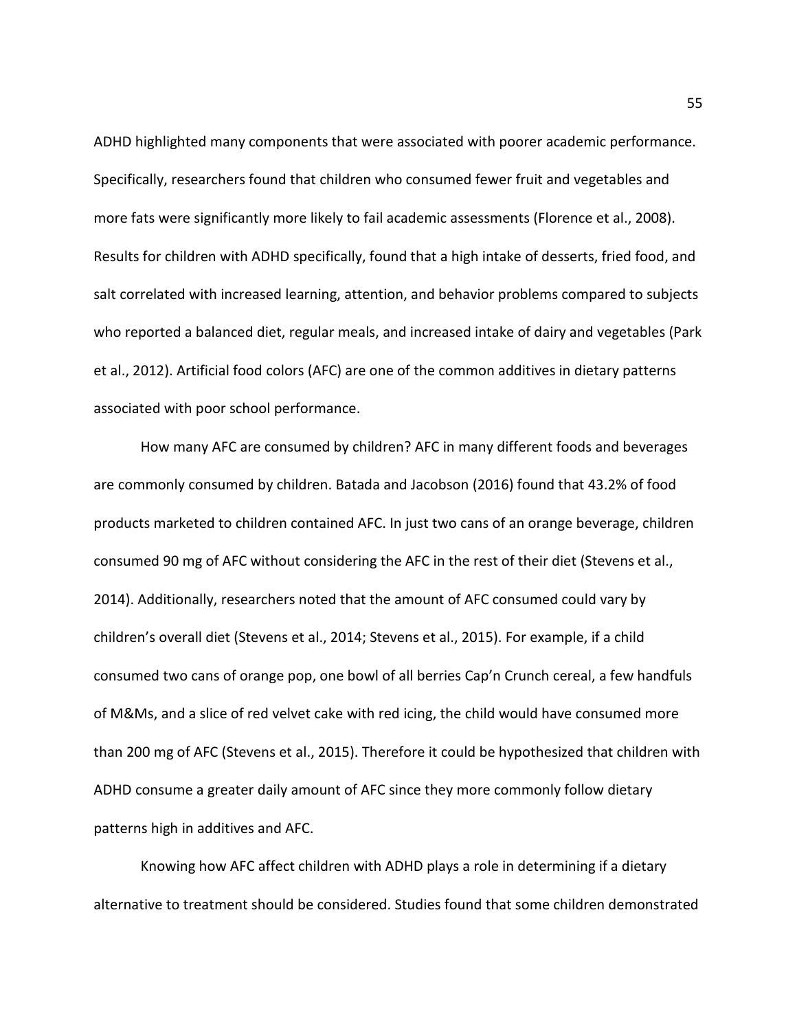ADHD highlighted many components that were associated with poorer academic performance. Specifically, researchers found that children who consumed fewer fruit and vegetables and more fats were significantly more likely to fail academic assessments (Florence et al., 2008). Results for children with ADHD specifically, found that a high intake of desserts, fried food, and salt correlated with increased learning, attention, and behavior problems compared to subjects who reported a balanced diet, regular meals, and increased intake of dairy and vegetables (Park et al., 2012). Artificial food colors (AFC) are one of the common additives in dietary patterns associated with poor school performance.

How many AFC are consumed by children? AFC in many different foods and beverages are commonly consumed by children. Batada and Jacobson (2016) found that 43.2% of food products marketed to children contained AFC. In just two cans of an orange beverage, children consumed 90 mg of AFC without considering the AFC in the rest of their diet (Stevens et al., 2014). Additionally, researchers noted that the amount of AFC consumed could vary by children's overall diet (Stevens et al., 2014; Stevens et al., 2015). For example, if a child consumed two cans of orange pop, one bowl of all berries Cap'n Crunch cereal, a few handfuls of M&Ms, and a slice of red velvet cake with red icing, the child would have consumed more than 200 mg of AFC (Stevens et al., 2015). Therefore it could be hypothesized that children with ADHD consume a greater daily amount of AFC since they more commonly follow dietary patterns high in additives and AFC.

Knowing how AFC affect children with ADHD plays a role in determining if a dietary alternative to treatment should be considered. Studies found that some children demonstrated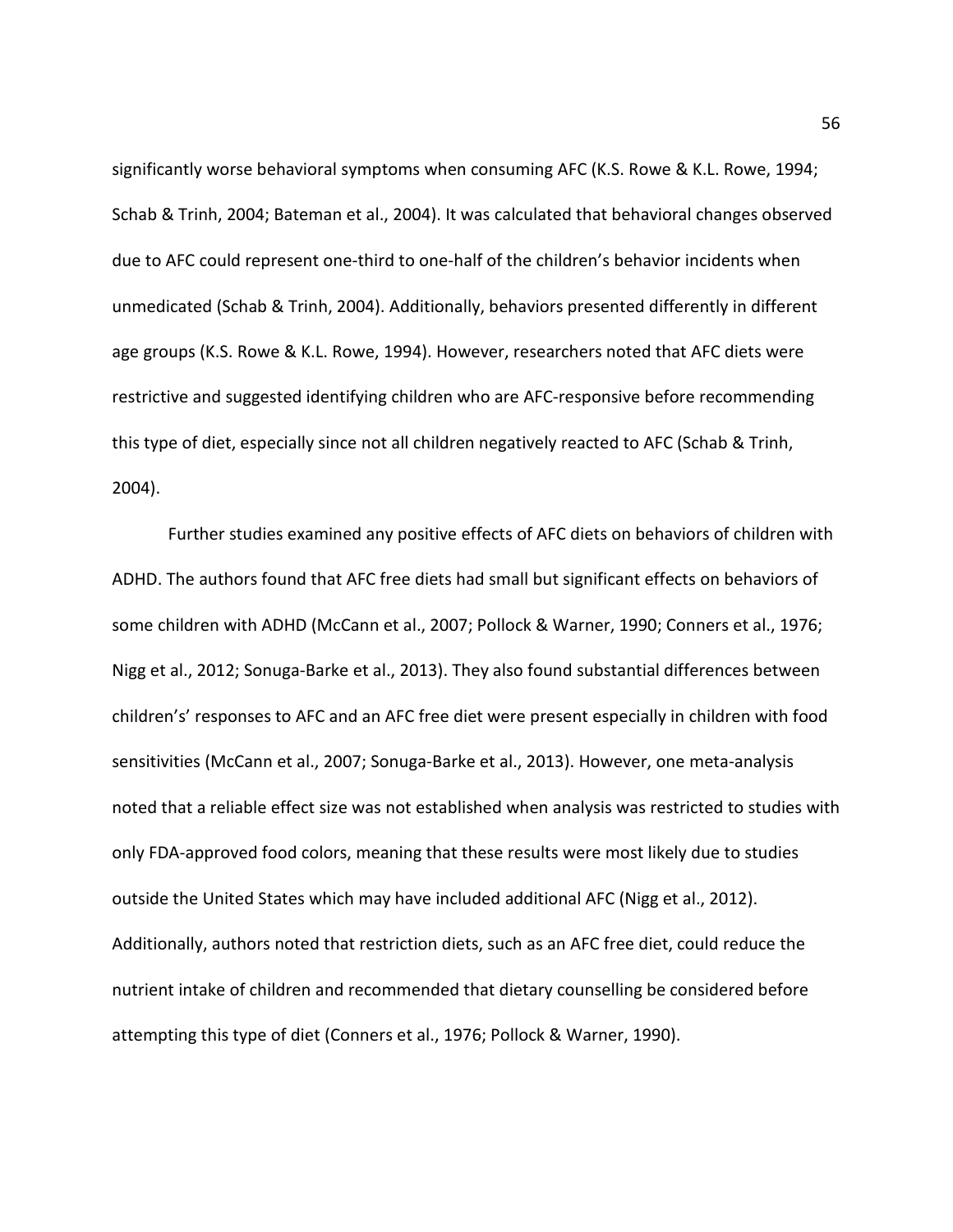significantly worse behavioral symptoms when consuming AFC (K.S. Rowe & K.L. Rowe, 1994; Schab & Trinh, 2004; Bateman et al., 2004). It was calculated that behavioral changes observed due to AFC could represent one-third to one-half of the children's behavior incidents when unmedicated (Schab & Trinh, 2004). Additionally, behaviors presented differently in different age groups (K.S. Rowe & K.L. Rowe, 1994). However, researchers noted that AFC diets were restrictive and suggested identifying children who are AFC-responsive before recommending this type of diet, especially since not all children negatively reacted to AFC (Schab & Trinh, 2004).

Further studies examined any positive effects of AFC diets on behaviors of children with ADHD. The authors found that AFC free diets had small but significant effects on behaviors of some children with ADHD (McCann et al., 2007; Pollock & Warner, 1990; Conners et al., 1976; Nigg et al., 2012; Sonuga-Barke et al., 2013). They also found substantial differences between children's' responses to AFC and an AFC free diet were present especially in children with food sensitivities (McCann et al., 2007; Sonuga-Barke et al., 2013). However, one meta-analysis noted that a reliable effect size was not established when analysis was restricted to studies with only FDA-approved food colors, meaning that these results were most likely due to studies outside the United States which may have included additional AFC (Nigg et al., 2012). Additionally, authors noted that restriction diets, such as an AFC free diet, could reduce the nutrient intake of children and recommended that dietary counselling be considered before attempting this type of diet (Conners et al., 1976; Pollock & Warner, 1990).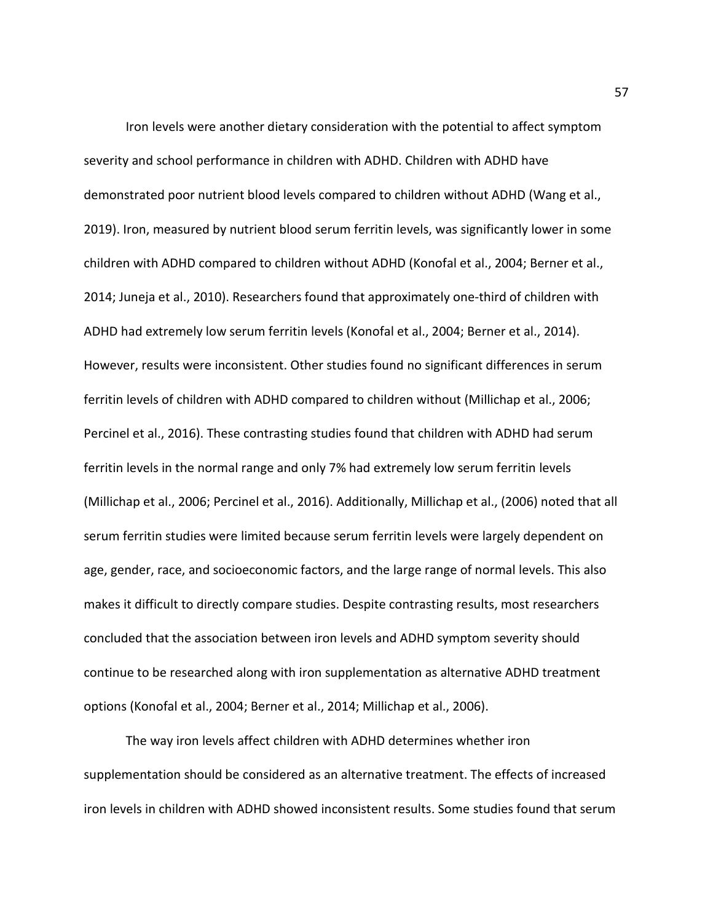Iron levels were another dietary consideration with the potential to affect symptom severity and school performance in children with ADHD. Children with ADHD have demonstrated poor nutrient blood levels compared to children without ADHD (Wang et al., 2019). Iron, measured by nutrient blood serum ferritin levels, was significantly lower in some children with ADHD compared to children without ADHD (Konofal et al., 2004; Berner et al., 2014; Juneja et al., 2010). Researchers found that approximately one-third of children with ADHD had extremely low serum ferritin levels (Konofal et al., 2004; Berner et al., 2014). However, results were inconsistent. Other studies found no significant differences in serum ferritin levels of children with ADHD compared to children without (Millichap et al., 2006; Percinel et al., 2016). These contrasting studies found that children with ADHD had serum ferritin levels in the normal range and only 7% had extremely low serum ferritin levels (Millichap et al., 2006; Percinel et al., 2016). Additionally, Millichap et al., (2006) noted that all serum ferritin studies were limited because serum ferritin levels were largely dependent on age, gender, race, and socioeconomic factors, and the large range of normal levels. This also makes it difficult to directly compare studies. Despite contrasting results, most researchers concluded that the association between iron levels and ADHD symptom severity should continue to be researched along with iron supplementation as alternative ADHD treatment options (Konofal et al., 2004; Berner et al., 2014; Millichap et al., 2006).

The way iron levels affect children with ADHD determines whether iron supplementation should be considered as an alternative treatment. The effects of increased iron levels in children with ADHD showed inconsistent results. Some studies found that serum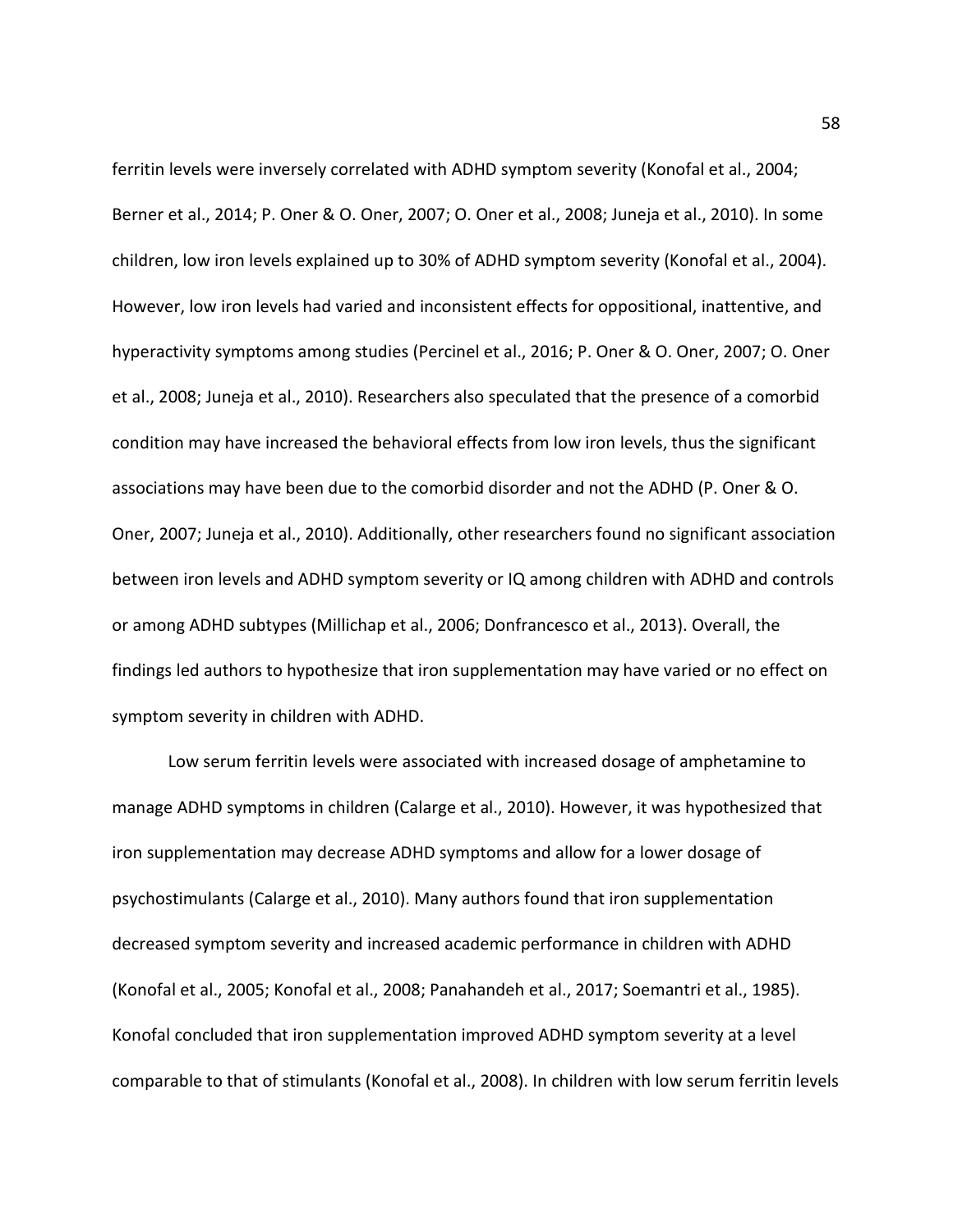ferritin levels were inversely correlated with ADHD symptom severity (Konofal et al., 2004; Berner et al., 2014; P. Oner & O. Oner, 2007; O. Oner et al., 2008; Juneja et al., 2010). In some children, low iron levels explained up to 30% of ADHD symptom severity (Konofal et al., 2004). However, low iron levels had varied and inconsistent effects for oppositional, inattentive, and hyperactivity symptoms among studies (Percinel et al., 2016; P. Oner & O. Oner, 2007; O. Oner et al., 2008; Juneja et al., 2010). Researchers also speculated that the presence of a comorbid condition may have increased the behavioral effects from low iron levels, thus the significant associations may have been due to the comorbid disorder and not the ADHD (P. Oner & O. Oner, 2007; Juneja et al., 2010). Additionally, other researchers found no significant association between iron levels and ADHD symptom severity or IQ among children with ADHD and controls or among ADHD subtypes (Millichap et al., 2006; Donfrancesco et al., 2013). Overall, the findings led authors to hypothesize that iron supplementation may have varied or no effect on symptom severity in children with ADHD.

Low serum ferritin levels were associated with increased dosage of amphetamine to manage ADHD symptoms in children (Calarge et al., 2010). However, it was hypothesized that iron supplementation may decrease ADHD symptoms and allow for a lower dosage of psychostimulants (Calarge et al., 2010). Many authors found that iron supplementation decreased symptom severity and increased academic performance in children with ADHD (Konofal et al., 2005; Konofal et al., 2008; Panahandeh et al., 2017; Soemantri et al., 1985). Konofal concluded that iron supplementation improved ADHD symptom severity at a level comparable to that of stimulants (Konofal et al., 2008). In children with low serum ferritin levels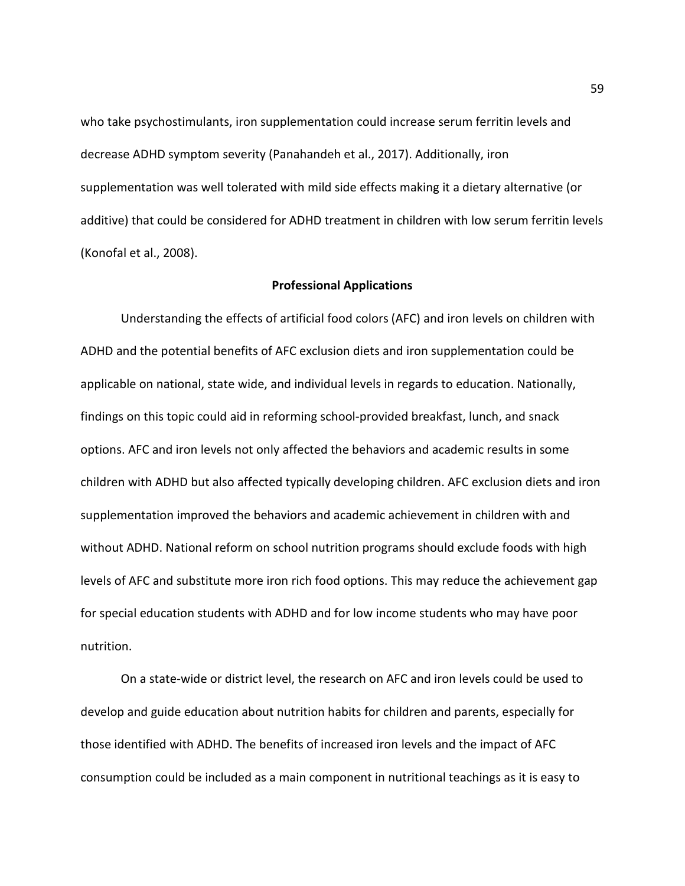who take psychostimulants, iron supplementation could increase serum ferritin levels and decrease ADHD symptom severity (Panahandeh et al., 2017). Additionally, iron supplementation was well tolerated with mild side effects making it a dietary alternative (or additive) that could be considered for ADHD treatment in children with low serum ferritin levels (Konofal et al., 2008).

## Professional Applications

Understanding the effects of artificial food colors (AFC) and iron levels on children with ADHD and the potential benefits of AFC exclusion diets and iron supplementation could be applicable on national, state wide, and individual levels in regards to education. Nationally, findings on this topic could aid in reforming school-provided breakfast, lunch, and snack options. AFC and iron levels not only affected the behaviors and academic results in some children with ADHD but also affected typically developing children. AFC exclusion diets and iron supplementation improved the behaviors and academic achievement in children with and without ADHD. National reform on school nutrition programs should exclude foods with high levels of AFC and substitute more iron rich food options. This may reduce the achievement gap for special education students with ADHD and for low income students who may have poor nutrition.

On a state-wide or district level, the research on AFC and iron levels could be used to develop and guide education about nutrition habits for children and parents, especially for those identified with ADHD. The benefits of increased iron levels and the impact of AFC consumption could be included as a main component in nutritional teachings as it is easy to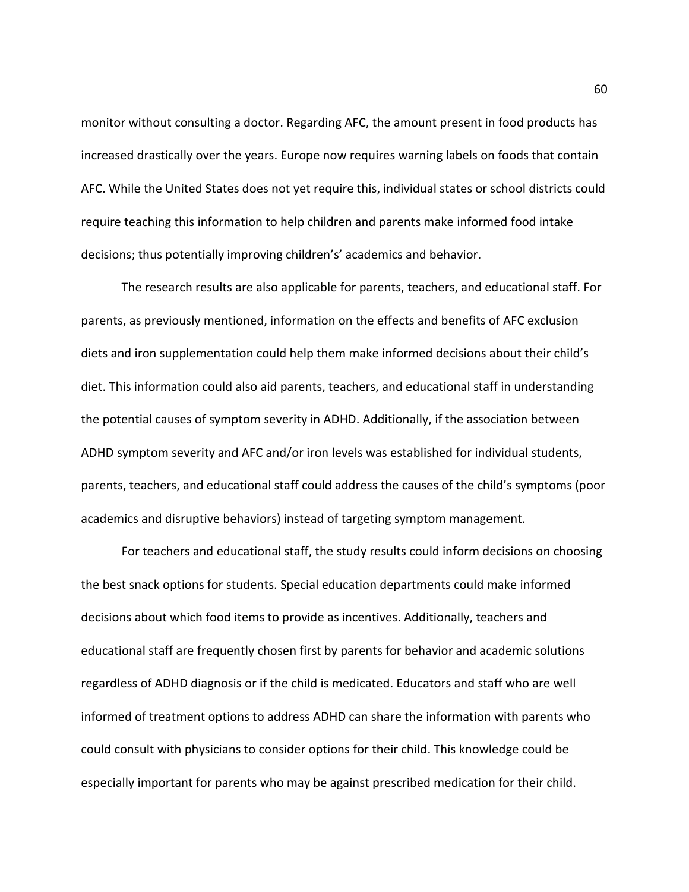monitor without consulting a doctor. Regarding AFC, the amount present in food products has increased drastically over the years. Europe now requires warning labels on foods that contain AFC. While the United States does not yet require this, individual states or school districts could require teaching this information to help children and parents make informed food intake decisions; thus potentially improving children's' academics and behavior.

The research results are also applicable for parents, teachers, and educational staff. For parents, as previously mentioned, information on the effects and benefits of AFC exclusion diets and iron supplementation could help them make informed decisions about their child's diet. This information could also aid parents, teachers, and educational staff in understanding the potential causes of symptom severity in ADHD. Additionally, if the association between ADHD symptom severity and AFC and/or iron levels was established for individual students, parents, teachers, and educational staff could address the causes of the child's symptoms (poor academics and disruptive behaviors) instead of targeting symptom management.

For teachers and educational staff, the study results could inform decisions on choosing the best snack options for students. Special education departments could make informed decisions about which food items to provide as incentives. Additionally, teachers and educational staff are frequently chosen first by parents for behavior and academic solutions regardless of ADHD diagnosis or if the child is medicated. Educators and staff who are well informed of treatment options to address ADHD can share the information with parents who could consult with physicians to consider options for their child. This knowledge could be especially important for parents who may be against prescribed medication for their child.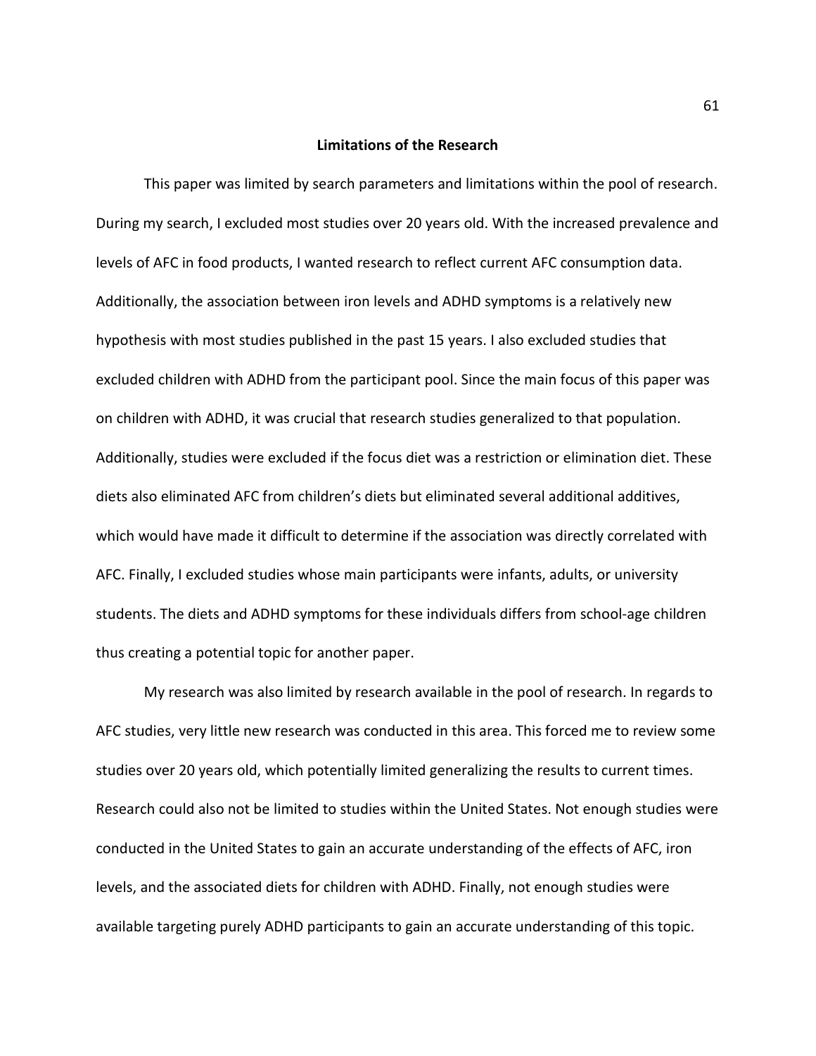## Limitations of the Research

This paper was limited by search parameters and limitations within the pool of research. During my search, I excluded most studies over 20 years old. With the increased prevalence and levels of AFC in food products, I wanted research to reflect current AFC consumption data. Additionally, the association between iron levels and ADHD symptoms is a relatively new hypothesis with most studies published in the past 15 years. I also excluded studies that excluded children with ADHD from the participant pool. Since the main focus of this paper was on children with ADHD, it was crucial that research studies generalized to that population. Additionally, studies were excluded if the focus diet was a restriction or elimination diet. These diets also eliminated AFC from children's diets but eliminated several additional additives, which would have made it difficult to determine if the association was directly correlated with AFC. Finally, I excluded studies whose main participants were infants, adults, or university students. The diets and ADHD symptoms for these individuals differs from school-age children thus creating a potential topic for another paper.

My research was also limited by research available in the pool of research. In regards to AFC studies, very little new research was conducted in this area. This forced me to review some studies over 20 years old, which potentially limited generalizing the results to current times. Research could also not be limited to studies within the United States. Not enough studies were conducted in the United States to gain an accurate understanding of the effects of AFC, iron levels, and the associated diets for children with ADHD. Finally, not enough studies were available targeting purely ADHD participants to gain an accurate understanding of this topic.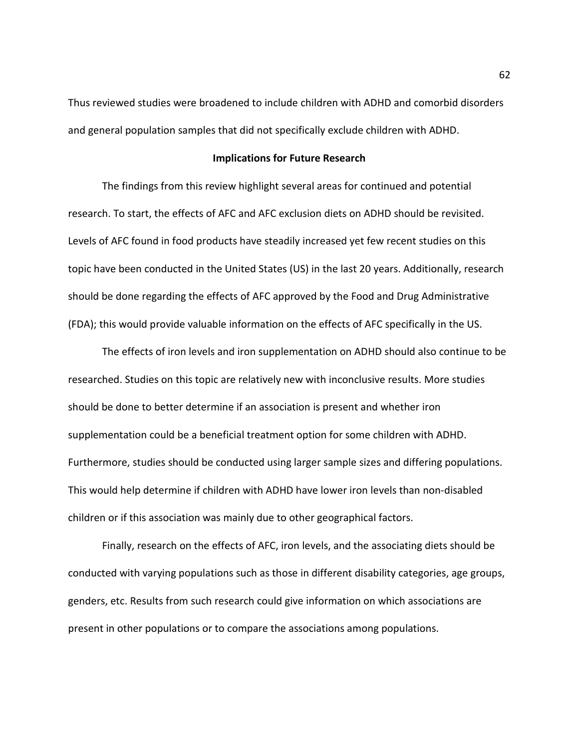Thus reviewed studies were broadened to include children with ADHD and comorbid disorders and general population samples that did not specifically exclude children with ADHD.

## Implications for Future Research

The findings from this review highlight several areas for continued and potential research. To start, the effects of AFC and AFC exclusion diets on ADHD should be revisited. Levels of AFC found in food products have steadily increased yet few recent studies on this topic have been conducted in the United States (US) in the last 20 years. Additionally, research should be done regarding the effects of AFC approved by the Food and Drug Administrative (FDA); this would provide valuable information on the effects of AFC specifically in the US.

The effects of iron levels and iron supplementation on ADHD should also continue to be researched. Studies on this topic are relatively new with inconclusive results. More studies should be done to better determine if an association is present and whether iron supplementation could be a beneficial treatment option for some children with ADHD. Furthermore, studies should be conducted using larger sample sizes and differing populations. This would help determine if children with ADHD have lower iron levels than non-disabled children or if this association was mainly due to other geographical factors.

Finally, research on the effects of AFC, iron levels, and the associating diets should be conducted with varying populations such as those in different disability categories, age groups, genders, etc. Results from such research could give information on which associations are present in other populations or to compare the associations among populations.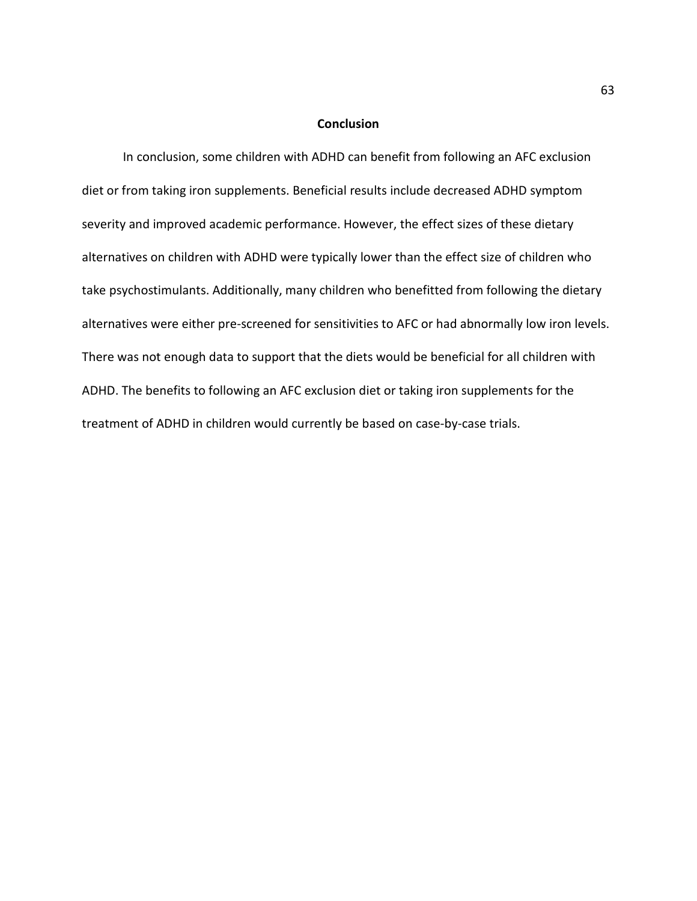# Conclusion

In conclusion, some children with ADHD can benefit from following an AFC exclusion diet or from taking iron supplements. Beneficial results include decreased ADHD symptom severity and improved academic performance. However, the effect sizes of these dietary alternatives on children with ADHD were typically lower than the effect size of children who take psychostimulants. Additionally, many children who benefitted from following the dietary alternatives were either pre-screened for sensitivities to AFC or had abnormally low iron levels. There was not enough data to support that the diets would be beneficial for all children with ADHD. The benefits to following an AFC exclusion diet or taking iron supplements for the treatment of ADHD in children would currently be based on case-by-case trials.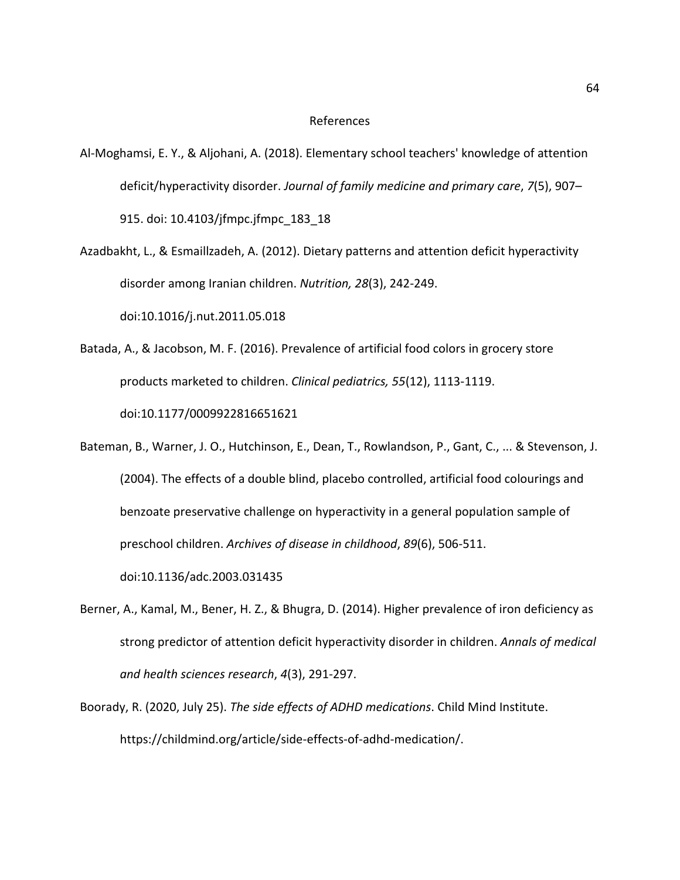# References

Al-Moghamsi, E. Y., & Aljohani, A. (2018). Elementary school teachers' knowledge of attention deficit/hyperactivity disorder. *Journal of family medicine and primary care*, *7*(5), 907–915. doi: 10.4103/jfmpc.jfmpc_183_18

Azadbakht, L., & Esmaillzadeh, A. (2012). Dietary patterns and attention deficit hyperactivity disorder among Iranian children. *Nutrition, 28*(3), 242-249. doi:10.1016/j.nut.2011.05.018

Batada, A., & Jacobson, M. F. (2016). Prevalence of artificial food colors in grocery store products marketed to children. *Clinical pediatrics, 55*(12), 1113-1119. doi:10.1177/0009922816651621

Bateman, B., Warner, J. O., Hutchinson, E., Dean, T., Rowlandson, P., Gant, C., ... & Stevenson, J. (2004). The effects of a double blind, placebo controlled, artificial food colourings and benzoate preservative challenge on hyperactivity in a general population sample of preschool children. *Archives of disease in childhood*, *89*(6), 506-511. doi:10.1136/adc.2003.031435

Berner, A., Kamal, M., Bener, H. Z., & Bhugra, D. (2014). Higher prevalence of iron deficiency as strong predictor of attention deficit hyperactivity disorder in children. *Annals of medical and health sciences research*, *4*(3), 291-297.

Boorady, R. (2020, July 25). *The side effects of ADHD medications*. Child Mind Institute. https://childmind.org/article/side-effects-of-adhd-medication/.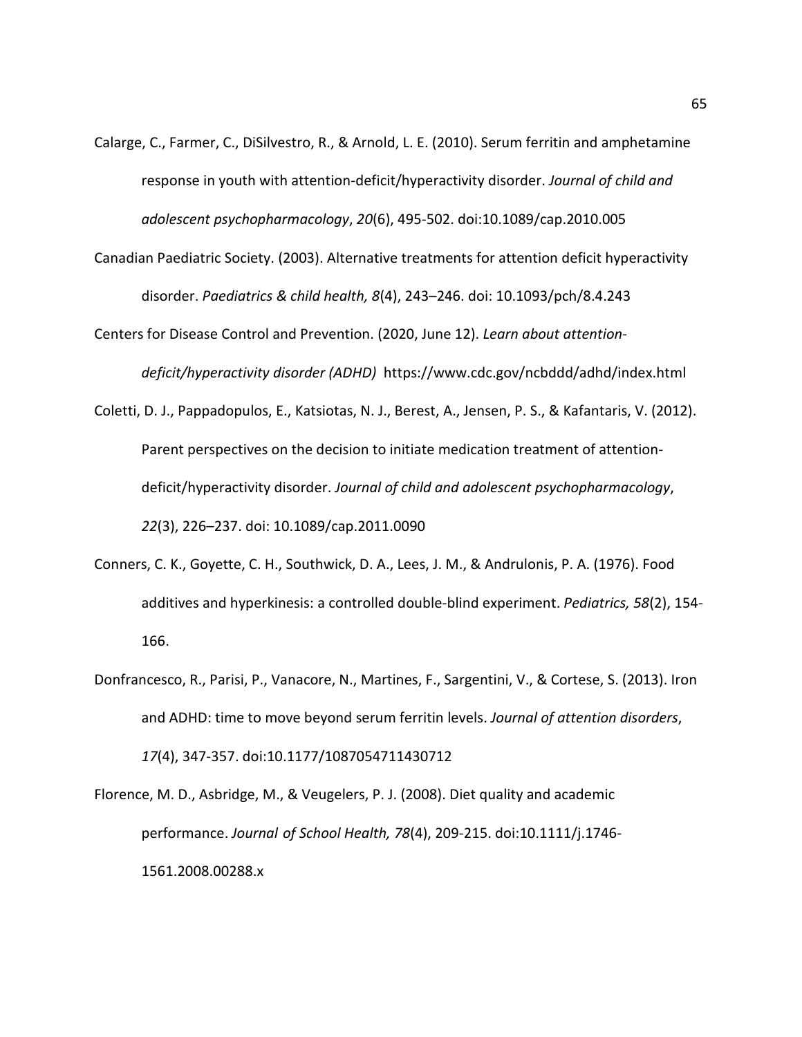Calarge, C., Farmer, C., DiSilvestro, R., & Arnold, L. E. (2010). Serum ferritin and amphetamine response in youth with attention-deficit/hyperactivity disorder. *Journal of child and adolescent psychopharmacology*, *20*(6), 495-502. doi:10.1089/cap.2010.005

Canadian Paediatric Society. (2003). Alternative treatments for attention deficit hyperactivity disorder. *Paediatrics & child health, 8*(4), 243–246. doi: 10.1093/pch/8.4.243

Centers for Disease Control and Prevention. (2020, June 12). *Learn about attention-deficit/hyperactivity disorder (ADHD)* https://www.cdc.gov/ncbddd/adhd/index.html

Coletti, D. J., Pappadopulos, E., Katsiotas, N. J., Berest, A., Jensen, P. S., & Kafantaris, V. (2012). Parent perspectives on the decision to initiate medication treatment of attention-deficit/hyperactivity disorder. *Journal of child and adolescent psychopharmacology*, *22*(3), 226–237. doi: 10.1089/cap.2011.0090

Conners, C. K., Goyette, C. H., Southwick, D. A., Lees, J. M., & Andrulonis, P. A. (1976). Food additives and hyperkinesis: a controlled double-blind experiment. *Pediatrics, 58*(2), 154-166.

Donfrancesco, R., Parisi, P., Vanacore, N., Martines, F., Sargentini, V., & Cortese, S. (2013). Iron and ADHD: time to move beyond serum ferritin levels. *Journal of attention disorders*, *17*(4), 347-357. doi:10.1177/1087054711430712

Florence, M. D., Asbridge, M., & Veugelers, P. J. (2008). Diet quality and academic performance. *Journal of School Health, 78*(4), 209-215. doi:10.1111/j.1746-1561.2008.00288.x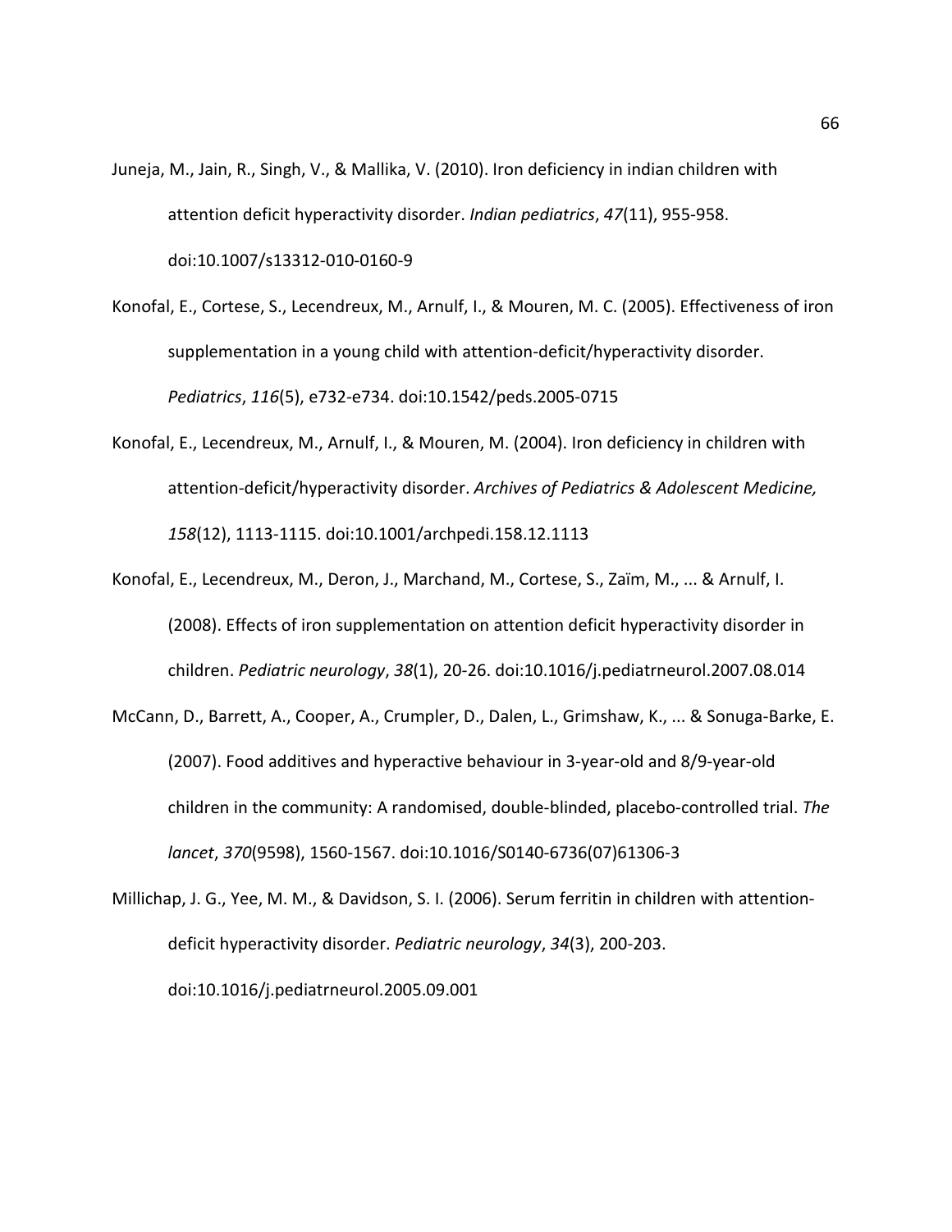Juneja, M., Jain, R., Singh, V., & Mallika, V. (2010). Iron deficiency in indian children with attention deficit hyperactivity disorder. *Indian pediatrics*, *47*(11), 955-958. doi:10.1007/s13312-010-0160-9

Konofal, E., Cortese, S., Lecendreux, M., Arnulf, I., & Mouren, M. C. (2005). Effectiveness of iron supplementation in a young child with attention-deficit/hyperactivity disorder. *Pediatrics*, *116*(5), e732-e734. doi:10.1542/peds.2005-0715

Konofal, E., Lecendreux, M., Arnulf, I., & Mouren, M. (2004). Iron deficiency in children with attention-deficit/hyperactivity disorder. *Archives of Pediatrics & Adolescent Medicine, 158*(12), 1113-1115. doi:10.1001/archpedi.158.12.1113

Konofal, E., Lecendreux, M., Deron, J., Marchand, M., Cortese, S., Zaïm, M., ... & Arnulf, I. (2008). Effects of iron supplementation on attention deficit hyperactivity disorder in children. *Pediatric neurology*, *38*(1), 20-26. doi:10.1016/j.pediatrneurol.2007.08.014

McCann, D., Barrett, A., Cooper, A., Crumpler, D., Dalen, L., Grimshaw, K., ... & Sonuga-Barke, E. (2007). Food additives and hyperactive behaviour in 3-year-old and 8/9-year-old children in the community: A randomised, double-blinded, placebo-controlled trial. *The lancet*, *370*(9598), 1560-1567. doi:10.1016/S0140-6736(07)61306-3

Millichap, J. G., Yee, M. M., & Davidson, S. I. (2006). Serum ferritin in children with attention-deficit hyperactivity disorder. *Pediatric neurology*, *34*(3), 200-203. doi:10.1016/j.pediatrneurol.2005.09.001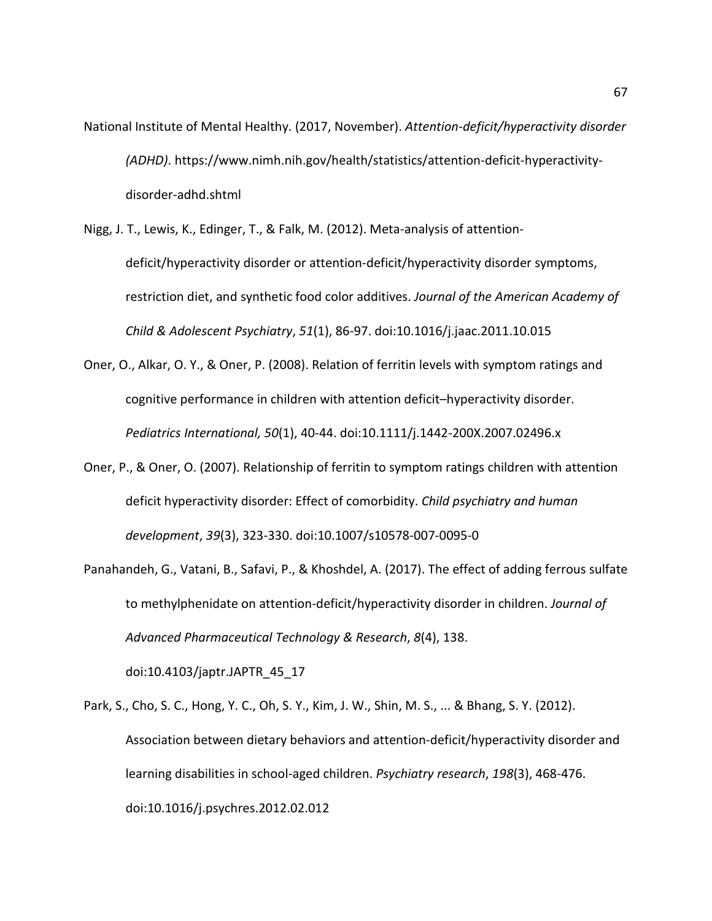National Institute of Mental Healthy. (2017, November). *Attention-deficit/hyperactivity disorder (ADHD)*. https://www.nimh.nih.gov/health/statistics/attention-deficit-hyperactivity-disorder-adhd.shtml

Nigg, J. T., Lewis, K., Edinger, T., & Falk, M. (2012). Meta-analysis of attention-deficit/hyperactivity disorder or attention-deficit/hyperactivity disorder symptoms, restriction diet, and synthetic food color additives. *Journal of the American Academy of Child & Adolescent Psychiatry*, *51*(1), 86-97. doi:10.1016/j.jaac.2011.10.015

Oner, O., Alkar, O. Y., & Oner, P. (2008). Relation of ferritin levels with symptom ratings and cognitive performance in children with attention deficit–hyperactivity disorder. *Pediatrics International, 50*(1), 40-44. doi:10.1111/j.1442-200X.2007.02496.x

Oner, P., & Oner, O. (2007). Relationship of ferritin to symptom ratings children with attention deficit hyperactivity disorder: Effect of comorbidity. *Child psychiatry and human development*, *39*(3), 323-330. doi:10.1007/s10578-007-0095-0

Panahandeh, G., Vatani, B., Safavi, P., & Khoshdel, A. (2017). The effect of adding ferrous sulfate to methylphenidate on attention-deficit/hyperactivity disorder in children. *Journal of Advanced Pharmaceutical Technology & Research*, *8*(4), 138. doi:10.4103/japtr.JAPTR_45_17

Park, S., Cho, S. C., Hong, Y. C., Oh, S. Y., Kim, J. W., Shin, M. S., ... & Bhang, S. Y. (2012). Association between dietary behaviors and attention-deficit/hyperactivity disorder and learning disabilities in school-aged children. *Psychiatry research*, *198*(3), 468-476. doi:10.1016/j.psychres.2012.02.012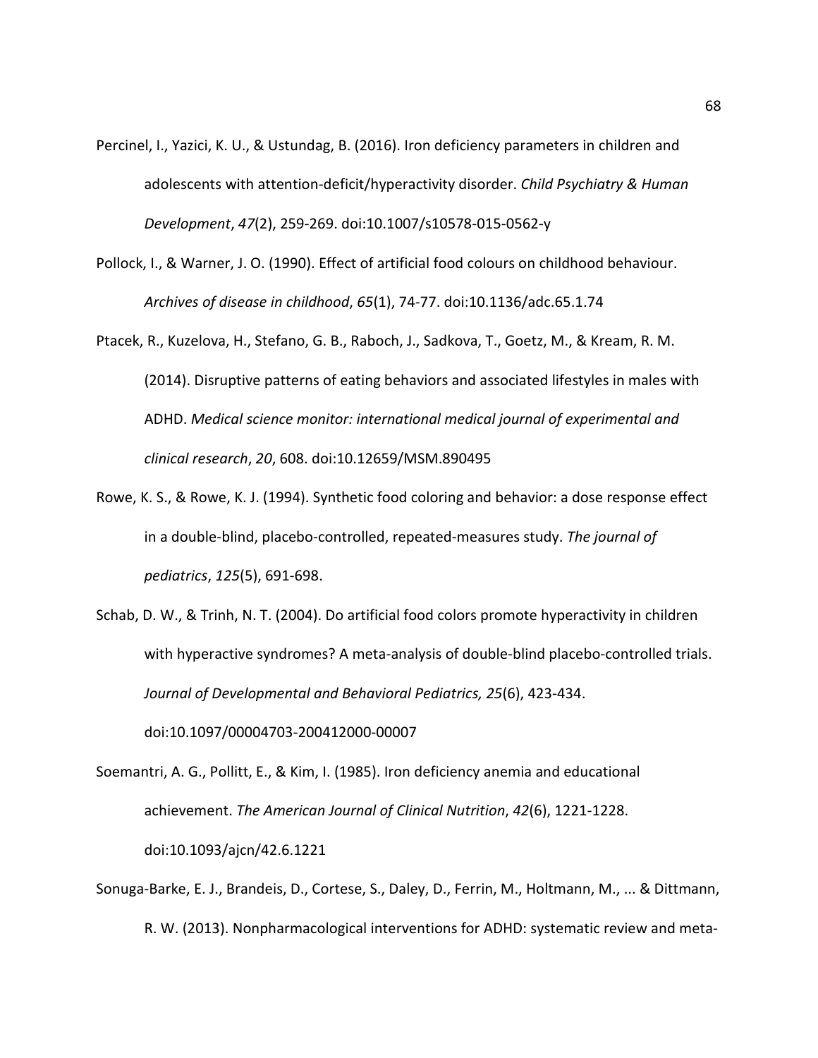Percinel, I., Yazici, K. U., & Ustundag, B. (2016). Iron deficiency parameters in children and adolescents with attention-deficit/hyperactivity disorder. *Child Psychiatry & Human Development*, *47*(2), 259-269. doi:10.1007/s10578-015-0562-y

Pollock, I., & Warner, J. O. (1990). Effect of artificial food colours on childhood behaviour. *Archives of disease in childhood*, *65*(1), 74-77. doi:10.1136/adc.65.1.74

Ptacek, R., Kuzelova, H., Stefano, G. B., Raboch, J., Sadkova, T., Goetz, M., & Kream, R. M. (2014). Disruptive patterns of eating behaviors and associated lifestyles in males with ADHD. *Medical science monitor: international medical journal of experimental and clinical research*, *20*, 608. doi:10.12659/MSM.890495

Rowe, K. S., & Rowe, K. J. (1994). Synthetic food coloring and behavior: a dose response effect in a double-blind, placebo-controlled, repeated-measures study. *The journal of pediatrics*, *125*(5), 691-698.

Schab, D. W., & Trinh, N. T. (2004). Do artificial food colors promote hyperactivity in children with hyperactive syndromes? A meta-analysis of double-blind placebo-controlled trials. *Journal of Developmental and Behavioral Pediatrics, 25*(6), 423-434. doi:10.1097/00004703-200412000-00007

Soemantri, A. G., Pollitt, E., & Kim, I. (1985). Iron deficiency anemia and educational achievement. *The American Journal of Clinical Nutrition*, *42*(6), 1221-1228. doi:10.1093/ajcn/42.6.1221

Sonuga-Barke, E. J., Brandeis, D., Cortese, S., Daley, D., Ferrin, M., Holtmann, M., ... & Dittmann, R. W. (2013). Nonpharmacological interventions for ADHD: systematic review and meta-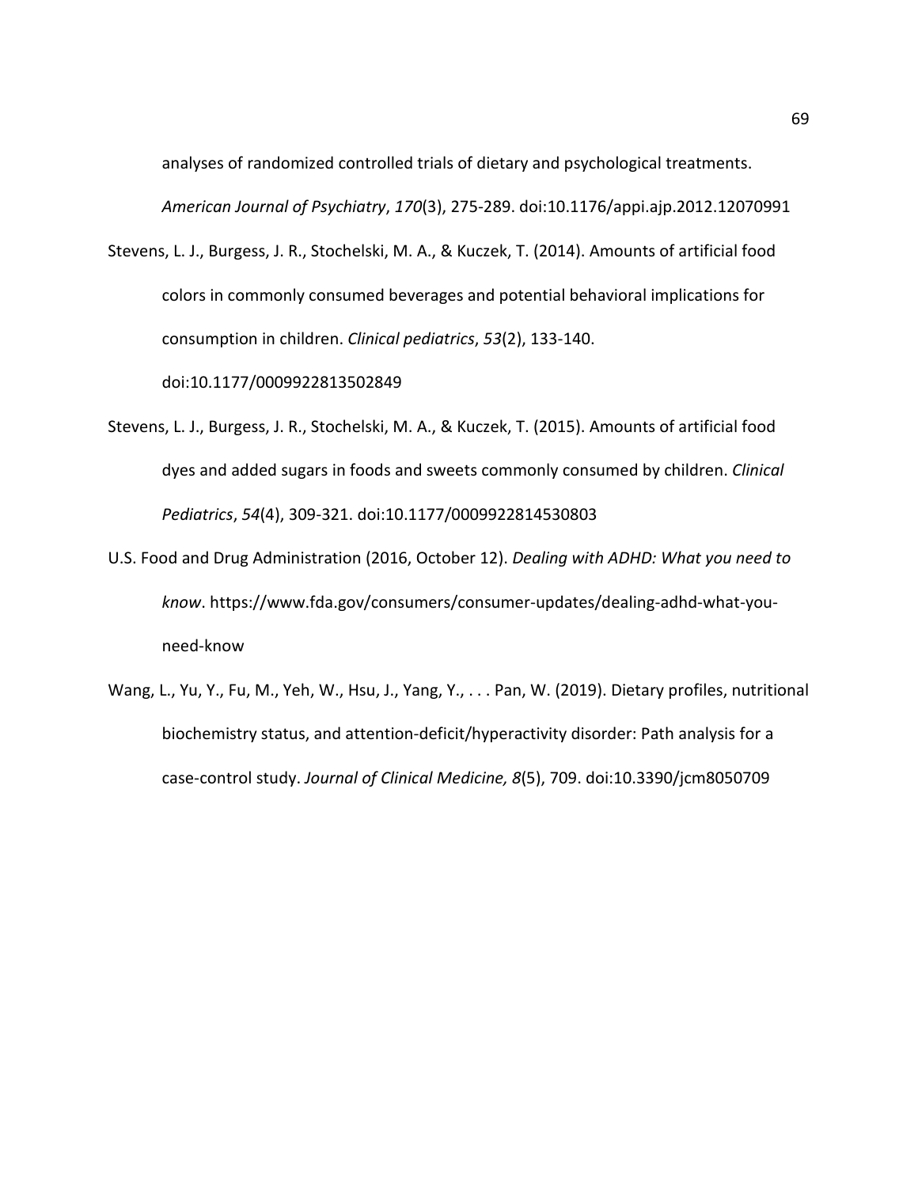analyses of randomized controlled trials of dietary and psychological treatments. *American Journal of Psychiatry*, *170*(3), 275-289. doi:10.1176/appi.ajp.2012.12070991

Stevens, L. J., Burgess, J. R., Stochelski, M. A., & Kuczek, T. (2014). Amounts of artificial food colors in commonly consumed beverages and potential behavioral implications for consumption in children. *Clinical pediatrics*, *53*(2), 133-140. doi:10.1177/0009922813502849

Stevens, L. J., Burgess, J. R., Stochelski, M. A., & Kuczek, T. (2015). Amounts of artificial food dyes and added sugars in foods and sweets commonly consumed by children. *Clinical Pediatrics*, *54*(4), 309-321. doi:10.1177/0009922814530803

U.S. Food and Drug Administration (2016, October 12). *Dealing with ADHD: What you need to know*. https://www.fda.gov/consumers/consumer-updates/dealing-adhd-what-you-need-know

Wang, L., Yu, Y., Fu, M., Yeh, W., Hsu, J., Yang, Y., . . . Pan, W. (2019). Dietary profiles, nutritional biochemistry status, and attention-deficit/hyperactivity disorder: Path analysis for a case-control study. *Journal of Clinical Medicine, 8*(5), 709. doi:10.3390/jcm8050709